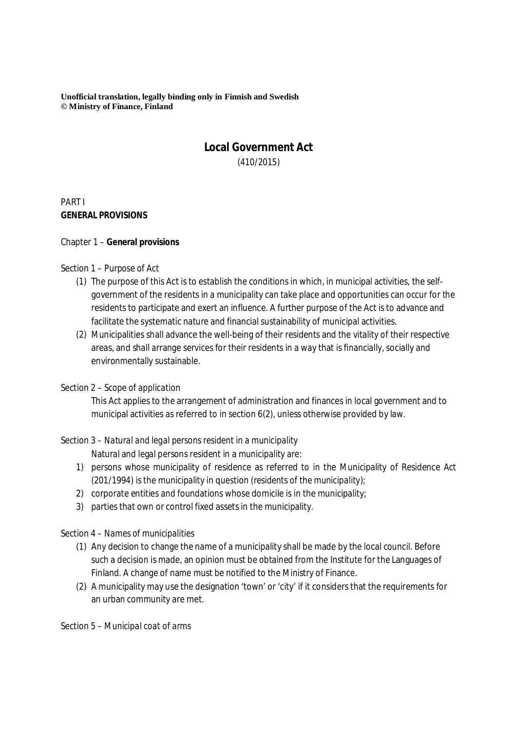**Unofficial translation, legally binding only in Finnish and Swedish**
**© Ministry of Finance, Finland**

# Local Government Act

(410/2015)

PART I
## GENERAL PROVISIONS

### Chapter 1 – General provisions

Section 1 – Purpose of Act

(1) The purpose of this Act is to establish the conditions in which, in municipal activities, the self-government of the residents in a municipality can take place and opportunities can occur for the residents to participate and exert an influence. A further purpose of the Act is to advance and facilitate the systematic nature and financial sustainability of municipal activities.

(2) Municipalities shall advance the well-being of their residents and the vitality of their respective areas, and shall arrange services for their residents in a way that is financially, socially and environmentally sustainable.

Section 2 – Scope of application

This Act applies to the arrangement of administration and finances in local government and to municipal activities as referred to in section 6(2), unless otherwise provided by law.

Section 3 – Natural and legal persons resident in a municipality

Natural and legal persons resident in a municipality are:

1) persons whose municipality of residence as referred to in the Municipality of Residence Act (201/1994) is the municipality in question (residents of the municipality);
2) corporate entities and foundations whose domicile is in the municipality;
3) parties that own or control fixed assets in the municipality.

Section 4 – Names of municipalities

(1) Any decision to change the name of a municipality shall be made by the local council. Before such a decision is made, an opinion must be obtained from the Institute for the Languages of Finland. A change of name must be notified to the Ministry of Finance.

(2) A municipality may use the designation 'town' or 'city' if it considers that the requirements for an urban community are met.

Section 5 – Municipal coat of arms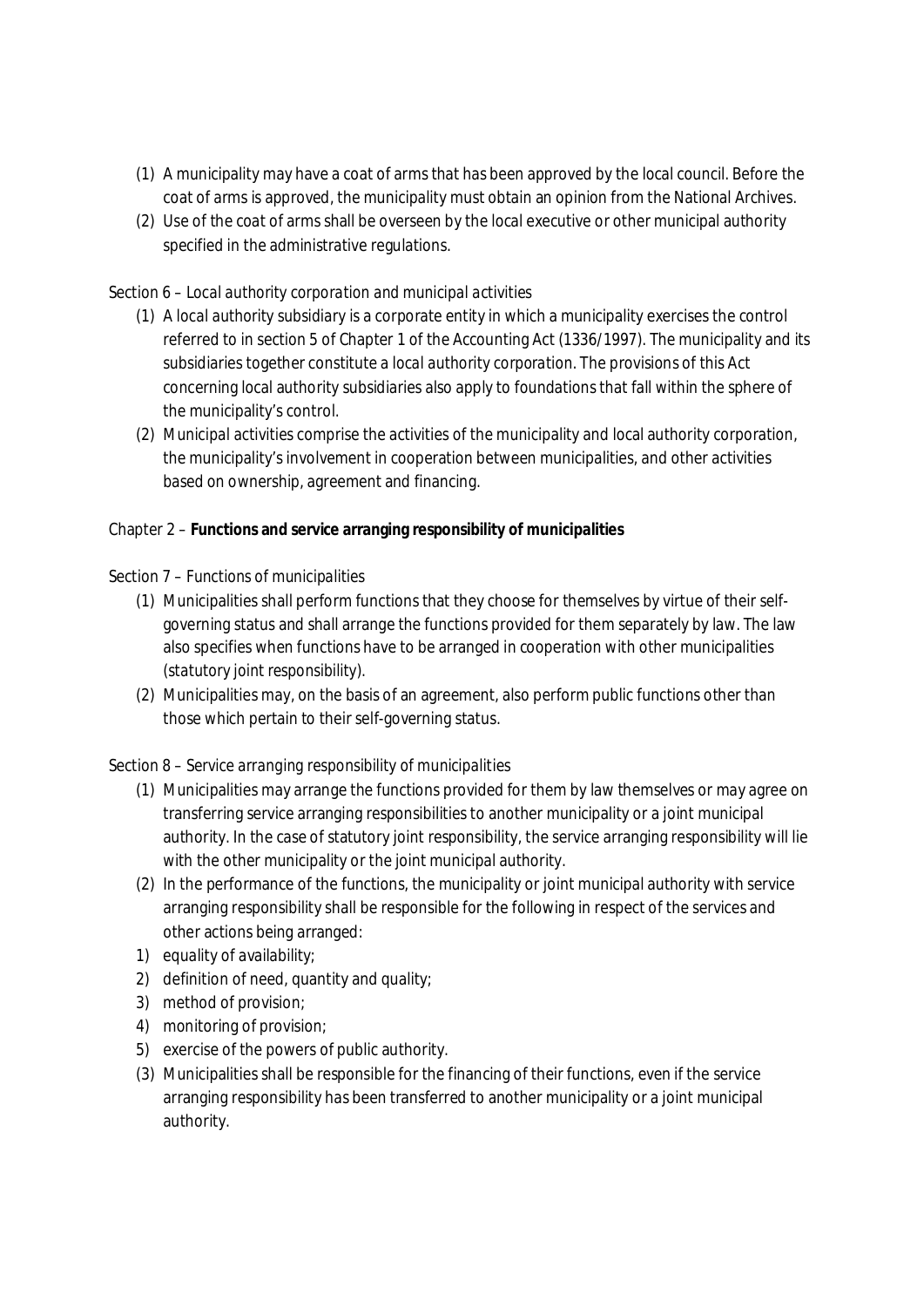(1) A municipality may have a coat of arms that has been approved by the local council. Before the coat of arms is approved, the municipality must obtain an opinion from the National Archives.

(2) Use of the coat of arms shall be overseen by the local executive or other municipal authority specified in the administrative regulations.

Section 6 – *Local authority corporation and municipal activities*

(1) A local authority subsidiary is a corporate entity in which a municipality exercises the control referred to in section 5 of Chapter 1 of the Accounting Act (1336/1997). The municipality and its subsidiaries together constitute a *local authority corporation*. The provisions of this Act concerning local authority subsidiaries also apply to foundations that fall within the sphere of the municipality's control.

(2) *Municipal activities* comprise the activities of the municipality and local authority corporation, the municipality's involvement in cooperation between municipalities, and other activities based on ownership, agreement and financing.

Chapter 2 – **Functions and service arranging responsibility of municipalities**

Section 7 – *Functions of municipalities*

(1) Municipalities shall perform functions that they choose for themselves by virtue of their self-governing status and shall arrange the functions provided for them separately by law. The law also specifies when functions have to be arranged in cooperation with other municipalities (*statutory joint responsibility*).

(2) Municipalities may, on the basis of an agreement, also perform public functions other than those which pertain to their self-governing status.

Section 8 – *Service arranging responsibility of municipalities*

(1) Municipalities may arrange the functions provided for them by law themselves or may agree on transferring service arranging responsibilities to another municipality or a joint municipal authority. In the case of statutory joint responsibility, the service arranging responsibility will lie with the other municipality or the joint municipal authority.

(2) In the performance of the functions, the municipality or joint municipal authority with service arranging responsibility shall be responsible for the following in respect of the services and other actions being arranged:

1) equality of availability;
2) definition of need, quantity and quality;
3) method of provision;
4) monitoring of provision;
5) exercise of the powers of public authority.

(3) Municipalities shall be responsible for the financing of their functions, even if the service arranging responsibility has been transferred to another municipality or a joint municipal authority.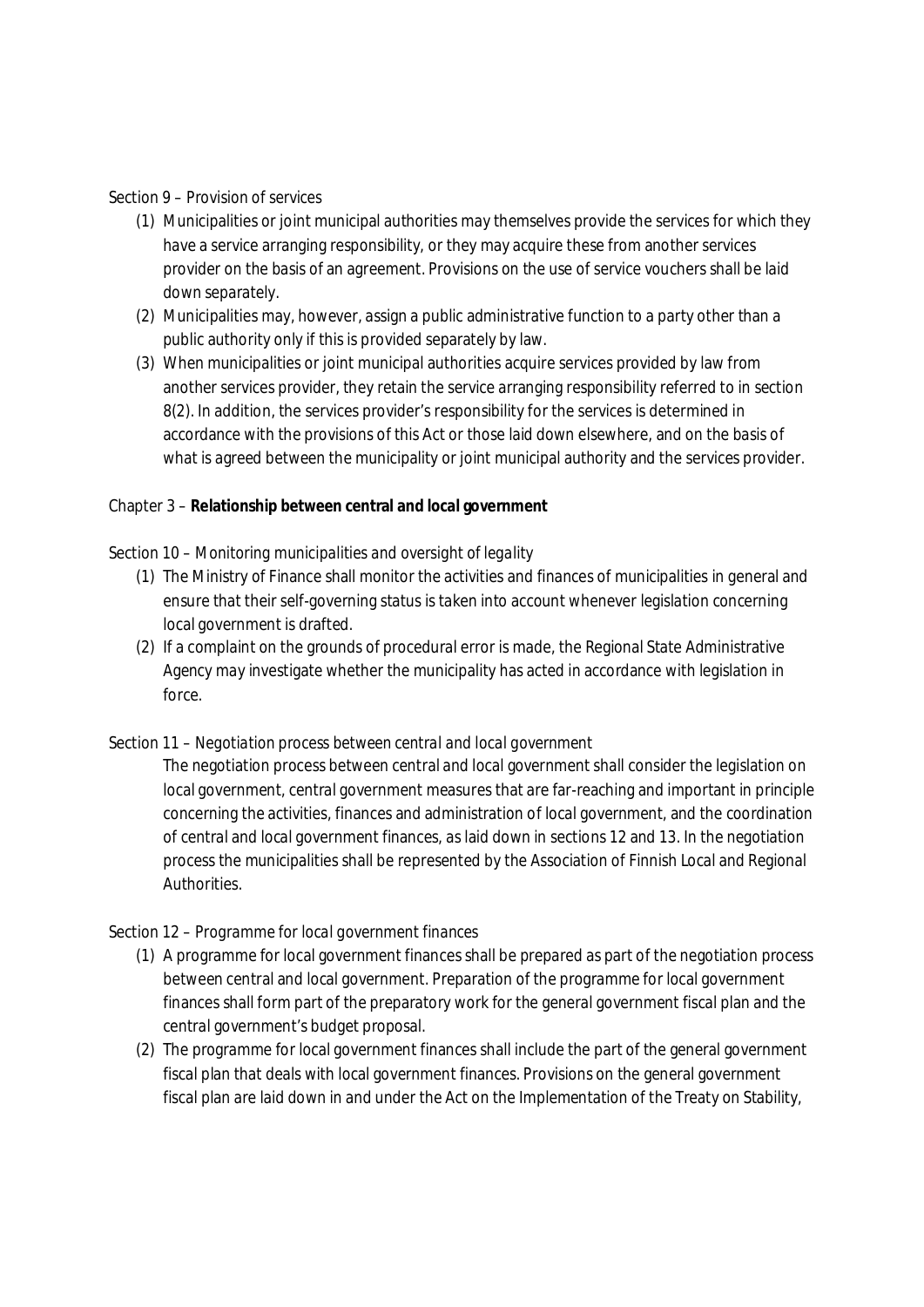Section 9 – *Provision of services*

1. Municipalities or joint municipal authorities may themselves provide the services for which they have a service arranging responsibility, or they may acquire these from another services provider on the basis of an agreement. Provisions on the use of service vouchers shall be laid down separately.
2. Municipalities may, however, assign a public administrative function to a party other than a public authority only if this is provided separately by law.
3. When municipalities or joint municipal authorities acquire services provided by law from another services provider, they retain the service arranging responsibility referred to in section 8(2). In addition, the services provider's responsibility for the services is determined in accordance with the provisions of this Act or those laid down elsewhere, and on the basis of what is agreed between the municipality or joint municipal authority and the services provider.

## Chapter 3 – **Relationship between central and local government**

Section 10 – *Monitoring municipalities and oversight of legality*

1. The Ministry of Finance shall monitor the activities and finances of municipalities in general and ensure that their self-governing status is taken into account whenever legislation concerning local government is drafted.
2. If a complaint on the grounds of procedural error is made, the Regional State Administrative Agency may investigate whether the municipality has acted in accordance with legislation in force.

Section 11 – *Negotiation process between central and local government*

The negotiation process between central and local government shall consider the legislation on local government, central government measures that are far-reaching and important in principle concerning the activities, finances and administration of local government, and the coordination of central and local government finances, as laid down in sections 12 and 13. In the negotiation process the municipalities shall be represented by the Association of Finnish Local and Regional Authorities.

Section 12 – *Programme for local government finances*

1. A programme for local government finances shall be prepared as part of the negotiation process between central and local government. Preparation of the programme for local government finances shall form part of the preparatory work for the general government fiscal plan and the central government's budget proposal.
2. The programme for local government finances shall include the part of the general government fiscal plan that deals with local government finances. Provisions on the general government fiscal plan are laid down in and under the Act on the Implementation of the Treaty on Stability,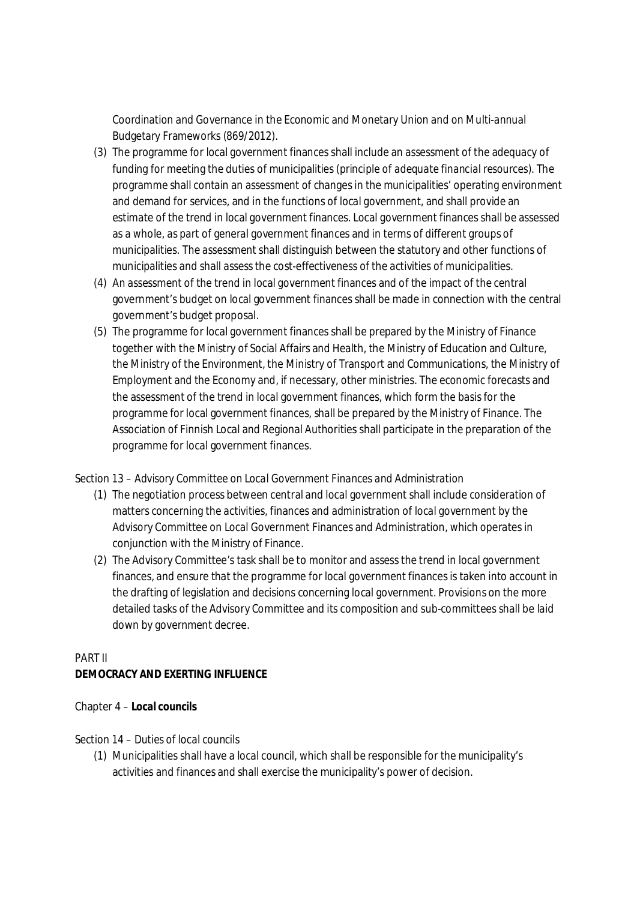Coordination and Governance in the Economic and Monetary Union and on Multi-annual Budgetary Frameworks (869/2012).

(3) The programme for local government finances shall include an assessment of the adequacy of funding for meeting the duties of municipalities (*principle of adequate financial resources*). The programme shall contain an assessment of changes in the municipalities' operating environment and demand for services, and in the functions of local government, and shall provide an estimate of the trend in local government finances. Local government finances shall be assessed as a whole, as part of general government finances and in terms of different groups of municipalities. The assessment shall distinguish between the statutory and other functions of municipalities and shall assess the cost-effectiveness of the activities of municipalities.

(4) An assessment of the trend in local government finances and of the impact of the central government's budget on local government finances shall be made in connection with the central government's budget proposal.

(5) The programme for local government finances shall be prepared by the Ministry of Finance together with the Ministry of Social Affairs and Health, the Ministry of Education and Culture, the Ministry of the Environment, the Ministry of Transport and Communications, the Ministry of Employment and the Economy and, if necessary, other ministries. The economic forecasts and the assessment of the trend in local government finances, which form the basis for the programme for local government finances, shall be prepared by the Ministry of Finance. The Association of Finnish Local and Regional Authorities shall participate in the preparation of the programme for local government finances.

Section 13 – *Advisory Committee on Local Government Finances and Administration*

(1) The negotiation process between central and local government shall include consideration of matters concerning the activities, finances and administration of local government by the Advisory Committee on Local Government Finances and Administration, which operates in conjunction with the Ministry of Finance.

(2) The Advisory Committee's task shall be to monitor and assess the trend in local government finances, and ensure that the programme for local government finances is taken into account in the drafting of legislation and decisions concerning local government. Provisions on the more detailed tasks of the Advisory Committee and its composition and sub-committees shall be laid down by government decree.

PART II

**DEMOCRACY AND EXERTING INFLUENCE**

Chapter 4 – **Local councils**

Section 14 – *Duties of local councils*

(1) Municipalities shall have a local council, which shall be responsible for the municipality's activities and finances and shall exercise the municipality's power of decision.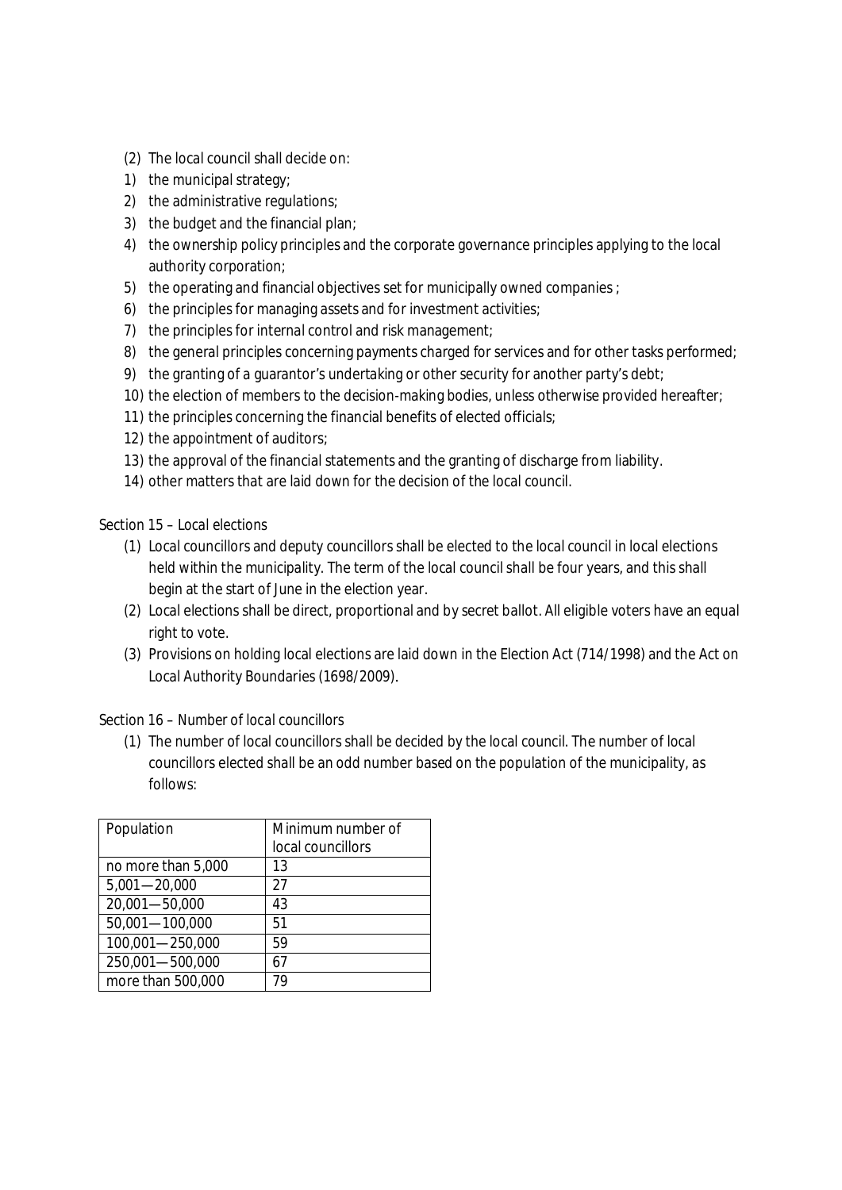(2) The local council shall decide on:

1) the municipal strategy;
2) the administrative regulations;
3) the budget and the financial plan;
4) the ownership policy principles and the corporate governance principles applying to the local authority corporation;
5) the operating and financial objectives set for municipally owned companies ;
6) the principles for managing assets and for investment activities;
7) the principles for internal control and risk management;
8) the general principles concerning payments charged for services and for other tasks performed;
9) the granting of a guarantor's undertaking or other security for another party's debt;
10) the election of members to the decision-making bodies, unless otherwise provided hereafter;
11) the principles concerning the financial benefits of elected officials;
12) the appointment of auditors;
13) the approval of the financial statements and the granting of discharge from liability.
14) other matters that are laid down for the decision of the local council.

Section 15 – Local elections

(1) Local councillors and deputy councillors shall be elected to the local council in local elections held within the municipality. The term of the local council shall be four years, and this shall begin at the start of June in the election year.

(2) Local elections shall be direct, proportional and by secret ballot. All eligible voters have an equal right to vote.

(3) Provisions on holding local elections are laid down in the Election Act (714/1998) and the Act on Local Authority Boundaries (1698/2009).

Section 16 – Number of local councillors

(1) The number of local councillors shall be decided by the local council. The number of local councillors elected shall be an odd number based on the population of the municipality, as follows:

| Population | Minimum number of local councillors |
|---|---|
| no more than 5,000 | 13 |
| 5,001—20,000 | 27 |
| 20,001—50,000 | 43 |
| 50,001—100,000 | 51 |
| 100,001—250,000 | 59 |
| 250,001—500,000 | 67 |
| more than 500,000 | 79 |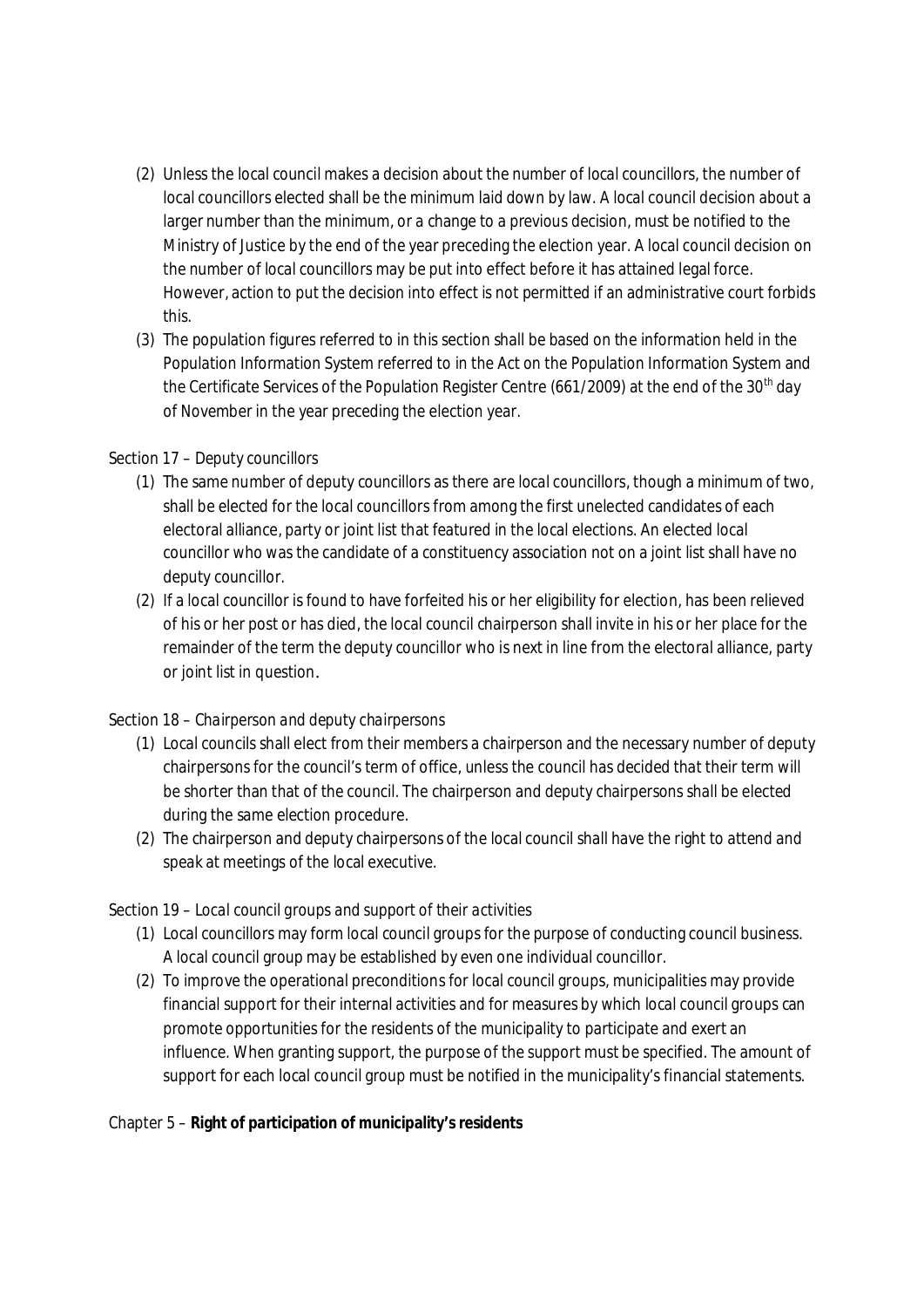(2) Unless the local council makes a decision about the number of local councillors, the number of local councillors elected shall be the minimum laid down by law. A local council decision about a larger number than the minimum, or a change to a previous decision, must be notified to the Ministry of Justice by the end of the year preceding the election year. A local council decision on the number of local councillors may be put into effect before it has attained legal force. However, action to put the decision into effect is not permitted if an administrative court forbids this.

(3) The population figures referred to in this section shall be based on the information held in the Population Information System referred to in the Act on the Population Information System and the Certificate Services of the Population Register Centre (661/2009) at the end of the 30th day of November in the year preceding the election year.

Section 17 – *Deputy councillors*

(1) The same number of deputy councillors as there are local councillors, though a minimum of two, shall be elected for the local councillors from among the first unelected candidates of each electoral alliance, party or joint list that featured in the local elections. An elected local councillor who was the candidate of a constituency association not on a joint list shall have no deputy councillor.

(2) If a local councillor is found to have forfeited his or her eligibility for election, has been relieved of his or her post or has died, the local council chairperson shall invite in his or her place for the remainder of the term the deputy councillor who is next in line from the electoral alliance, party or joint list in question.

Section 18 – *Chairperson and deputy chairpersons*

(1) Local councils shall elect from their members a chairperson and the necessary number of deputy chairpersons for the council's term of office, unless the council has decided that their term will be shorter than that of the council. The chairperson and deputy chairpersons shall be elected during the same election procedure.

(2) The chairperson and deputy chairpersons of the local council shall have the right to attend and speak at meetings of the local executive.

Section 19 – *Local council groups and support of their activities*

(1) Local councillors may form local council groups for the purpose of conducting council business. A local council group may be established by even one individual councillor.

(2) To improve the operational preconditions for local council groups, municipalities may provide financial support for their internal activities and for measures by which local council groups can promote opportunities for the residents of the municipality to participate and exert an influence. When granting support, the purpose of the support must be specified. The amount of support for each local council group must be notified in the municipality's financial statements.

Chapter 5 – **Right of participation of municipality's residents**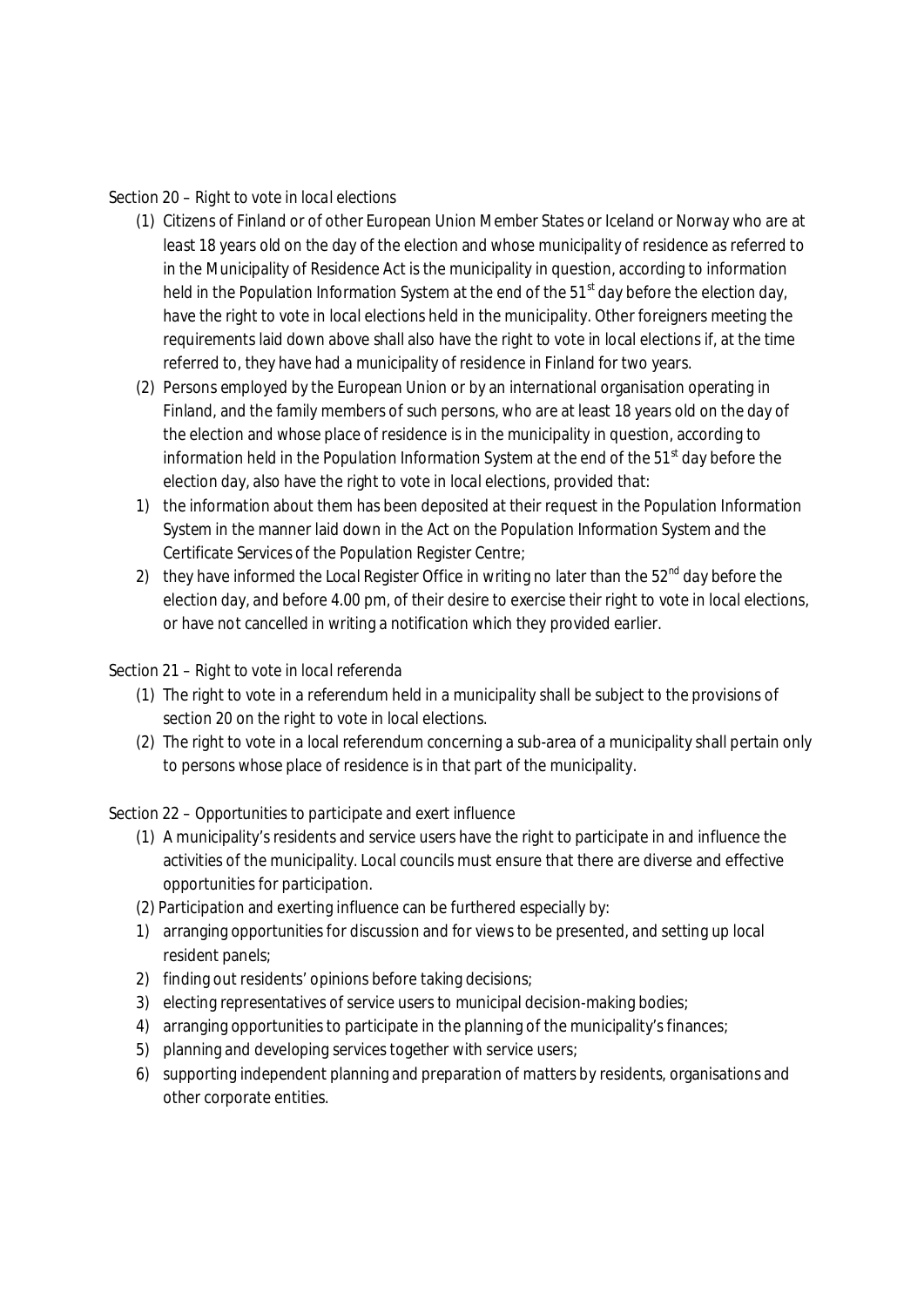Section 20 – Right to vote in local elections

(1) Citizens of Finland or of other European Union Member States or Iceland or Norway who are at least 18 years old on the day of the election and whose municipality of residence as referred to in the Municipality of Residence Act is the municipality in question, according to information held in the Population Information System at the end of the 51st day before the election day, have the right to vote in local elections held in the municipality. Other foreigners meeting the requirements laid down above shall also have the right to vote in local elections if, at the time referred to, they have had a municipality of residence in Finland for two years.

(2) Persons employed by the European Union or by an international organisation operating in Finland, and the family members of such persons, who are at least 18 years old on the day of the election and whose place of residence is in the municipality in question, according to information held in the Population Information System at the end of the 51st day before the election day, also have the right to vote in local elections, provided that:

1) the information about them has been deposited at their request in the Population Information System in the manner laid down in the Act on the Population Information System and the Certificate Services of the Population Register Centre;
2) they have informed the Local Register Office in writing no later than the 52nd day before the election day, and before 4.00 pm, of their desire to exercise their right to vote in local elections, or have not cancelled in writing a notification which they provided earlier.

Section 21 – Right to vote in local referenda

(1) The right to vote in a referendum held in a municipality shall be subject to the provisions of section 20 on the right to vote in local elections.

(2) The right to vote in a local referendum concerning a sub-area of a municipality shall pertain only to persons whose place of residence is in that part of the municipality.

Section 22 – Opportunities to participate and exert influence

(1) A municipality's residents and service users have the right to participate in and influence the activities of the municipality. Local councils must ensure that there are diverse and effective opportunities for participation.

(2) Participation and exerting influence can be furthered especially by:

1) arranging opportunities for discussion and for views to be presented, and setting up local resident panels;
2) finding out residents' opinions before taking decisions;
3) electing representatives of service users to municipal decision-making bodies;
4) arranging opportunities to participate in the planning of the municipality's finances;
5) planning and developing services together with service users;
6) supporting independent planning and preparation of matters by residents, organisations and other corporate entities.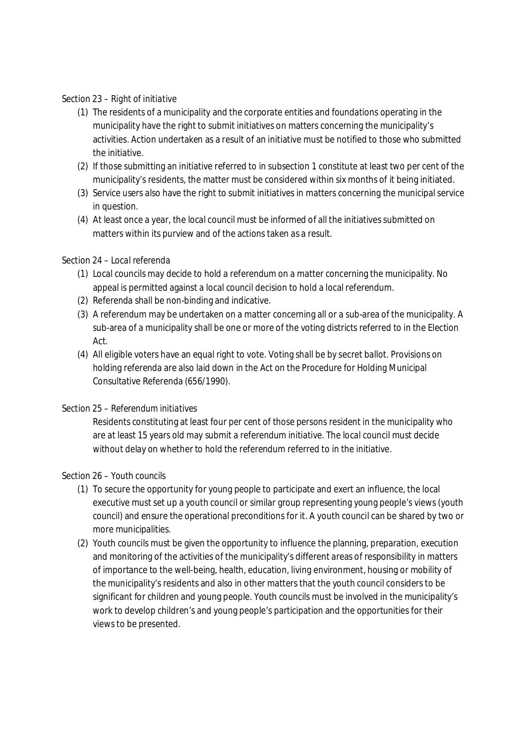Section 23 – Right of initiative

(1) The residents of a municipality and the corporate entities and foundations operating in the municipality have the right to submit initiatives on matters concerning the municipality's activities. Action undertaken as a result of an initiative must be notified to those who submitted the initiative.

(2) If those submitting an initiative referred to in subsection 1 constitute at least two per cent of the municipality's residents, the matter must be considered within six months of it being initiated.

(3) Service users also have the right to submit initiatives in matters concerning the municipal service in question.

(4) At least once a year, the local council must be informed of all the initiatives submitted on matters within its purview and of the actions taken as a result.

Section 24 – Local referenda

(1) Local councils may decide to hold a referendum on a matter concerning the municipality. No appeal is permitted against a local council decision to hold a local referendum.

(2) Referenda shall be non-binding and indicative.

(3) A referendum may be undertaken on a matter concerning all or a sub-area of the municipality. A sub-area of a municipality shall be one or more of the voting districts referred to in the Election Act.

(4) All eligible voters have an equal right to vote. Voting shall be by secret ballot. Provisions on holding referenda are also laid down in the Act on the Procedure for Holding Municipal Consultative Referenda (656/1990).

Section 25 – Referendum initiatives

Residents constituting at least four per cent of those persons resident in the municipality who are at least 15 years old may submit a referendum initiative. The local council must decide without delay on whether to hold the referendum referred to in the initiative.

Section 26 – Youth councils

(1) To secure the opportunity for young people to participate and exert an influence, the local executive must set up a youth council or similar group representing young people's views (youth council) and ensure the operational preconditions for it. A youth council can be shared by two or more municipalities.

(2) Youth councils must be given the opportunity to influence the planning, preparation, execution and monitoring of the activities of the municipality's different areas of responsibility in matters of importance to the well-being, health, education, living environment, housing or mobility of the municipality's residents and also in other matters that the youth council considers to be significant for children and young people. Youth councils must be involved in the municipality's work to develop children's and young people's participation and the opportunities for their views to be presented.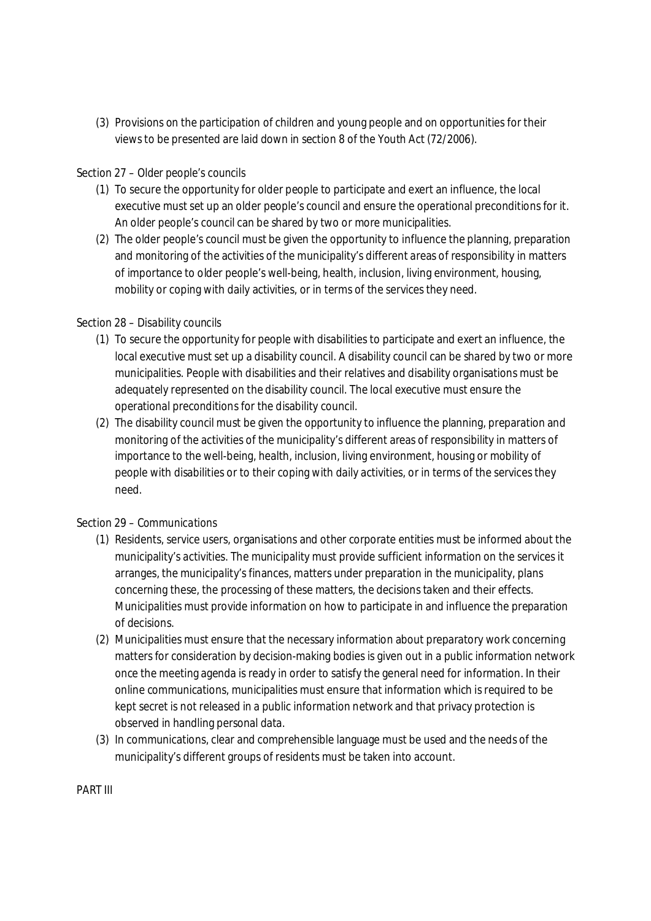(3) Provisions on the participation of children and young people and on opportunities for their views to be presented are laid down in section 8 of the Youth Act (72/2006).

Section 27 – Older people's councils

(1) To secure the opportunity for older people to participate and exert an influence, the local executive must set up an older people's council and ensure the operational preconditions for it. An older people's council can be shared by two or more municipalities.

(2) The older people's council must be given the opportunity to influence the planning, preparation and monitoring of the activities of the municipality's different areas of responsibility in matters of importance to older people's well-being, health, inclusion, living environment, housing, mobility or coping with daily activities, or in terms of the services they need.

Section 28 – Disability councils

(1) To secure the opportunity for people with disabilities to participate and exert an influence, the local executive must set up a disability council. A disability council can be shared by two or more municipalities. People with disabilities and their relatives and disability organisations must be adequately represented on the disability council. The local executive must ensure the operational preconditions for the disability council.

(2) The disability council must be given the opportunity to influence the planning, preparation and monitoring of the activities of the municipality's different areas of responsibility in matters of importance to the well-being, health, inclusion, living environment, housing or mobility of people with disabilities or to their coping with daily activities, or in terms of the services they need.

Section 29 – Communications

(1) Residents, service users, organisations and other corporate entities must be informed about the municipality's activities. The municipality must provide sufficient information on the services it arranges, the municipality's finances, matters under preparation in the municipality, plans concerning these, the processing of these matters, the decisions taken and their effects. Municipalities must provide information on how to participate in and influence the preparation of decisions.

(2) Municipalities must ensure that the necessary information about preparatory work concerning matters for consideration by decision-making bodies is given out in a public information network once the meeting agenda is ready in order to satisfy the general need for information. In their online communications, municipalities must ensure that information which is required to be kept secret is not released in a public information network and that privacy protection is observed in handling personal data.

(3) In communications, clear and comprehensible language must be used and the needs of the municipality's different groups of residents must be taken into account.

PART III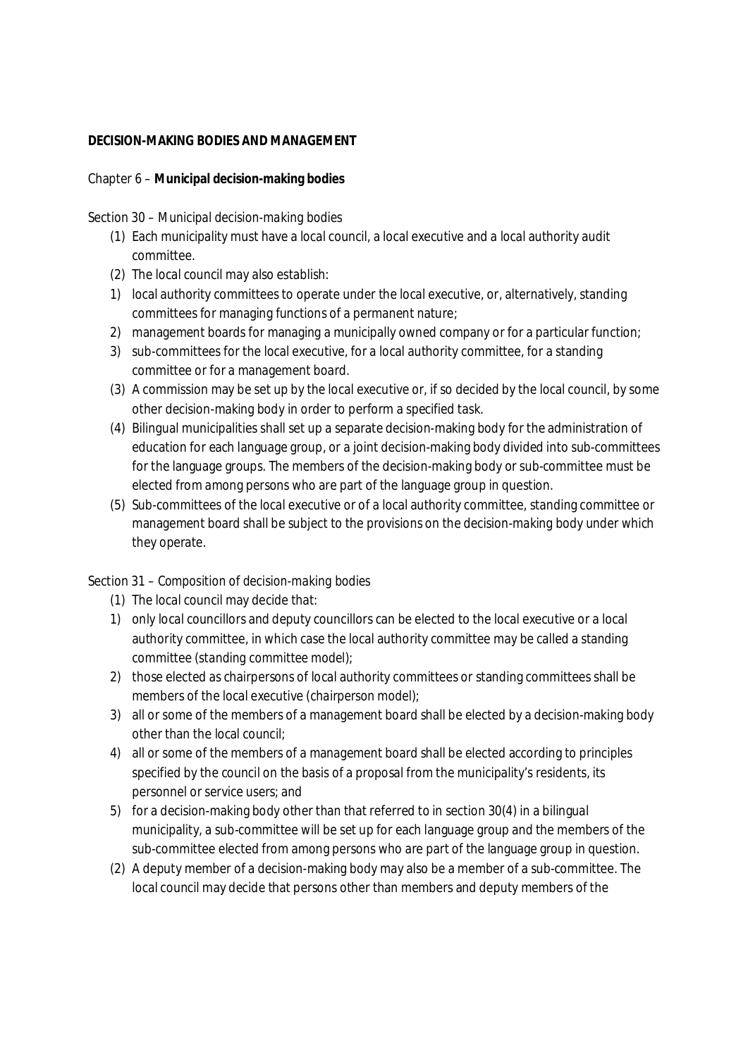**DECISION-MAKING BODIES AND MANAGEMENT**

Chapter 6 – **Municipal decision-making bodies**

Section 30 – Municipal decision-making bodies

(1) Each municipality must have a local council, a local executive and a local authority audit committee.

(2) The local council may also establish:

1) local authority committees to operate under the local executive, or, alternatively, standing committees for managing functions of a permanent nature;
2) management boards for managing a municipally owned company or for a particular function;
3) sub-committees for the local executive, for a local authority committee, for a standing committee or for a management board.

(3) A commission may be set up by the local executive or, if so decided by the local council, by some other decision-making body in order to perform a specified task.

(4) Bilingual municipalities shall set up a separate decision-making body for the administration of education for each language group, or a joint decision-making body divided into sub-committees for the language groups. The members of the decision-making body or sub-committee must be elected from among persons who are part of the language group in question.

(5) Sub-committees of the local executive or of a local authority committee, standing committee or management board shall be subject to the provisions on the decision-making body under which they operate.

Section 31 – Composition of decision-making bodies

(1) The local council may decide that:

1) only local councillors and deputy councillors can be elected to the local executive or a local authority committee, in which case the local authority committee may be called a standing committee (standing committee model);
2) those elected as chairpersons of local authority committees or standing committees shall be members of the local executive (chairperson model);
3) all or some of the members of a management board shall be elected by a decision-making body other than the local council;
4) all or some of the members of a management board shall be elected according to principles specified by the council on the basis of a proposal from the municipality's residents, its personnel or service users; and
5) for a decision-making body other than that referred to in section 30(4) in a bilingual municipality, a sub-committee will be set up for each language group and the members of the sub-committee elected from among persons who are part of the language group in question.

(2) A deputy member of a decision-making body may also be a member of a sub-committee. The local council may decide that persons other than members and deputy members of the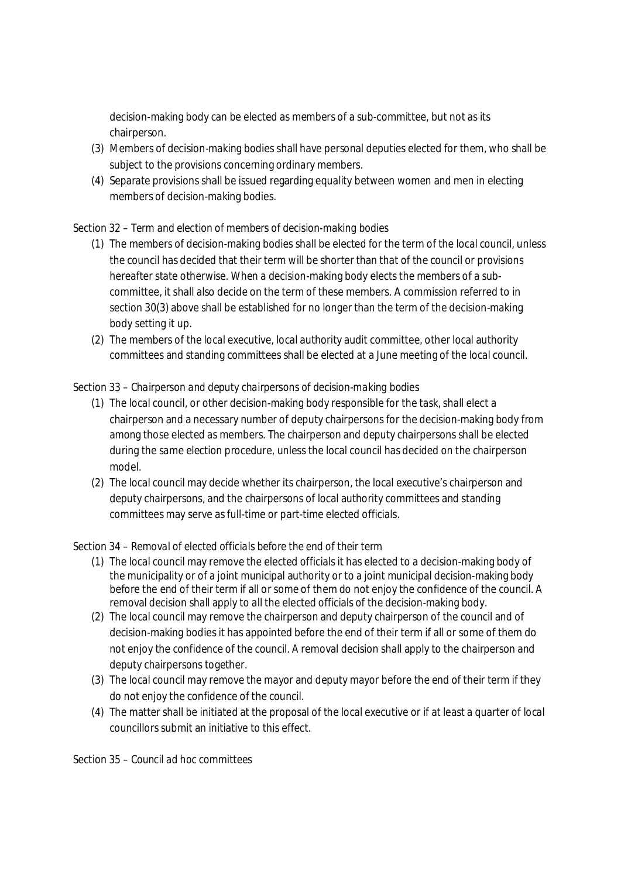decision-making body can be elected as members of a sub-committee, but not as its chairperson.

(3) Members of decision-making bodies shall have personal deputies elected for them, who shall be subject to the provisions concerning ordinary members.

(4) Separate provisions shall be issued regarding equality between women and men in electing members of decision-making bodies.

Section 32 – Term and election of members of decision-making bodies

(1) The members of decision-making bodies shall be elected for the term of the local council, unless the council has decided that their term will be shorter than that of the council or provisions hereafter state otherwise. When a decision-making body elects the members of a sub-committee, it shall also decide on the term of these members. A commission referred to in section 30(3) above shall be established for no longer than the term of the decision-making body setting it up.

(2) The members of the local executive, local authority audit committee, other local authority committees and standing committees shall be elected at a June meeting of the local council.

Section 33 – Chairperson and deputy chairpersons of decision-making bodies

(1) The local council, or other decision-making body responsible for the task, shall elect a chairperson and a necessary number of deputy chairpersons for the decision-making body from among those elected as members. The chairperson and deputy chairpersons shall be elected during the same election procedure, unless the local council has decided on the chairperson model.

(2) The local council may decide whether its chairperson, the local executive's chairperson and deputy chairpersons, and the chairpersons of local authority committees and standing committees may serve as full-time or part-time elected officials.

Section 34 – Removal of elected officials before the end of their term

(1) The local council may remove the elected officials it has elected to a decision-making body of the municipality or of a joint municipal authority or to a joint municipal decision-making body before the end of their term if all or some of them do not enjoy the confidence of the council. A removal decision shall apply to all the elected officials of the decision-making body.

(2) The local council may remove the chairperson and deputy chairperson of the council and of decision-making bodies it has appointed before the end of their term if all or some of them do not enjoy the confidence of the council. A removal decision shall apply to the chairperson and deputy chairpersons together.

(3) The local council may remove the mayor and deputy mayor before the end of their term if they do not enjoy the confidence of the council.

(4) The matter shall be initiated at the proposal of the local executive or if at least a quarter of local councillors submit an initiative to this effect.

Section 35 – Council ad hoc committees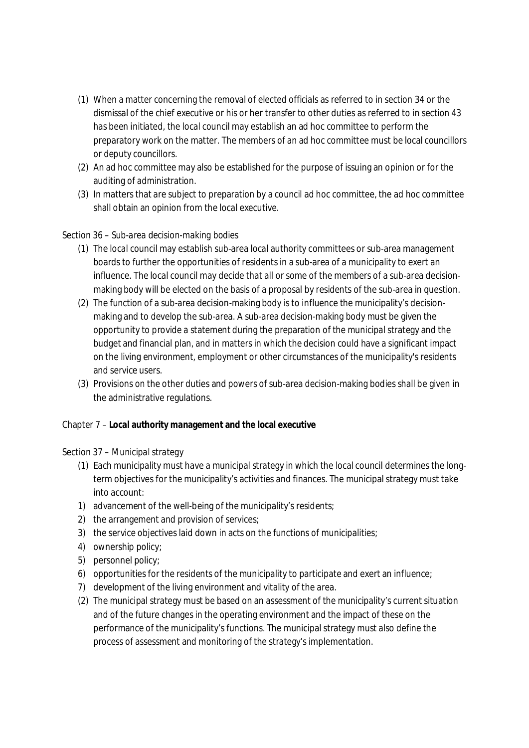(1) When a matter concerning the removal of elected officials as referred to in section 34 or the dismissal of the chief executive or his or her transfer to other duties as referred to in section 43 has been initiated, the local council may establish an ad hoc committee to perform the preparatory work on the matter. The members of an ad hoc committee must be local councillors or deputy councillors.

(2) An ad hoc committee may also be established for the purpose of issuing an opinion or for the auditing of administration.

(3) In matters that are subject to preparation by a council ad hoc committee, the ad hoc committee shall obtain an opinion from the local executive.

Section 36 – *Sub-area decision-making bodies*

(1) The local council may establish sub-area local authority committees or sub-area management boards to further the opportunities of residents in a sub-area of a municipality to exert an influence. The local council may decide that all or some of the members of a sub-area decision-making body will be elected on the basis of a proposal by residents of the sub-area in question.

(2) The function of a sub-area decision-making body is to influence the municipality's decision-making and to develop the sub-area. A sub-area decision-making body must be given the opportunity to provide a statement during the preparation of the municipal strategy and the budget and financial plan, and in matters in which the decision could have a significant impact on the living environment, employment or other circumstances of the municipality's residents and service users.

(3) Provisions on the other duties and powers of sub-area decision-making bodies shall be given in the administrative regulations.

## Chapter 7 – **Local authority management and the local executive**

Section 37 – *Municipal strategy*

(1) Each municipality must have a municipal strategy in which the local council determines the long-term objectives for the municipality's activities and finances. The municipal strategy must take into account:

1) advancement of the well-being of the municipality's residents;
2) the arrangement and provision of services;
3) the service objectives laid down in acts on the functions of municipalities;
4) ownership policy;
5) personnel policy;
6) opportunities for the residents of the municipality to participate and exert an influence;
7) development of the living environment and vitality of the area.

(2) The municipal strategy must be based on an assessment of the municipality's current situation and of the future changes in the operating environment and the impact of these on the performance of the municipality's functions. The municipal strategy must also define the process of assessment and monitoring of the strategy's implementation.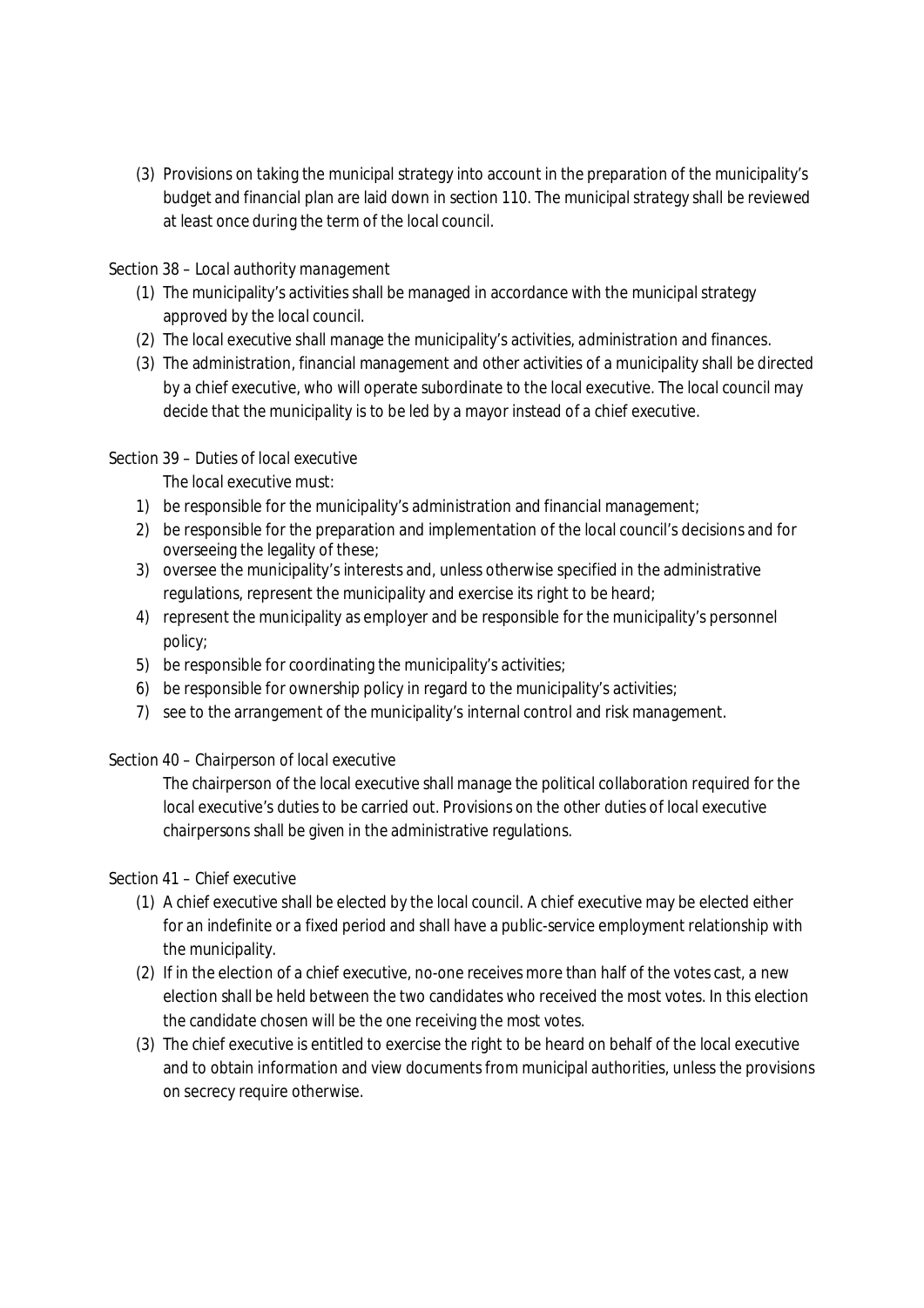(3) Provisions on taking the municipal strategy into account in the preparation of the municipality's budget and financial plan are laid down in section 110. The municipal strategy shall be reviewed at least once during the term of the local council.

Section 38 – *Local authority management*

(1) The municipality's activities shall be managed in accordance with the municipal strategy approved by the local council.
(2) The local executive shall manage the municipality's activities, administration and finances.
(3) The administration, financial management and other activities of a municipality shall be directed by a chief executive, who will operate subordinate to the local executive. The local council may decide that the municipality is to be led by a mayor instead of a chief executive.

Section 39 – *Duties of local executive*

The local executive must:

1) be responsible for the municipality's administration and financial management;
2) be responsible for the preparation and implementation of the local council's decisions and for overseeing the legality of these;
3) oversee the municipality's interests and, unless otherwise specified in the administrative regulations, represent the municipality and exercise its right to be heard;
4) represent the municipality as employer and be responsible for the municipality's personnel policy;
5) be responsible for coordinating the municipality's activities;
6) be responsible for ownership policy in regard to the municipality's activities;
7) see to the arrangement of the municipality's internal control and risk management.

Section 40 – *Chairperson of local executive*

The chairperson of the local executive shall manage the political collaboration required for the local executive's duties to be carried out. Provisions on the other duties of local executive chairpersons shall be given in the administrative regulations.

Section 41 – *Chief executive*

(1) A chief executive shall be elected by the local council. A chief executive may be elected either for an indefinite or a fixed period and shall have a public-service employment relationship with the municipality.
(2) If in the election of a chief executive, no-one receives more than half of the votes cast, a new election shall be held between the two candidates who received the most votes. In this election the candidate chosen will be the one receiving the most votes.
(3) The chief executive is entitled to exercise the right to be heard on behalf of the local executive and to obtain information and view documents from municipal authorities, unless the provisions on secrecy require otherwise.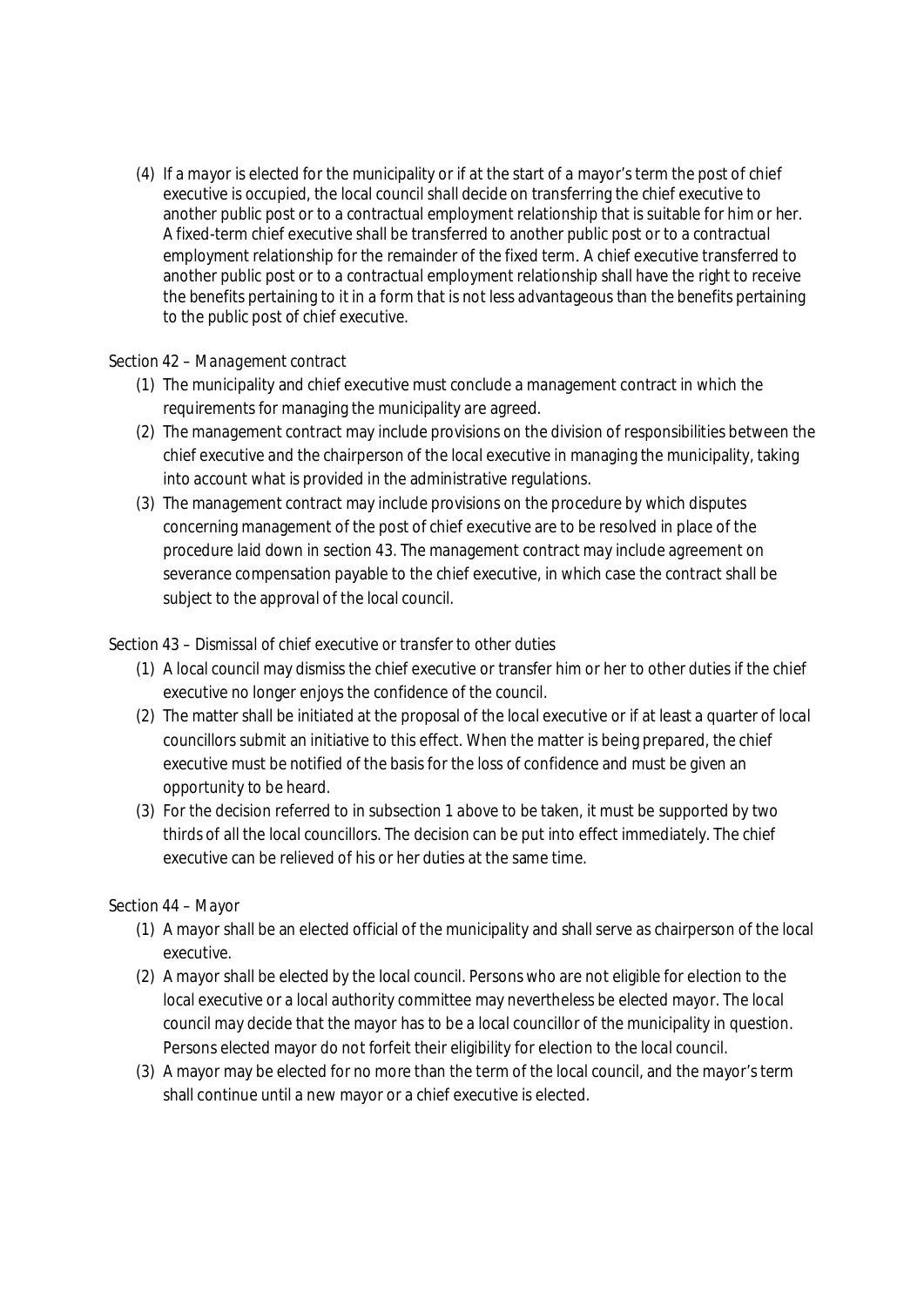(4) If a mayor is elected for the municipality or if at the start of a mayor's term the post of chief executive is occupied, the local council shall decide on transferring the chief executive to another public post or to a contractual employment relationship that is suitable for him or her. A fixed-term chief executive shall be transferred to another public post or to a contractual employment relationship for the remainder of the fixed term. A chief executive transferred to another public post or to a contractual employment relationship shall have the right to receive the benefits pertaining to it in a form that is not less advantageous than the benefits pertaining to the public post of chief executive.

Section 42 – *Management contract*

(1) The municipality and chief executive must conclude a management contract in which the requirements for managing the municipality are agreed.

(2) The management contract may include provisions on the division of responsibilities between the chief executive and the chairperson of the local executive in managing the municipality, taking into account what is provided in the administrative regulations.

(3) The management contract may include provisions on the procedure by which disputes concerning management of the post of chief executive are to be resolved in place of the procedure laid down in section 43. The management contract may include agreement on severance compensation payable to the chief executive, in which case the contract shall be subject to the approval of the local council.

Section 43 – *Dismissal of chief executive or transfer to other duties*

(1) A local council may dismiss the chief executive or transfer him or her to other duties if the chief executive no longer enjoys the confidence of the council.

(2) The matter shall be initiated at the proposal of the local executive or if at least a quarter of local councillors submit an initiative to this effect. When the matter is being prepared, the chief executive must be notified of the basis for the loss of confidence and must be given an opportunity to be heard.

(3) For the decision referred to in subsection 1 above to be taken, it must be supported by two thirds of all the local councillors. The decision can be put into effect immediately. The chief executive can be relieved of his or her duties at the same time.

Section 44 – *Mayor*

(1) A mayor shall be an elected official of the municipality and shall serve as chairperson of the local executive.

(2) A mayor shall be elected by the local council. Persons who are not eligible for election to the local executive or a local authority committee may nevertheless be elected mayor. The local council may decide that the mayor has to be a local councillor of the municipality in question. Persons elected mayor do not forfeit their eligibility for election to the local council.

(3) A mayor may be elected for no more than the term of the local council, and the mayor's term shall continue until a new mayor or a chief executive is elected.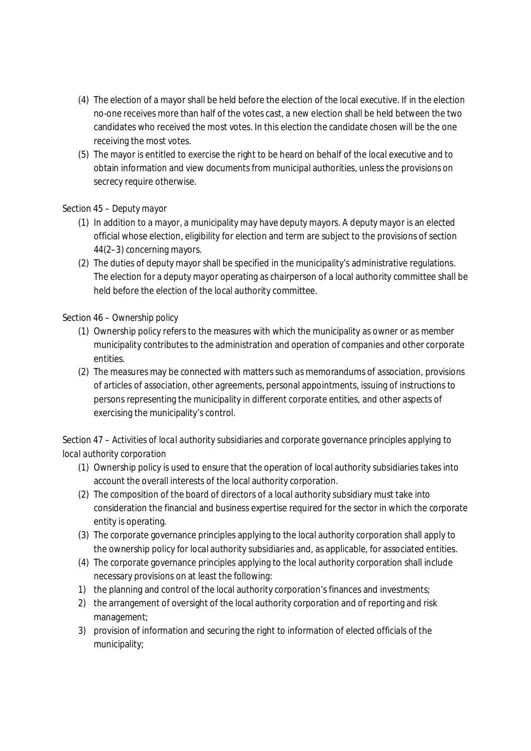(4) The election of a mayor shall be held before the election of the local executive. If in the election no-one receives more than half of the votes cast, a new election shall be held between the two candidates who received the most votes. In this election the candidate chosen will be the one receiving the most votes.

(5) The mayor is entitled to exercise the right to be heard on behalf of the local executive and to obtain information and view documents from municipal authorities, unless the provisions on secrecy require otherwise.

Section 45 – Deputy mayor

(1) In addition to a mayor, a municipality may have deputy mayors. A deputy mayor is an elected official whose election, eligibility for election and term are subject to the provisions of section 44(2–3) concerning mayors.

(2) The duties of deputy mayor shall be specified in the municipality's administrative regulations. The election for a deputy mayor operating as chairperson of a local authority committee shall be held before the election of the local authority committee.

Section 46 – Ownership policy

(1) Ownership policy refers to the measures with which the municipality as owner or as member municipality contributes to the administration and operation of companies and other corporate entities.

(2) The measures may be connected with matters such as memorandums of association, provisions of articles of association, other agreements, personal appointments, issuing of instructions to persons representing the municipality in different corporate entities, and other aspects of exercising the municipality's control.

Section 47 – Activities of local authority subsidiaries and corporate governance principles applying to local authority corporation

(1) Ownership policy is used to ensure that the operation of local authority subsidiaries takes into account the overall interests of the local authority corporation.

(2) The composition of the board of directors of a local authority subsidiary must take into consideration the financial and business expertise required for the sector in which the corporate entity is operating.

(3) The corporate governance principles applying to the local authority corporation shall apply to the ownership policy for local authority subsidiaries and, as applicable, for associated entities.

(4) The corporate governance principles applying to the local authority corporation shall include necessary provisions on at least the following:

1) the planning and control of the local authority corporation's finances and investments;
2) the arrangement of oversight of the local authority corporation and of reporting and risk management;
3) provision of information and securing the right to information of elected officials of the municipality;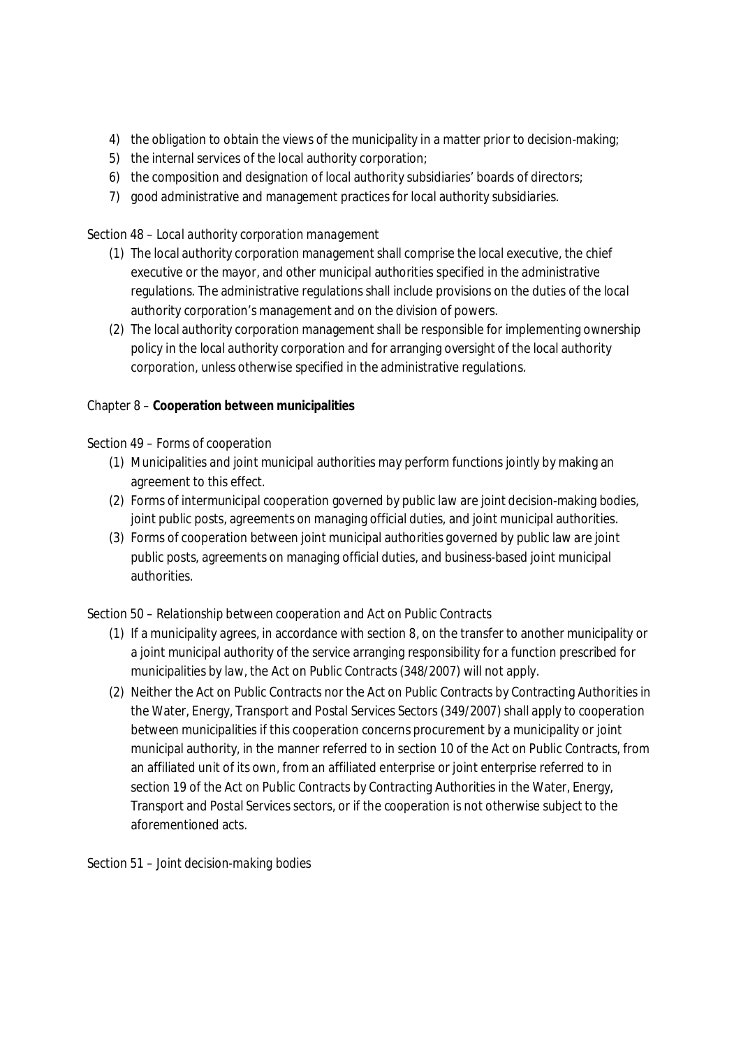4) the obligation to obtain the views of the municipality in a matter prior to decision-making;
5) the internal services of the local authority corporation;
6) the composition and designation of local authority subsidiaries' boards of directors;
7) good administrative and management practices for local authority subsidiaries.

Section 48 – *Local authority corporation management*

(1) The local authority corporation management shall comprise the local executive, the chief executive or the mayor, and other municipal authorities specified in the administrative regulations. The administrative regulations shall include provisions on the duties of the local authority corporation's management and on the division of powers.
(2) The local authority corporation management shall be responsible for implementing ownership policy in the local authority corporation and for arranging oversight of the local authority corporation, unless otherwise specified in the administrative regulations.

Chapter 8 – **Cooperation between municipalities**

Section 49 – *Forms of cooperation*

(1) Municipalities and joint municipal authorities may perform functions jointly by making an agreement to this effect.
(2) Forms of intermunicipal cooperation governed by public law are joint decision-making bodies, joint public posts, agreements on managing official duties, and joint municipal authorities.
(3) Forms of cooperation between joint municipal authorities governed by public law are joint public posts, agreements on managing official duties, and business-based joint municipal authorities.

Section 50 – *Relationship between cooperation and Act on Public Contracts*

(1) If a municipality agrees, in accordance with section 8, on the transfer to another municipality or a joint municipal authority of the service arranging responsibility for a function prescribed for municipalities by law, the Act on Public Contracts (348/2007) will not apply.
(2) Neither the Act on Public Contracts nor the Act on Public Contracts by Contracting Authorities in the Water, Energy, Transport and Postal Services Sectors (349/2007) shall apply to cooperation between municipalities if this cooperation concerns procurement by a municipality or joint municipal authority, in the manner referred to in section 10 of the Act on Public Contracts, from an affiliated unit of its own, from an affiliated enterprise or joint enterprise referred to in section 19 of the Act on Public Contracts by Contracting Authorities in the Water, Energy, Transport and Postal Services sectors, or if the cooperation is not otherwise subject to the aforementioned acts.

Section 51 – *Joint decision-making bodies*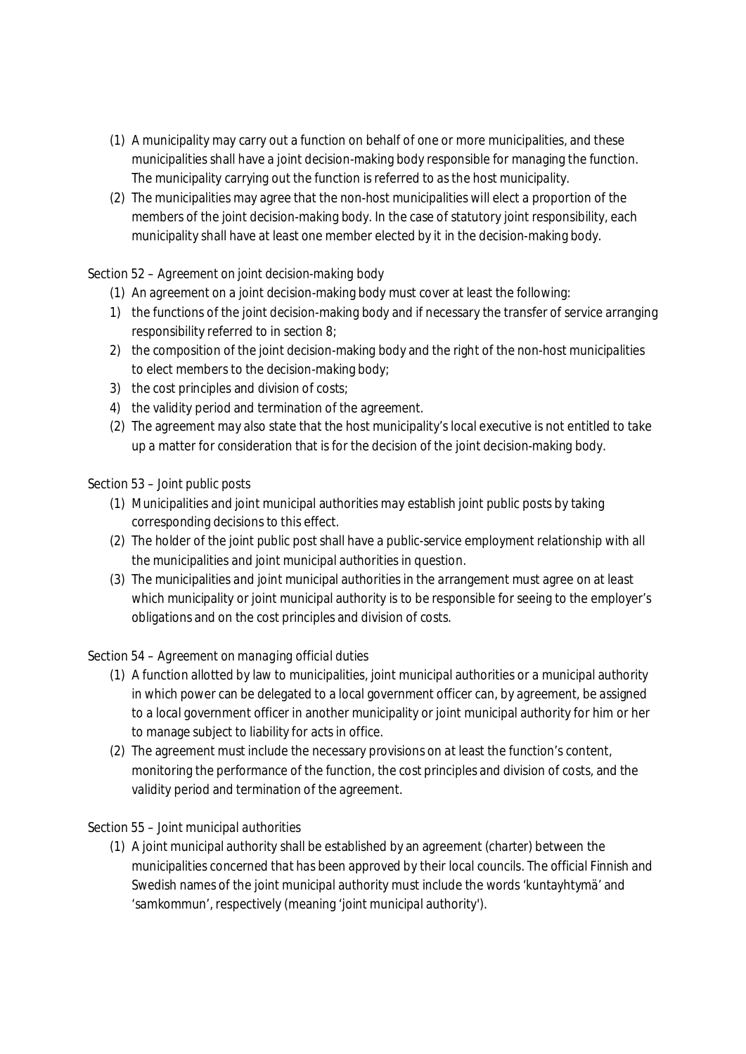(1) A municipality may carry out a function on behalf of one or more municipalities, and these municipalities shall have a joint decision-making body responsible for managing the function. The municipality carrying out the function is referred to as the host municipality.

(2) The municipalities may agree that the non-host municipalities will elect a proportion of the members of the joint decision-making body. In the case of statutory joint responsibility, each municipality shall have at least one member elected by it in the decision-making body.

Section 52 – Agreement on joint decision-making body

(1) An agreement on a joint decision-making body must cover at least the following:

1) the functions of the joint decision-making body and if necessary the transfer of service arranging responsibility referred to in section 8;
2) the composition of the joint decision-making body and the right of the non-host municipalities to elect members to the decision-making body;
3) the cost principles and division of costs;
4) the validity period and termination of the agreement.

(2) The agreement may also state that the host municipality's local executive is not entitled to take up a matter for consideration that is for the decision of the joint decision-making body.

Section 53 – Joint public posts

(1) Municipalities and joint municipal authorities may establish joint public posts by taking corresponding decisions to this effect.

(2) The holder of the joint public post shall have a public-service employment relationship with all the municipalities and joint municipal authorities in question.

(3) The municipalities and joint municipal authorities in the arrangement must agree on at least which municipality or joint municipal authority is to be responsible for seeing to the employer's obligations and on the cost principles and division of costs.

Section 54 – Agreement on managing official duties

(1) A function allotted by law to municipalities, joint municipal authorities or a municipal authority in which power can be delegated to a local government officer can, by agreement, be assigned to a local government officer in another municipality or joint municipal authority for him or her to manage subject to liability for acts in office.

(2) The agreement must include the necessary provisions on at least the function's content, monitoring the performance of the function, the cost principles and division of costs, and the validity period and termination of the agreement.

Section 55 – Joint municipal authorities

(1) A joint municipal authority shall be established by an agreement (charter) between the municipalities concerned that has been approved by their local councils. The official Finnish and Swedish names of the joint municipal authority must include the words 'kuntayhtymä' and 'samkommun', respectively (meaning 'joint municipal authority').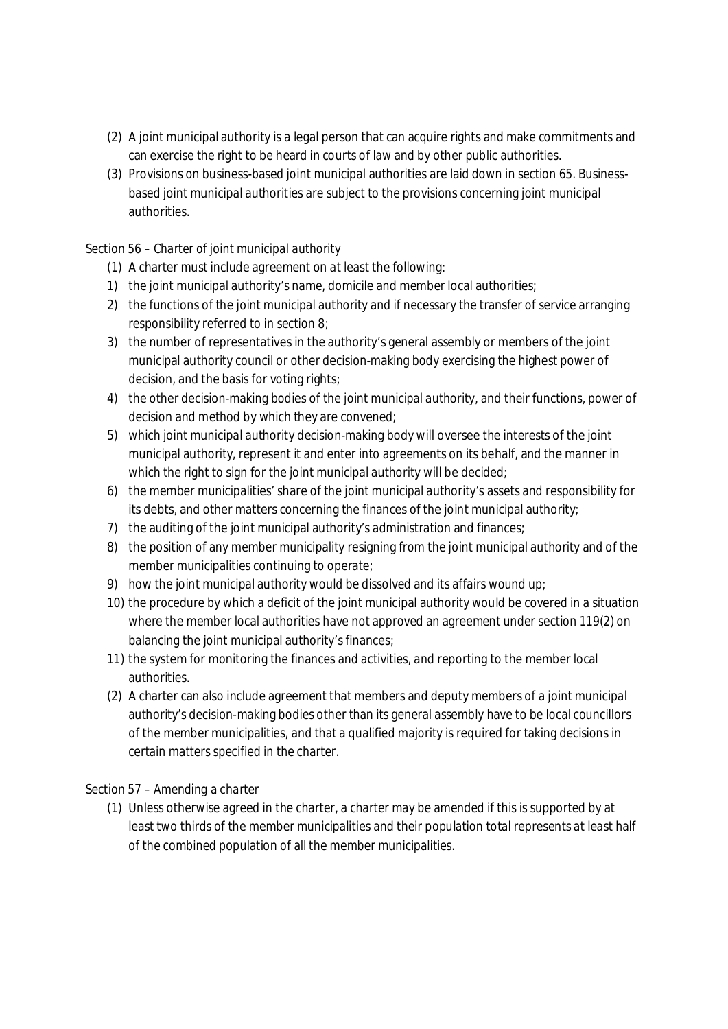(2) A joint municipal authority is a legal person that can acquire rights and make commitments and can exercise the right to be heard in courts of law and by other public authorities.

(3) Provisions on business-based joint municipal authorities are laid down in section 65. Business-based joint municipal authorities are subject to the provisions concerning joint municipal authorities.

Section 56 – *Charter of joint municipal authority*

(1) A charter must include agreement on at least the following:

1) the joint municipal authority's name, domicile and member local authorities;
2) the functions of the joint municipal authority and if necessary the transfer of service arranging responsibility referred to in section 8;
3) the number of representatives in the authority's general assembly or members of the joint municipal authority council or other decision-making body exercising the highest power of decision, and the basis for voting rights;
4) the other decision-making bodies of the joint municipal authority, and their functions, power of decision and method by which they are convened;
5) which joint municipal authority decision-making body will oversee the interests of the joint municipal authority, represent it and enter into agreements on its behalf, and the manner in which the right to sign for the joint municipal authority will be decided;
6) the member municipalities' share of the joint municipal authority's assets and responsibility for its debts, and other matters concerning the finances of the joint municipal authority;
7) the auditing of the joint municipal authority's administration and finances;
8) the position of any member municipality resigning from the joint municipal authority and of the member municipalities continuing to operate;
9) how the joint municipal authority would be dissolved and its affairs wound up;
10) the procedure by which a deficit of the joint municipal authority would be covered in a situation where the member local authorities have not approved an agreement under section 119(2) on balancing the joint municipal authority's finances;
11) the system for monitoring the finances and activities, and reporting to the member local authorities.

(2) A charter can also include agreement that members and deputy members of a joint municipal authority's decision-making bodies other than its general assembly have to be local councillors of the member municipalities, and that a qualified majority is required for taking decisions in certain matters specified in the charter.

Section 57 – *Amending a charter*

(1) Unless otherwise agreed in the charter, a charter may be amended if this is supported by at least two thirds of the member municipalities and their population total represents at least half of the combined population of all the member municipalities.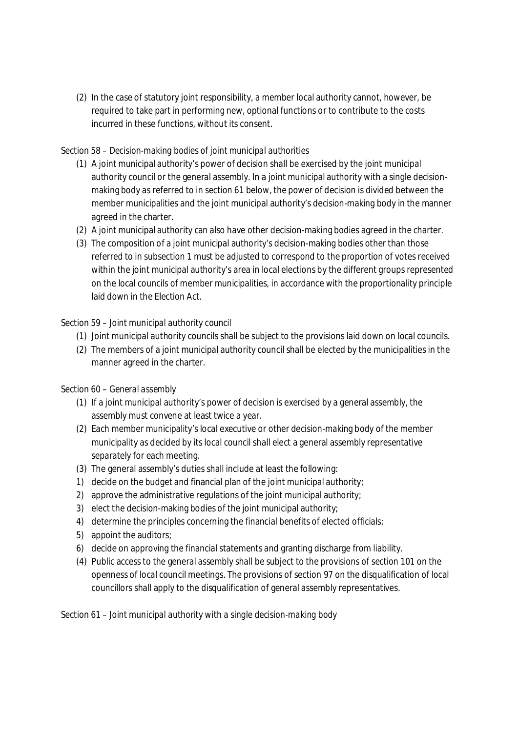(2) In the case of statutory joint responsibility, a member local authority cannot, however, be required to take part in performing new, optional functions or to contribute to the costs incurred in these functions, without its consent.

*Section 58 – Decision-making bodies of joint municipal authorities*

(1) A joint municipal authority's power of decision shall be exercised by the joint municipal authority council or the general assembly. In a joint municipal authority with a single decision-making body as referred to in section 61 below, the power of decision is divided between the member municipalities and the joint municipal authority's decision-making body in the manner agreed in the charter.

(2) A joint municipal authority can also have other decision-making bodies agreed in the charter.

(3) The composition of a joint municipal authority's decision-making bodies other than those referred to in subsection 1 must be adjusted to correspond to the proportion of votes received within the joint municipal authority's area in local elections by the different groups represented on the local councils of member municipalities, in accordance with the proportionality principle laid down in the Election Act.

*Section 59 – Joint municipal authority council*

(1) Joint municipal authority councils shall be subject to the provisions laid down on local councils.

(2) The members of a joint municipal authority council shall be elected by the municipalities in the manner agreed in the charter.

*Section 60 – General assembly*

(1) If a joint municipal authority's power of decision is exercised by a general assembly, the assembly must convene at least twice a year.

(2) Each member municipality's local executive or other decision-making body of the member municipality as decided by its local council shall elect a general assembly representative separately for each meeting.

(3) The general assembly's duties shall include at least the following:

1) decide on the budget and financial plan of the joint municipal authority;
2) approve the administrative regulations of the joint municipal authority;
3) elect the decision-making bodies of the joint municipal authority;
4) determine the principles concerning the financial benefits of elected officials;
5) appoint the auditors;
6) decide on approving the financial statements and granting discharge from liability.

(4) Public access to the general assembly shall be subject to the provisions of section 101 on the openness of local council meetings. The provisions of section 97 on the disqualification of local councillors shall apply to the disqualification of general assembly representatives.

*Section 61 – Joint municipal authority with a single decision-making body*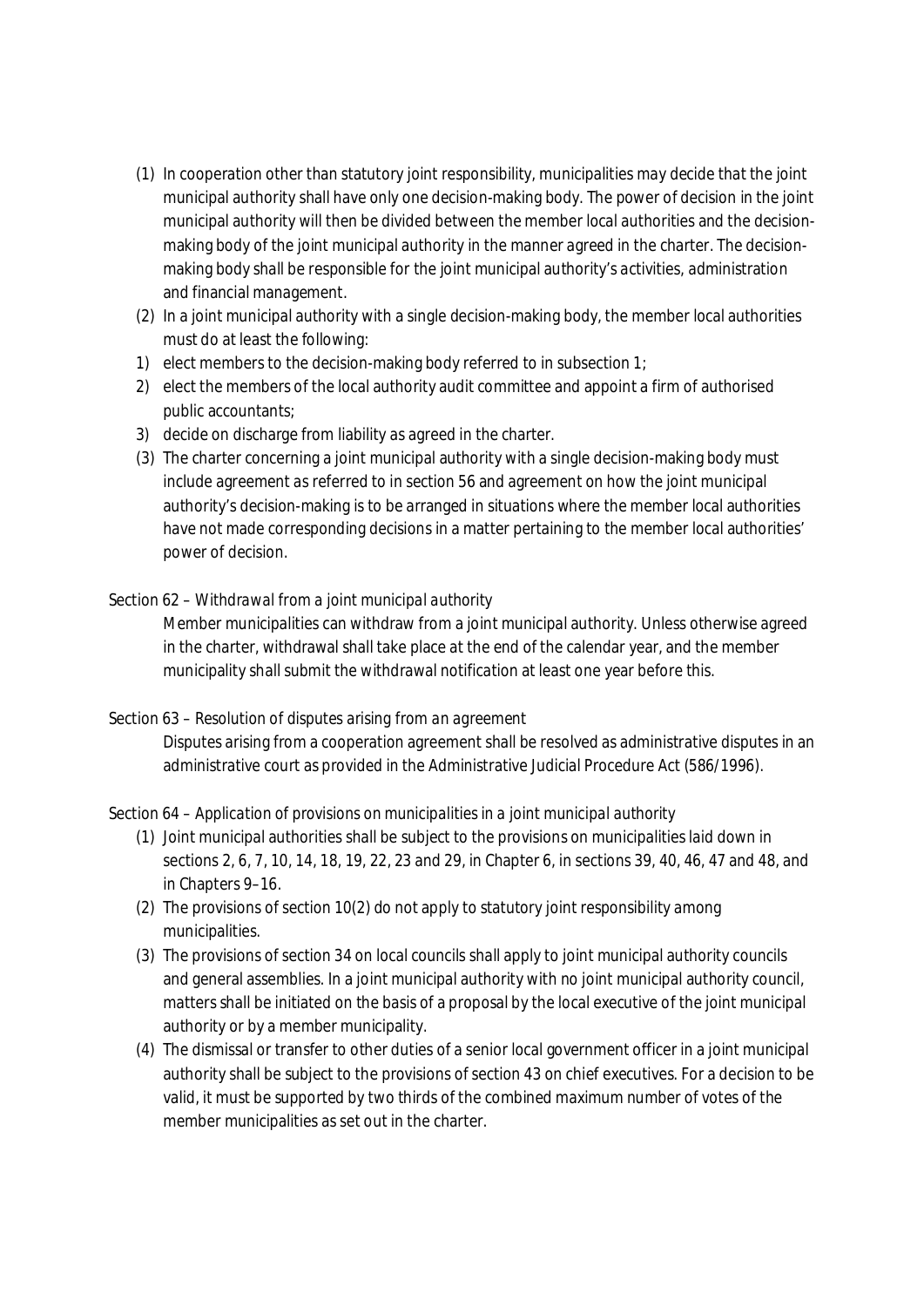(1) In cooperation other than statutory joint responsibility, municipalities may decide that the joint municipal authority shall have only one decision-making body. The power of decision in the joint municipal authority will then be divided between the member local authorities and the decision-making body of the joint municipal authority in the manner agreed in the charter. The decision-making body shall be responsible for the joint municipal authority's activities, administration and financial management.

(2) In a joint municipal authority with a single decision-making body, the member local authorities must do at least the following:

1) elect members to the decision-making body referred to in subsection 1;
2) elect the members of the local authority audit committee and appoint a firm of authorised public accountants;
3) decide on discharge from liability as agreed in the charter.

(3) The charter concerning a joint municipal authority with a single decision-making body must include agreement as referred to in section 56 and agreement on how the joint municipal authority's decision-making is to be arranged in situations where the member local authorities have not made corresponding decisions in a matter pertaining to the member local authorities' power of decision.

### Section 62 – Withdrawal from a joint municipal authority

Member municipalities can withdraw from a joint municipal authority. Unless otherwise agreed in the charter, withdrawal shall take place at the end of the calendar year, and the member municipality shall submit the withdrawal notification at least one year before this.

### Section 63 – Resolution of disputes arising from an agreement

Disputes arising from a cooperation agreement shall be resolved as administrative disputes in an administrative court as provided in the Administrative Judicial Procedure Act (586/1996).

### Section 64 – Application of provisions on municipalities in a joint municipal authority

(1) Joint municipal authorities shall be subject to the provisions on municipalities laid down in sections 2, 6, 7, 10, 14, 18, 19, 22, 23 and 29, in Chapter 6, in sections 39, 40, 46, 47 and 48, and in Chapters 9–16.

(2) The provisions of section 10(2) do not apply to statutory joint responsibility among municipalities.

(3) The provisions of section 34 on local councils shall apply to joint municipal authority councils and general assemblies. In a joint municipal authority with no joint municipal authority council, matters shall be initiated on the basis of a proposal by the local executive of the joint municipal authority or by a member municipality.

(4) The dismissal or transfer to other duties of a senior local government officer in a joint municipal authority shall be subject to the provisions of section 43 on chief executives. For a decision to be valid, it must be supported by two thirds of the combined maximum number of votes of the member municipalities as set out in the charter.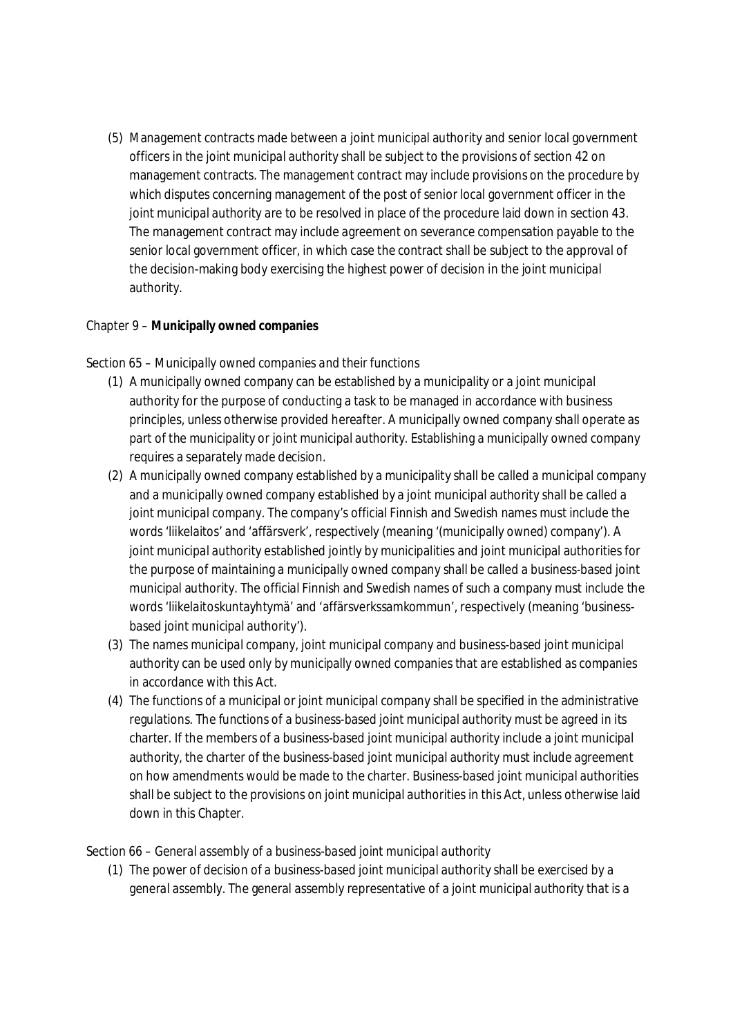(5) Management contracts made between a joint municipal authority and senior local government officers in the joint municipal authority shall be subject to the provisions of section 42 on management contracts. The management contract may include provisions on the procedure by which disputes concerning management of the post of senior local government officer in the joint municipal authority are to be resolved in place of the procedure laid down in section 43. The management contract may include agreement on severance compensation payable to the senior local government officer, in which case the contract shall be subject to the approval of the decision-making body exercising the highest power of decision in the joint municipal authority.

## Chapter 9 – **Municipally owned companies**

### *Section 65 – Municipally owned companies and their functions*

(1) A municipally owned company can be established by a municipality or a joint municipal authority for the purpose of conducting a task to be managed in accordance with business principles, unless otherwise provided hereafter. A municipally owned company shall operate as part of the municipality or joint municipal authority. Establishing a municipally owned company requires a separately made decision.

(2) A municipally owned company established by a municipality shall be called a municipal company and a municipally owned company established by a joint municipal authority shall be called a joint municipal company. The company's official Finnish and Swedish names must include the words 'liikelaitos' and 'affärsverk', respectively (meaning '(municipally owned) company'). A joint municipal authority established jointly by municipalities and joint municipal authorities for the purpose of maintaining a municipally owned company shall be called a business-based joint municipal authority. The official Finnish and Swedish names of such a company must include the words 'liikelaitoskuntayhtymä' and 'affärsverkssamkommun', respectively (meaning 'business-based joint municipal authority').

(3) The names municipal company, joint municipal company and business-based joint municipal authority can be used only by municipally owned companies that are established as companies in accordance with this Act.

(4) The functions of a municipal or joint municipal company shall be specified in the administrative regulations. The functions of a business-based joint municipal authority must be agreed in its charter. If the members of a business-based joint municipal authority include a joint municipal authority, the charter of the business-based joint municipal authority must include agreement on how amendments would be made to the charter. Business-based joint municipal authorities shall be subject to the provisions on joint municipal authorities in this Act, unless otherwise laid down in this Chapter.

### *Section 66 – General assembly of a business-based joint municipal authority*

(1) The power of decision of a business-based joint municipal authority shall be exercised by a general assembly. The general assembly representative of a joint municipal authority that is a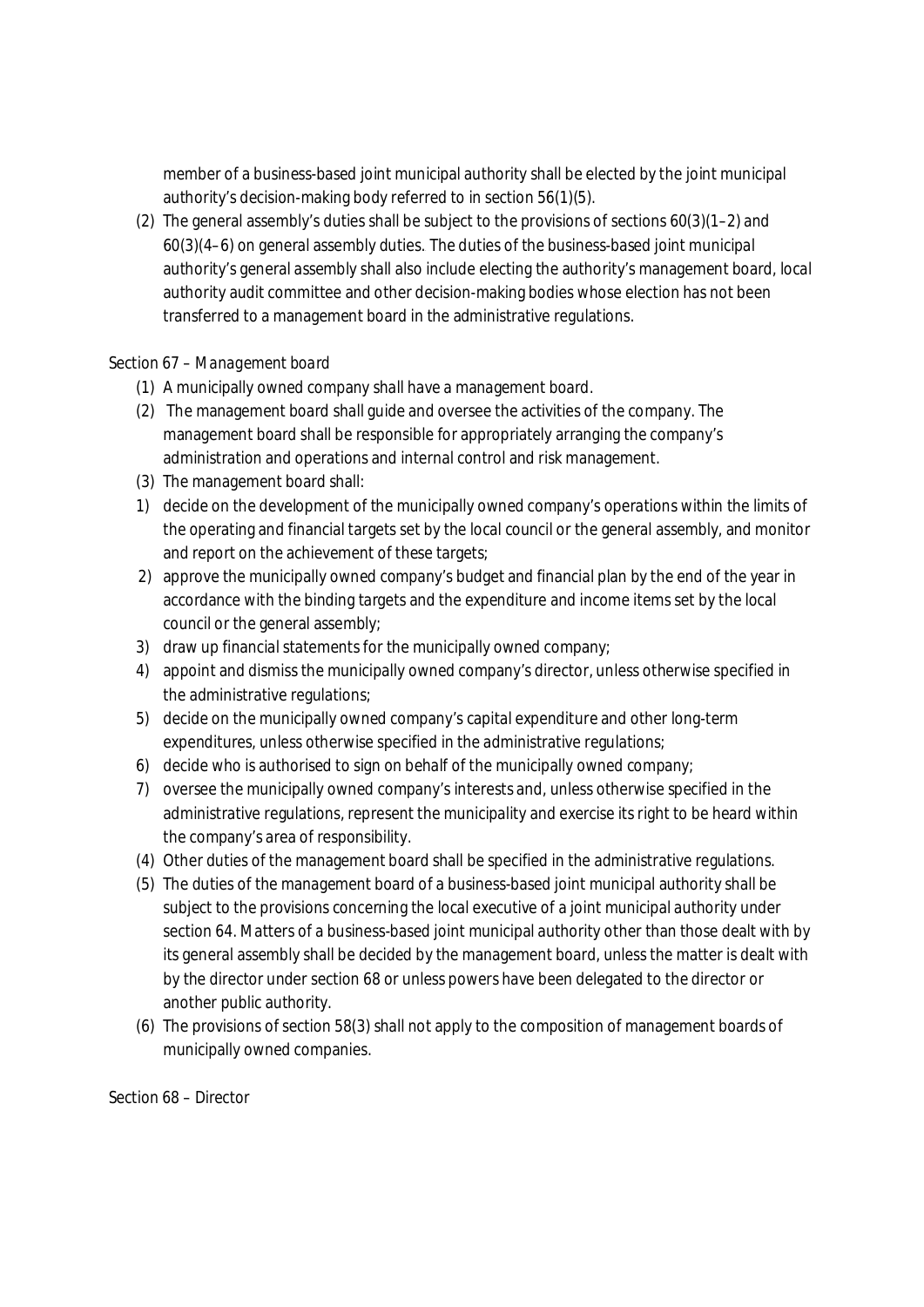member of a business-based joint municipal authority shall be elected by the joint municipal authority's decision-making body referred to in section 56(1)(5).

(2) The general assembly's duties shall be subject to the provisions of sections 60(3)(1–2) and 60(3)(4–6) on general assembly duties. The duties of the business-based joint municipal authority's general assembly shall also include electing the authority's management board, local authority audit committee and other decision-making bodies whose election has not been transferred to a management board in the administrative regulations.

Section 67 – *Management board*

(1) A municipally owned company shall have a management board.

(2) The management board shall guide and oversee the activities of the company. The management board shall be responsible for appropriately arranging the company's administration and operations and internal control and risk management.

(3) The management board shall:

1) decide on the development of the municipally owned company's operations within the limits of the operating and financial targets set by the local council or the general assembly, and monitor and report on the achievement of these targets;

2) approve the municipally owned company's budget and financial plan by the end of the year in accordance with the binding targets and the expenditure and income items set by the local council or the general assembly;

3) draw up financial statements for the municipally owned company;

4) appoint and dismiss the municipally owned company's director, unless otherwise specified in the administrative regulations;

5) decide on the municipally owned company's capital expenditure and other long-term expenditures, unless otherwise specified in the administrative regulations;

6) decide who is authorised to sign on behalf of the municipally owned company;

7) oversee the municipally owned company's interests and, unless otherwise specified in the administrative regulations, represent the municipality and exercise its right to be heard within the company's area of responsibility.

(4) Other duties of the management board shall be specified in the administrative regulations.

(5) The duties of the management board of a business-based joint municipal authority shall be subject to the provisions concerning the local executive of a joint municipal authority under section 64. Matters of a business-based joint municipal authority other than those dealt with by its general assembly shall be decided by the management board, unless the matter is dealt with by the director under section 68 or unless powers have been delegated to the director or another public authority.

(6) The provisions of section 58(3) shall not apply to the composition of management boards of municipally owned companies.

Section 68 – *Director*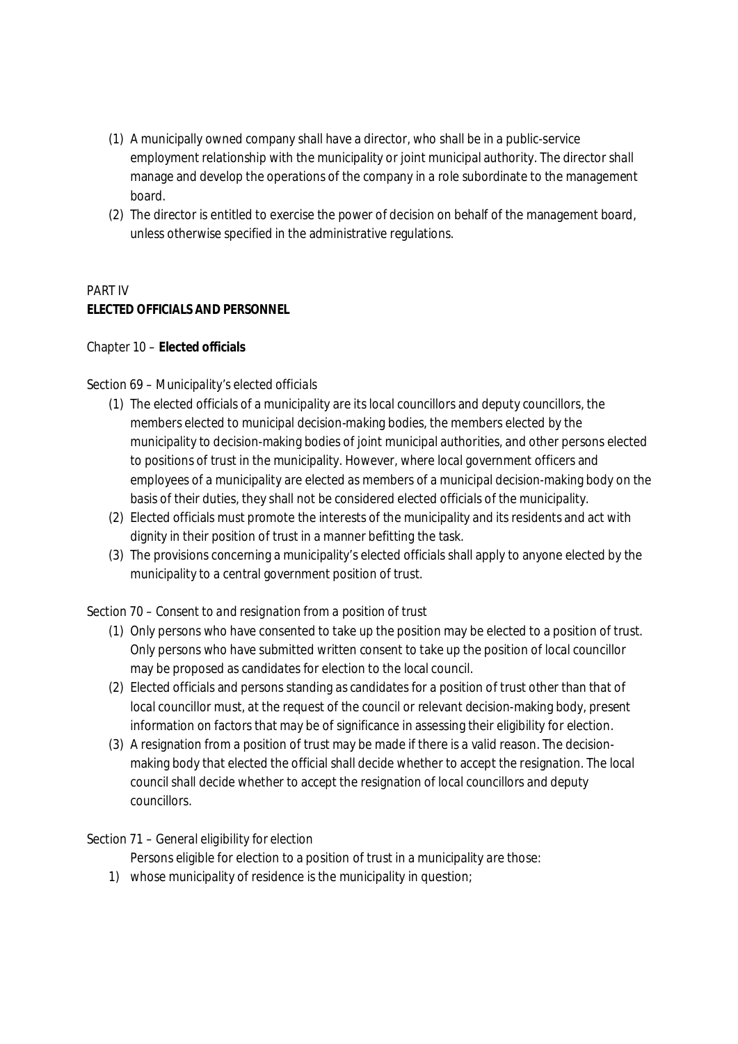(1) A municipally owned company shall have a director, who shall be in a public-service employment relationship with the municipality or joint municipal authority. The director shall manage and develop the operations of the company in a role subordinate to the management board.

(2) The director is entitled to exercise the power of decision on behalf of the management board, unless otherwise specified in the administrative regulations.

# PART IV
# ELECTED OFFICIALS AND PERSONNEL

## Chapter 10 – **Elected officials**

### *Section 69 – Municipality's elected officials*

(1) The elected officials of a municipality are its local councillors and deputy councillors, the members elected to municipal decision-making bodies, the members elected by the municipality to decision-making bodies of joint municipal authorities, and other persons elected to positions of trust in the municipality. However, where local government officers and employees of a municipality are elected as members of a municipal decision-making body on the basis of their duties, they shall not be considered elected officials of the municipality.

(2) Elected officials must promote the interests of the municipality and its residents and act with dignity in their position of trust in a manner befitting the task.

(3) The provisions concerning a municipality's elected officials shall apply to anyone elected by the municipality to a central government position of trust.

### *Section 70 – Consent to and resignation from a position of trust*

(1) Only persons who have consented to take up the position may be elected to a position of trust. Only persons who have submitted written consent to take up the position of local councillor may be proposed as candidates for election to the local council.

(2) Elected officials and persons standing as candidates for a position of trust other than that of local councillor must, at the request of the council or relevant decision-making body, present information on factors that may be of significance in assessing their eligibility for election.

(3) A resignation from a position of trust may be made if there is a valid reason. The decision-making body that elected the official shall decide whether to accept the resignation. The local council shall decide whether to accept the resignation of local councillors and deputy councillors.

### *Section 71 – General eligibility for election*

Persons eligible for election to a position of trust in a municipality are those:

1) whose municipality of residence is the municipality in question;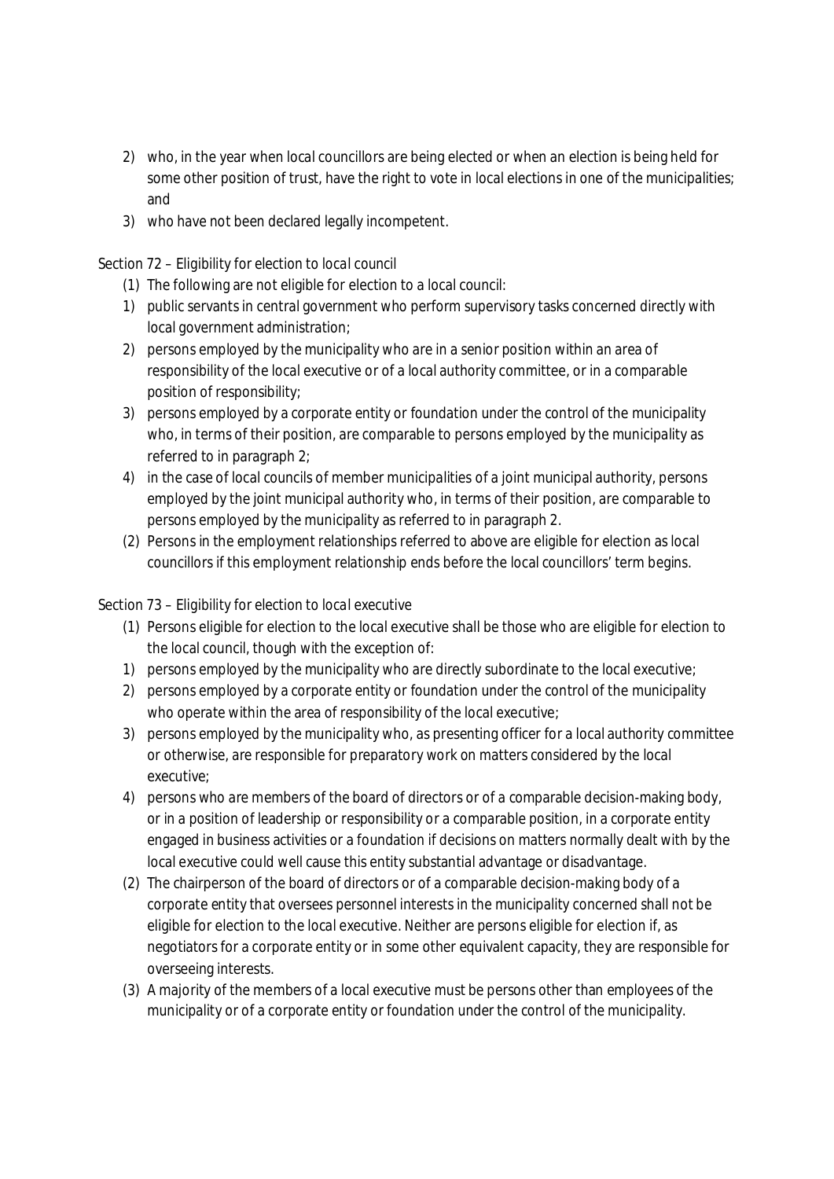2) who, in the year when local councillors are being elected or when an election is being held for some other position of trust, have the right to vote in local elections in one of the municipalities; and
3) who have not been declared legally incompetent.

Section 72 – Eligibility for election to local council

(1) The following are not eligible for election to a local council:
1) public servants in central government who perform supervisory tasks concerned directly with local government administration;
2) persons employed by the municipality who are in a senior position within an area of responsibility of the local executive or of a local authority committee, or in a comparable position of responsibility;
3) persons employed by a corporate entity or foundation under the control of the municipality who, in terms of their position, are comparable to persons employed by the municipality as referred to in paragraph 2;
4) in the case of local councils of member municipalities of a joint municipal authority, persons employed by the joint municipal authority who, in terms of their position, are comparable to persons employed by the municipality as referred to in paragraph 2.

(2) Persons in the employment relationships referred to above are eligible for election as local councillors if this employment relationship ends before the local councillors' term begins.

Section 73 – Eligibility for election to local executive

(1) Persons eligible for election to the local executive shall be those who are eligible for election to the local council, though with the exception of:
1) persons employed by the municipality who are directly subordinate to the local executive;
2) persons employed by a corporate entity or foundation under the control of the municipality who operate within the area of responsibility of the local executive;
3) persons employed by the municipality who, as presenting officer for a local authority committee or otherwise, are responsible for preparatory work on matters considered by the local executive;
4) persons who are members of the board of directors or of a comparable decision-making body, or in a position of leadership or responsibility or a comparable position, in a corporate entity engaged in business activities or a foundation if decisions on matters normally dealt with by the local executive could well cause this entity substantial advantage or disadvantage.

(2) The chairperson of the board of directors or of a comparable decision-making body of a corporate entity that oversees personnel interests in the municipality concerned shall not be eligible for election to the local executive. Neither are persons eligible for election if, as negotiators for a corporate entity or in some other equivalent capacity, they are responsible for overseeing interests.

(3) A majority of the members of a local executive must be persons other than employees of the municipality or of a corporate entity or foundation under the control of the municipality.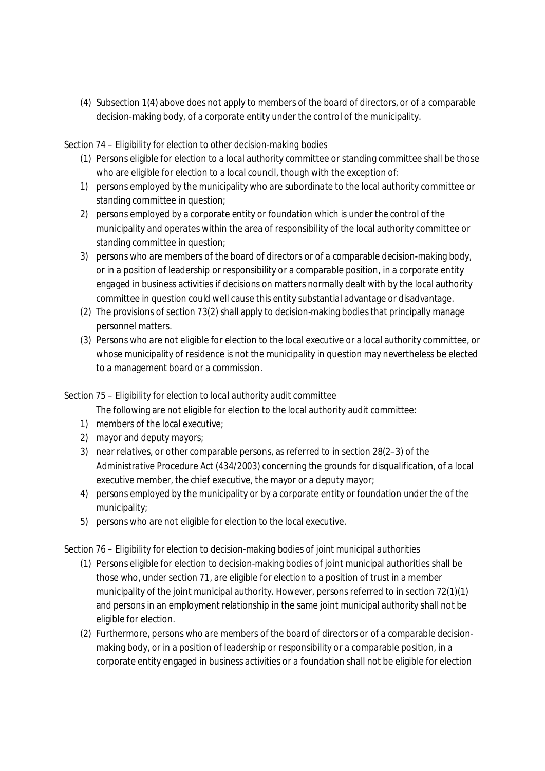(4) Subsection 1(4) above does not apply to members of the board of directors, or of a comparable decision-making body, of a corporate entity under the control of the municipality.

Section 74 – Eligibility for election to other decision-making bodies

(1) Persons eligible for election to a local authority committee or standing committee shall be those who are eligible for election to a local council, though with the exception of:

1) persons employed by the municipality who are subordinate to the local authority committee or standing committee in question;
2) persons employed by a corporate entity or foundation which is under the control of the municipality and operates within the area of responsibility of the local authority committee or standing committee in question;
3) persons who are members of the board of directors or of a comparable decision-making body, or in a position of leadership or responsibility or a comparable position, in a corporate entity engaged in business activities if decisions on matters normally dealt with by the local authority committee in question could well cause this entity substantial advantage or disadvantage.

(2) The provisions of section 73(2) shall apply to decision-making bodies that principally manage personnel matters.

(3) Persons who are not eligible for election to the local executive or a local authority committee, or whose municipality of residence is not the municipality in question may nevertheless be elected to a management board or a commission.

Section 75 – Eligibility for election to local authority audit committee

The following are not eligible for election to the local authority audit committee:

1) members of the local executive;
2) mayor and deputy mayors;
3) near relatives, or other comparable persons, as referred to in section 28(2–3) of the Administrative Procedure Act (434/2003) concerning the grounds for disqualification, of a local executive member, the chief executive, the mayor or a deputy mayor;
4) persons employed by the municipality or by a corporate entity or foundation under the of the municipality;
5) persons who are not eligible for election to the local executive.

Section 76 – Eligibility for election to decision-making bodies of joint municipal authorities

(1) Persons eligible for election to decision-making bodies of joint municipal authorities shall be those who, under section 71, are eligible for election to a position of trust in a member municipality of the joint municipal authority. However, persons referred to in section 72(1)(1) and persons in an employment relationship in the same joint municipal authority shall not be eligible for election.

(2) Furthermore, persons who are members of the board of directors or of a comparable decision-making body, or in a position of leadership or responsibility or a comparable position, in a corporate entity engaged in business activities or a foundation shall not be eligible for election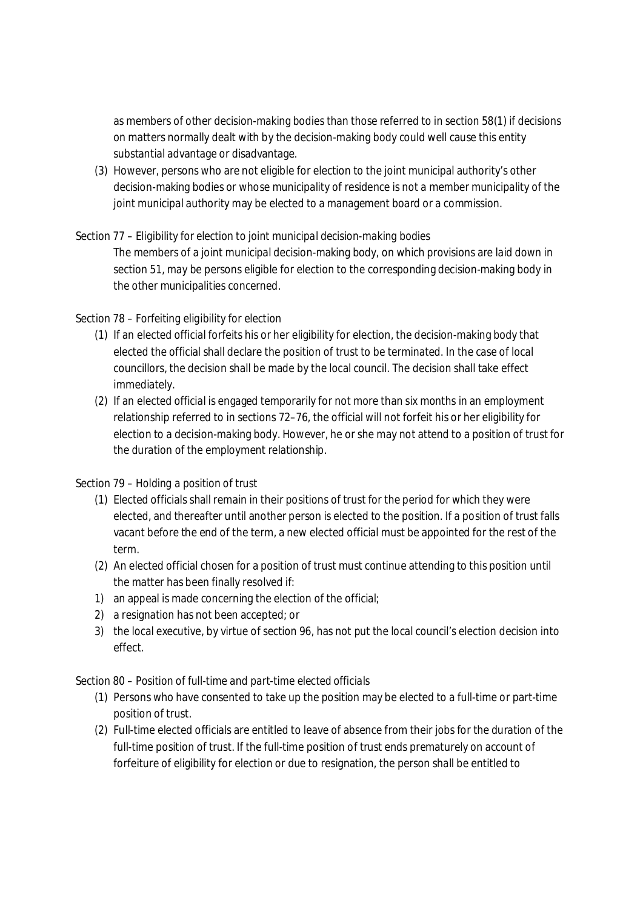as members of other decision-making bodies than those referred to in section 58(1) if decisions on matters normally dealt with by the decision-making body could well cause this entity substantial advantage or disadvantage.

(3) However, persons who are not eligible for election to the joint municipal authority's other decision-making bodies or whose municipality of residence is not a member municipality of the joint municipal authority may be elected to a management board or a commission.

Section 77 – *Eligibility for election to joint municipal decision-making bodies*

The members of a joint municipal decision-making body, on which provisions are laid down in section 51, may be persons eligible for election to the corresponding decision-making body in the other municipalities concerned.

Section 78 – *Forfeiting eligibility for election*

(1) If an elected official forfeits his or her eligibility for election, the decision-making body that elected the official shall declare the position of trust to be terminated. In the case of local councillors, the decision shall be made by the local council. The decision shall take effect immediately.

(2) If an elected official is engaged temporarily for not more than six months in an employment relationship referred to in sections 72–76, the official will not forfeit his or her eligibility for election to a decision-making body. However, he or she may not attend to a position of trust for the duration of the employment relationship.

Section 79 – *Holding a position of trust*

(1) Elected officials shall remain in their positions of trust for the period for which they were elected, and thereafter until another person is elected to the position. If a position of trust falls vacant before the end of the term, a new elected official must be appointed for the rest of the term.

(2) An elected official chosen for a position of trust must continue attending to this position until the matter has been finally resolved if:

1) an appeal is made concerning the election of the official;
2) a resignation has not been accepted; or
3) the local executive, by virtue of section 96, has not put the local council's election decision into effect.

Section 80 – *Position of full-time and part-time elected officials*

(1) Persons who have consented to take up the position may be elected to a full-time or part-time position of trust.

(2) Full-time elected officials are entitled to leave of absence from their jobs for the duration of the full-time position of trust. If the full-time position of trust ends prematurely on account of forfeiture of eligibility for election or due to resignation, the person shall be entitled to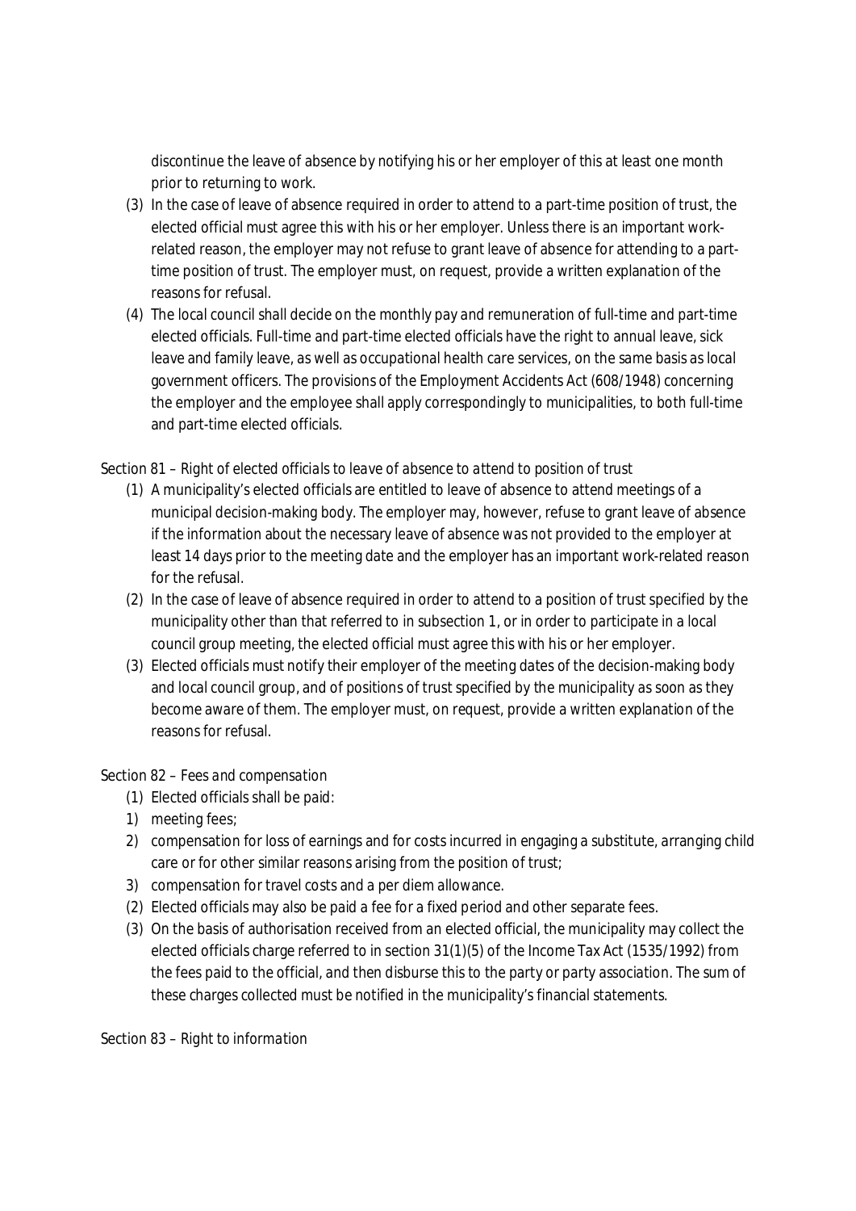discontinue the leave of absence by notifying his or her employer of this at least one month prior to returning to work.

(3) In the case of leave of absence required in order to attend to a part-time position of trust, the elected official must agree this with his or her employer. Unless there is an important work-related reason, the employer may not refuse to grant leave of absence for attending to a part-time position of trust. The employer must, on request, provide a written explanation of the reasons for refusal.

(4) The local council shall decide on the monthly pay and remuneration of full-time and part-time elected officials. Full-time and part-time elected officials have the right to annual leave, sick leave and family leave, as well as occupational health care services, on the same basis as local government officers. The provisions of the Employment Accidents Act (608/1948) concerning the employer and the employee shall apply correspondingly to municipalities, to both full-time and part-time elected officials.

*Section 81 – Right of elected officials to leave of absence to attend to position of trust*

(1) A municipality's elected officials are entitled to leave of absence to attend meetings of a municipal decision-making body. The employer may, however, refuse to grant leave of absence if the information about the necessary leave of absence was not provided to the employer at least 14 days prior to the meeting date and the employer has an important work-related reason for the refusal.

(2) In the case of leave of absence required in order to attend to a position of trust specified by the municipality other than that referred to in subsection 1, or in order to participate in a local council group meeting, the elected official must agree this with his or her employer.

(3) Elected officials must notify their employer of the meeting dates of the decision-making body and local council group, and of positions of trust specified by the municipality as soon as they become aware of them. The employer must, on request, provide a written explanation of the reasons for refusal.

*Section 82 – Fees and compensation*

(1) Elected officials shall be paid:

1) meeting fees;
2) compensation for loss of earnings and for costs incurred in engaging a substitute, arranging child care or for other similar reasons arising from the position of trust;
3) compensation for travel costs and a per diem allowance.

(2) Elected officials may also be paid a fee for a fixed period and other separate fees.

(3) On the basis of authorisation received from an elected official, the municipality may collect the elected officials charge referred to in section 31(1)(5) of the Income Tax Act (1535/1992) from the fees paid to the official, and then disburse this to the party or party association. The sum of these charges collected must be notified in the municipality's financial statements.

*Section 83 – Right to information*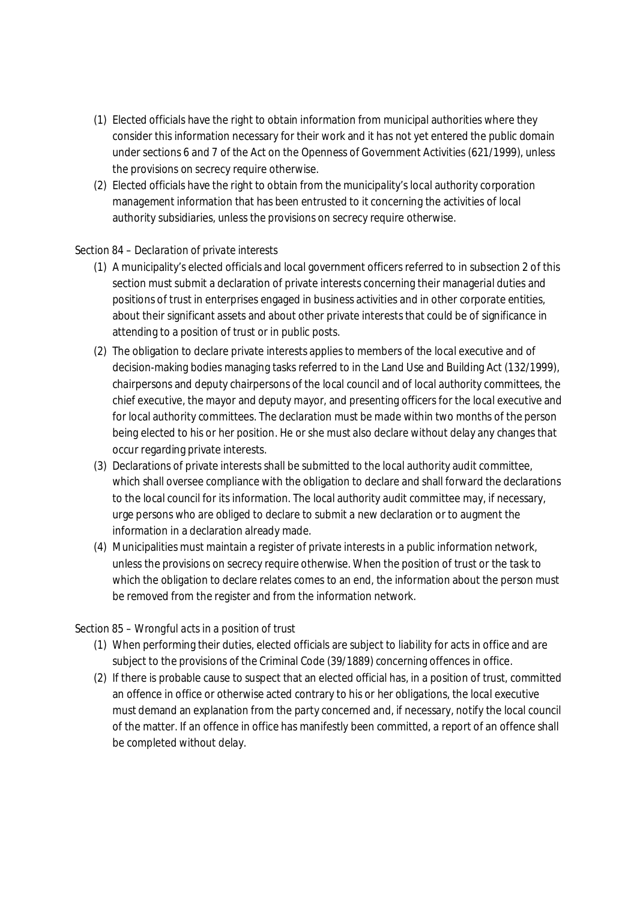(1) Elected officials have the right to obtain information from municipal authorities where they consider this information necessary for their work and it has not yet entered the public domain under sections 6 and 7 of the Act on the Openness of Government Activities (621/1999), unless the provisions on secrecy require otherwise.

(2) Elected officials have the right to obtain from the municipality's local authority corporation management information that has been entrusted to it concerning the activities of local authority subsidiaries, unless the provisions on secrecy require otherwise.

*Section 84 – Declaration of private interests*

(1) A municipality's elected officials and local government officers referred to in subsection 2 of this section must submit a declaration of private interests concerning their managerial duties and positions of trust in enterprises engaged in business activities and in other corporate entities, about their significant assets and about other private interests that could be of significance in attending to a position of trust or in public posts.

(2) The obligation to declare private interests applies to members of the local executive and of decision-making bodies managing tasks referred to in the Land Use and Building Act (132/1999), chairpersons and deputy chairpersons of the local council and of local authority committees, the chief executive, the mayor and deputy mayor, and presenting officers for the local executive and for local authority committees. The declaration must be made within two months of the person being elected to his or her position. He or she must also declare without delay any changes that occur regarding private interests.

(3) Declarations of private interests shall be submitted to the local authority audit committee, which shall oversee compliance with the obligation to declare and shall forward the declarations to the local council for its information. The local authority audit committee may, if necessary, urge persons who are obliged to declare to submit a new declaration or to augment the information in a declaration already made.

(4) Municipalities must maintain a register of private interests in a public information network, unless the provisions on secrecy require otherwise. When the position of trust or the task to which the obligation to declare relates comes to an end, the information about the person must be removed from the register and from the information network.

*Section 85 – Wrongful acts in a position of trust*

(1) When performing their duties, elected officials are subject to liability for acts in office and are subject to the provisions of the Criminal Code (39/1889) concerning offences in office.

(2) If there is probable cause to suspect that an elected official has, in a position of trust, committed an offence in office or otherwise acted contrary to his or her obligations, the local executive must demand an explanation from the party concerned and, if necessary, notify the local council of the matter. If an offence in office has manifestly been committed, a report of an offence shall be completed without delay.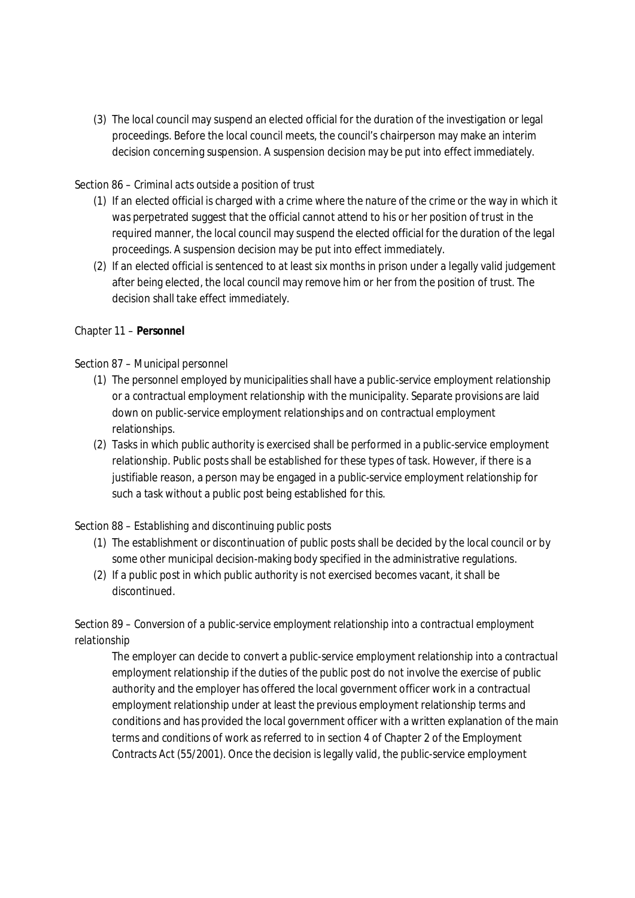(3) The local council may suspend an elected official for the duration of the investigation or legal proceedings. Before the local council meets, the council's chairperson may make an interim decision concerning suspension. A suspension decision may be put into effect immediately.

Section 86 – *Criminal acts outside a position of trust*

(1) If an elected official is charged with a crime where the nature of the crime or the way in which it was perpetrated suggest that the official cannot attend to his or her position of trust in the required manner, the local council may suspend the elected official for the duration of the legal proceedings. A suspension decision may be put into effect immediately.

(2) If an elected official is sentenced to at least six months in prison under a legally valid judgement after being elected, the local council may remove him or her from the position of trust. The decision shall take effect immediately.

Chapter 11 – **Personnel**

Section 87 – *Municipal personnel*

(1) The personnel employed by municipalities shall have a public-service employment relationship or a contractual employment relationship with the municipality. Separate provisions are laid down on public-service employment relationships and on contractual employment relationships.

(2) Tasks in which public authority is exercised shall be performed in a public-service employment relationship. Public posts shall be established for these types of task. However, if there is a justifiable reason, a person may be engaged in a public-service employment relationship for such a task without a public post being established for this.

Section 88 – *Establishing and discontinuing public posts*

(1) The establishment or discontinuation of public posts shall be decided by the local council or by some other municipal decision-making body specified in the administrative regulations.

(2) If a public post in which public authority is not exercised becomes vacant, it shall be discontinued.

Section 89 – *Conversion of a public-service employment relationship into a contractual employment relationship*

The employer can decide to convert a public-service employment relationship into a contractual employment relationship if the duties of the public post do not involve the exercise of public authority and the employer has offered the local government officer work in a contractual employment relationship under at least the previous employment relationship terms and conditions and has provided the local government officer with a written explanation of the main terms and conditions of work as referred to in section 4 of Chapter 2 of the Employment Contracts Act (55/2001). Once the decision is legally valid, the public-service employment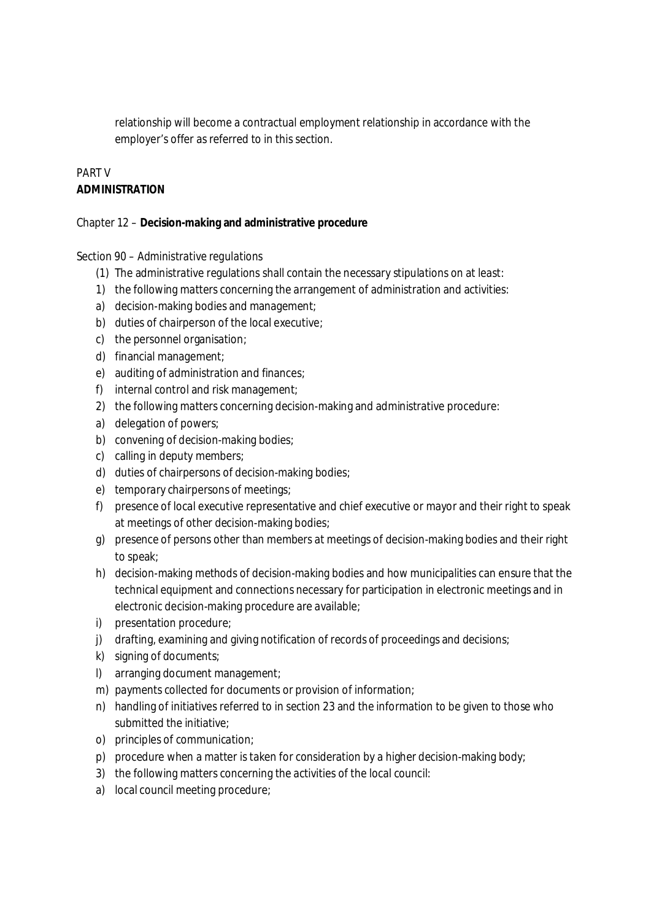relationship will become a contractual employment relationship in accordance with the employer's offer as referred to in this section.

PART V
**ADMINISTRATION**

Chapter 12 – **Decision-making and administrative procedure**

Section 90 – Administrative regulations

(1) The administrative regulations shall contain the necessary stipulations on at least:

1) the following matters concerning the arrangement of administration and activities:
a) decision-making bodies and management;
b) duties of chairperson of the local executive;
c) the personnel organisation;
d) financial management;
e) auditing of administration and finances;
f) internal control and risk management;

2) the following matters concerning decision-making and administrative procedure:
a) delegation of powers;
b) convening of decision-making bodies;
c) calling in deputy members;
d) duties of chairpersons of decision-making bodies;
e) temporary chairpersons of meetings;
f) presence of local executive representative and chief executive or mayor and their right to speak at meetings of other decision-making bodies;
g) presence of persons other than members at meetings of decision-making bodies and their right to speak;
h) decision-making methods of decision-making bodies and how municipalities can ensure that the technical equipment and connections necessary for participation in electronic meetings and in electronic decision-making procedure are available;
i) presentation procedure;
j) drafting, examining and giving notification of records of proceedings and decisions;
k) signing of documents;
l) arranging document management;
m) payments collected for documents or provision of information;
n) handling of initiatives referred to in section 23 and the information to be given to those who submitted the initiative;
o) principles of communication;
p) procedure when a matter is taken for consideration by a higher decision-making body;

3) the following matters concerning the activities of the local council:
a) local council meeting procedure;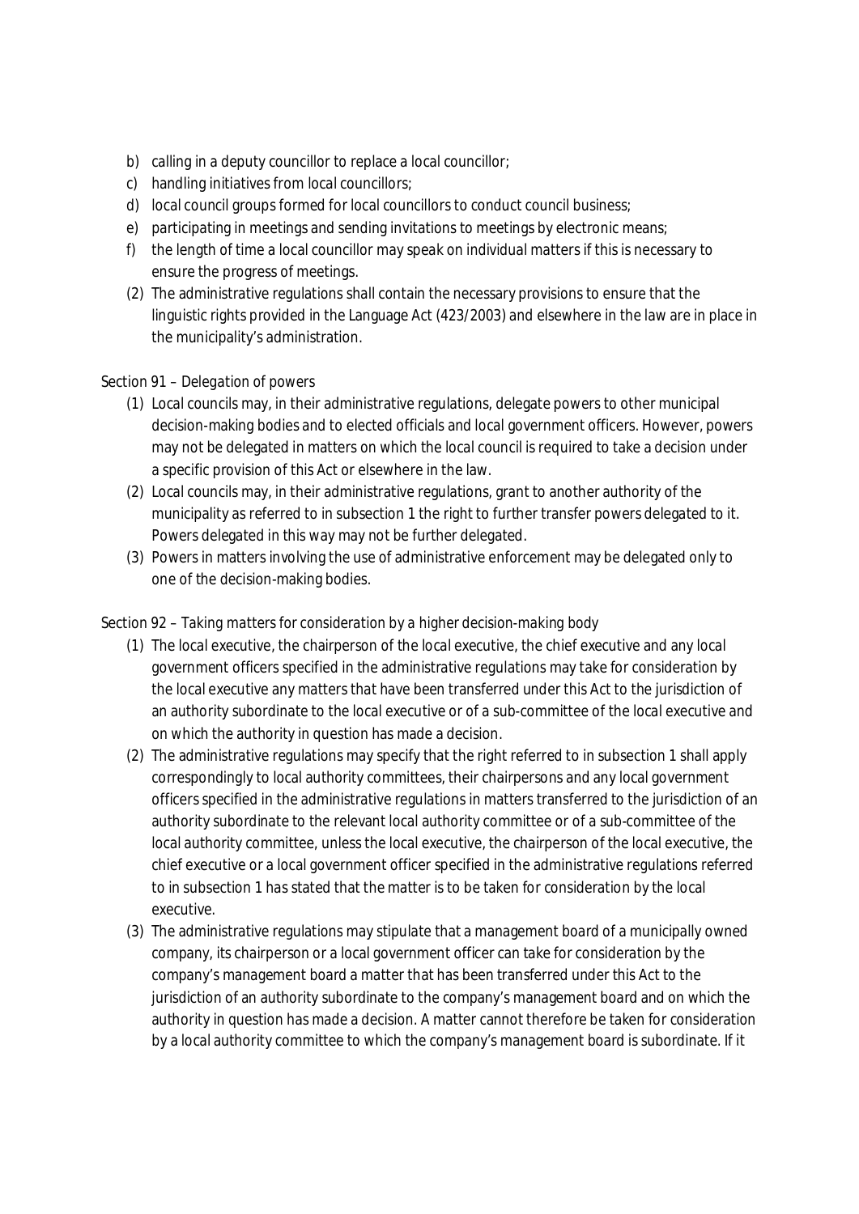b) calling in a deputy councillor to replace a local councillor;
c) handling initiatives from local councillors;
d) local council groups formed for local councillors to conduct council business;
e) participating in meetings and sending invitations to meetings by electronic means;
f) the length of time a local councillor may speak on individual matters if this is necessary to ensure the progress of meetings.

(2) The administrative regulations shall contain the necessary provisions to ensure that the linguistic rights provided in the Language Act (423/2003) and elsewhere in the law are in place in the municipality's administration.

Section 91 – Delegation of powers

(1) Local councils may, in their administrative regulations, delegate powers to other municipal decision-making bodies and to elected officials and local government officers. However, powers may not be delegated in matters on which the local council is required to take a decision under a specific provision of this Act or elsewhere in the law.

(2) Local councils may, in their administrative regulations, grant to another authority of the municipality as referred to in subsection 1 the right to further transfer powers delegated to it. Powers delegated in this way may not be further delegated.

(3) Powers in matters involving the use of administrative enforcement may be delegated only to one of the decision-making bodies.

Section 92 – Taking matters for consideration by a higher decision-making body

(1) The local executive, the chairperson of the local executive, the chief executive and any local government officers specified in the administrative regulations may take for consideration by the local executive any matters that have been transferred under this Act to the jurisdiction of an authority subordinate to the local executive or of a sub-committee of the local executive and on which the authority in question has made a decision.

(2) The administrative regulations may specify that the right referred to in subsection 1 shall apply correspondingly to local authority committees, their chairpersons and any local government officers specified in the administrative regulations in matters transferred to the jurisdiction of an authority subordinate to the relevant local authority committee or of a sub-committee of the local authority committee, unless the local executive, the chairperson of the local executive, the chief executive or a local government officer specified in the administrative regulations referred to in subsection 1 has stated that the matter is to be taken for consideration by the local executive.

(3) The administrative regulations may stipulate that a management board of a municipally owned company, its chairperson or a local government officer can take for consideration by the company's management board a matter that has been transferred under this Act to the jurisdiction of an authority subordinate to the company's management board and on which the authority in question has made a decision. A matter cannot therefore be taken for consideration by a local authority committee to which the company's management board is subordinate. If it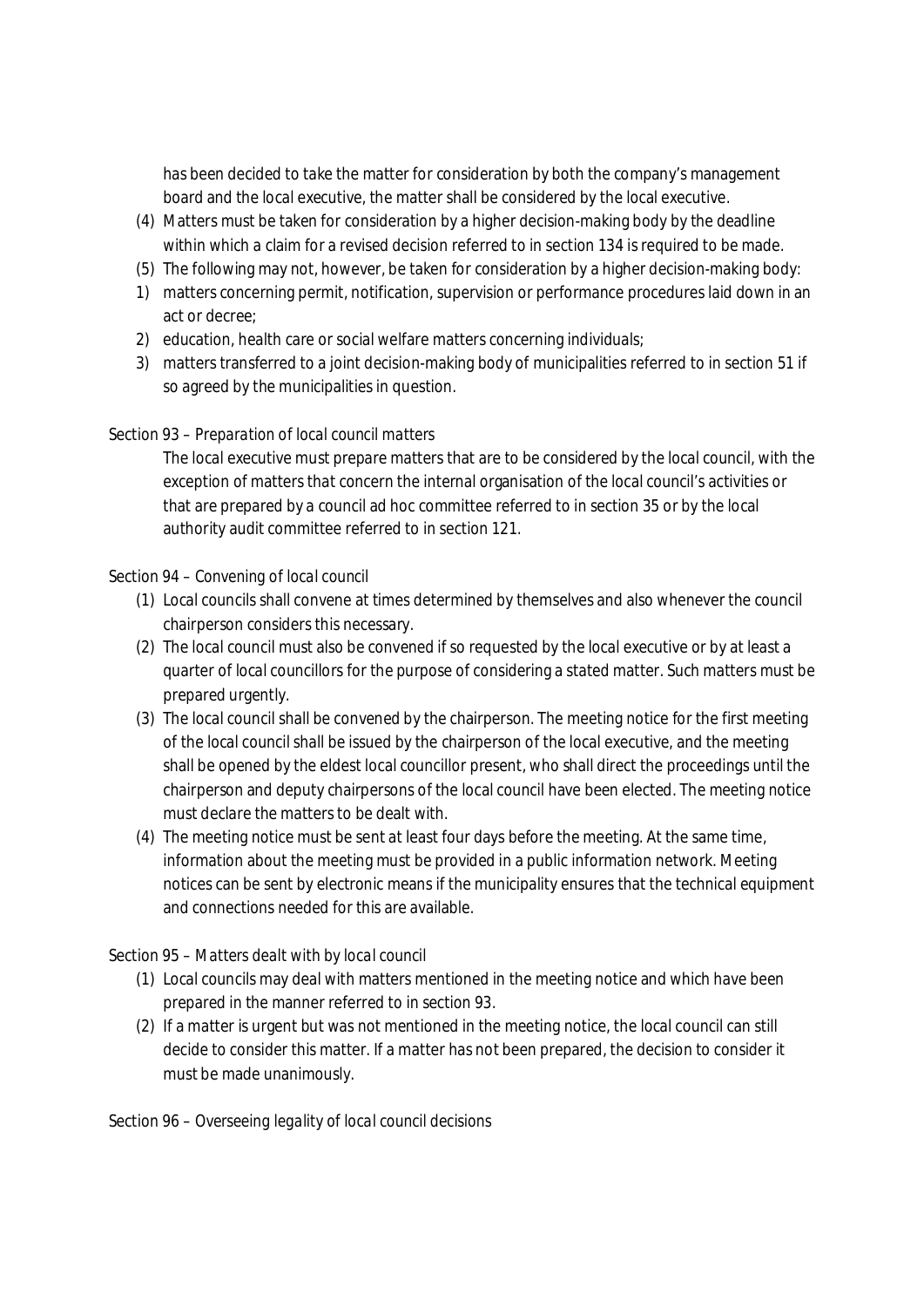has been decided to take the matter for consideration by both the company's management board and the local executive, the matter shall be considered by the local executive.

(4) Matters must be taken for consideration by a higher decision-making body by the deadline within which a claim for a revised decision referred to in section 134 is required to be made.

(5) The following may not, however, be taken for consideration by a higher decision-making body:

1) matters concerning permit, notification, supervision or performance procedures laid down in an act or decree;
2) education, health care or social welfare matters concerning individuals;
3) matters transferred to a joint decision-making body of municipalities referred to in section 51 if so agreed by the municipalities in question.

*Section 93 – Preparation of local council matters*

The local executive must prepare matters that are to be considered by the local council, with the exception of matters that concern the internal organisation of the local council's activities or that are prepared by a council ad hoc committee referred to in section 35 or by the local authority audit committee referred to in section 121.

*Section 94 – Convening of local council*

(1) Local councils shall convene at times determined by themselves and also whenever the council chairperson considers this necessary.

(2) The local council must also be convened if so requested by the local executive or by at least a quarter of local councillors for the purpose of considering a stated matter. Such matters must be prepared urgently.

(3) The local council shall be convened by the chairperson. The meeting notice for the first meeting of the local council shall be issued by the chairperson of the local executive, and the meeting shall be opened by the eldest local councillor present, who shall direct the proceedings until the chairperson and deputy chairpersons of the local council have been elected. The meeting notice must declare the matters to be dealt with.

(4) The meeting notice must be sent at least four days before the meeting. At the same time, information about the meeting must be provided in a public information network. Meeting notices can be sent by electronic means if the municipality ensures that the technical equipment and connections needed for this are available.

*Section 95 – Matters dealt with by local council*

(1) Local councils may deal with matters mentioned in the meeting notice and which have been prepared in the manner referred to in section 93.

(2) If a matter is urgent but was not mentioned in the meeting notice, the local council can still decide to consider this matter. If a matter has not been prepared, the decision to consider it must be made unanimously.

*Section 96 – Overseeing legality of local council decisions*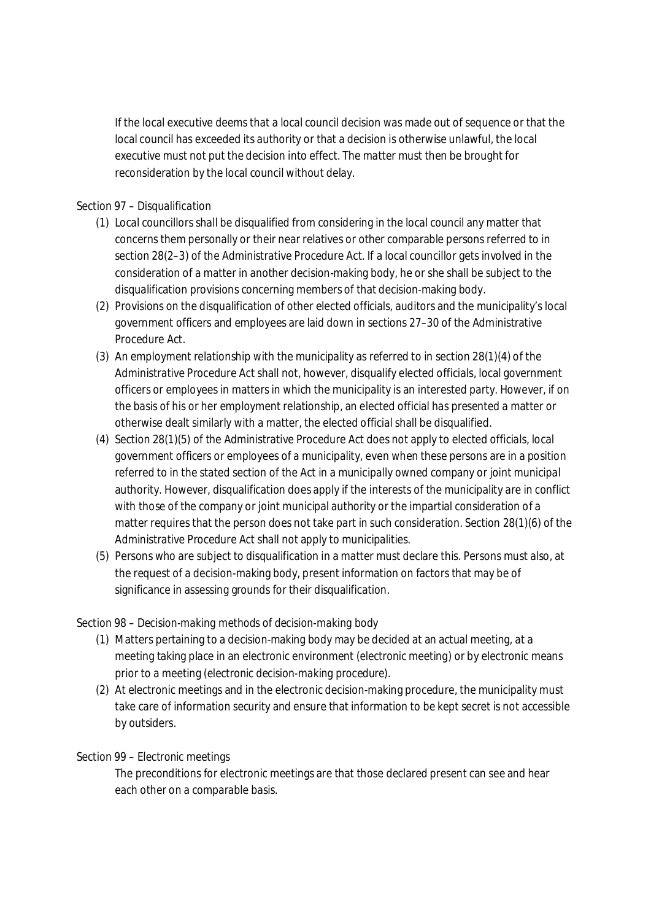If the local executive deems that a local council decision was made out of sequence or that the local council has exceeded its authority or that a decision is otherwise unlawful, the local executive must not put the decision into effect. The matter must then be brought for reconsideration by the local council without delay.

Section 97 – Disqualification

(1) Local councillors shall be disqualified from considering in the local council any matter that concerns them personally or their near relatives or other comparable persons referred to in section 28(2–3) of the Administrative Procedure Act. If a local councillor gets involved in the consideration of a matter in another decision-making body, he or she shall be subject to the disqualification provisions concerning members of that decision-making body.

(2) Provisions on the disqualification of other elected officials, auditors and the municipality's local government officers and employees are laid down in sections 27–30 of the Administrative Procedure Act.

(3) An employment relationship with the municipality as referred to in section 28(1)(4) of the Administrative Procedure Act shall not, however, disqualify elected officials, local government officers or employees in matters in which the municipality is an interested party. However, if on the basis of his or her employment relationship, an elected official has presented a matter or otherwise dealt similarly with a matter, the elected official shall be disqualified.

(4) Section 28(1)(5) of the Administrative Procedure Act does not apply to elected officials, local government officers or employees of a municipality, even when these persons are in a position referred to in the stated section of the Act in a municipally owned company or joint municipal authority. However, disqualification does apply if the interests of the municipality are in conflict with those of the company or joint municipal authority or the impartial consideration of a matter requires that the person does not take part in such consideration. Section 28(1)(6) of the Administrative Procedure Act shall not apply to municipalities.

(5) Persons who are subject to disqualification in a matter must declare this. Persons must also, at the request of a decision-making body, present information on factors that may be of significance in assessing grounds for their disqualification.

Section 98 – Decision-making methods of decision-making body

(1) Matters pertaining to a decision-making body may be decided at an actual meeting, at a meeting taking place in an electronic environment (electronic meeting) or by electronic means prior to a meeting (electronic decision-making procedure).

(2) At electronic meetings and in the electronic decision-making procedure, the municipality must take care of information security and ensure that information to be kept secret is not accessible by outsiders.

Section 99 – Electronic meetings

The preconditions for electronic meetings are that those declared present can see and hear each other on a comparable basis.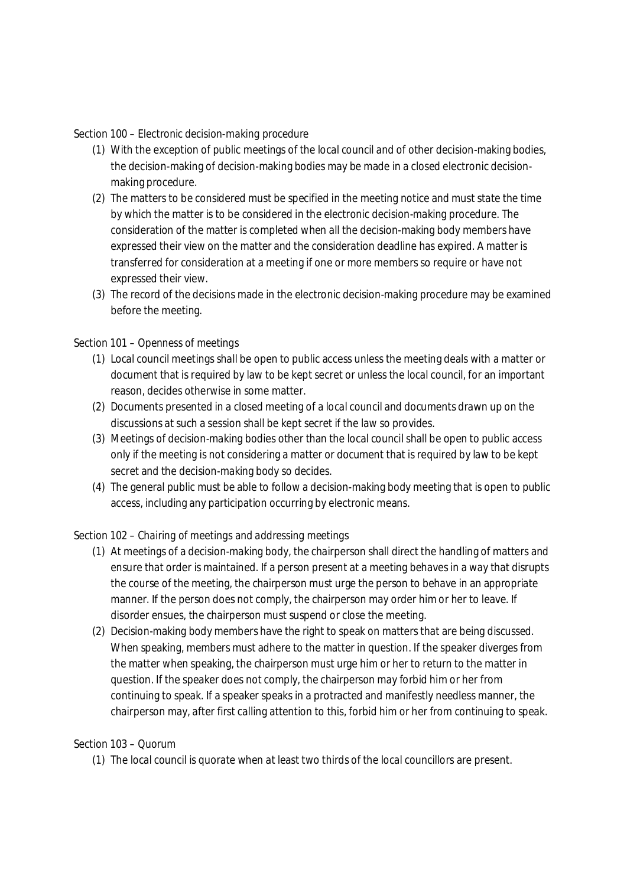Section 100 – Electronic decision-making procedure

(1) With the exception of public meetings of the local council and of other decision-making bodies, the decision-making of decision-making bodies may be made in a closed electronic decision-making procedure.

(2) The matters to be considered must be specified in the meeting notice and must state the time by which the matter is to be considered in the electronic decision-making procedure. The consideration of the matter is completed when all the decision-making body members have expressed their view on the matter and the consideration deadline has expired. A matter is transferred for consideration at a meeting if one or more members so require or have not expressed their view.

(3) The record of the decisions made in the electronic decision-making procedure may be examined before the meeting.

Section 101 – Openness of meetings

(1) Local council meetings shall be open to public access unless the meeting deals with a matter or document that is required by law to be kept secret or unless the local council, for an important reason, decides otherwise in some matter.

(2) Documents presented in a closed meeting of a local council and documents drawn up on the discussions at such a session shall be kept secret if the law so provides.

(3) Meetings of decision-making bodies other than the local council shall be open to public access only if the meeting is not considering a matter or document that is required by law to be kept secret and the decision-making body so decides.

(4) The general public must be able to follow a decision-making body meeting that is open to public access, including any participation occurring by electronic means.

Section 102 – Chairing of meetings and addressing meetings

(1) At meetings of a decision-making body, the chairperson shall direct the handling of matters and ensure that order is maintained. If a person present at a meeting behaves in a way that disrupts the course of the meeting, the chairperson must urge the person to behave in an appropriate manner. If the person does not comply, the chairperson may order him or her to leave. If disorder ensues, the chairperson must suspend or close the meeting.

(2) Decision-making body members have the right to speak on matters that are being discussed. When speaking, members must adhere to the matter in question. If the speaker diverges from the matter when speaking, the chairperson must urge him or her to return to the matter in question. If the speaker does not comply, the chairperson may forbid him or her from continuing to speak. If a speaker speaks in a protracted and manifestly needless manner, the chairperson may, after first calling attention to this, forbid him or her from continuing to speak.

Section 103 – Quorum

(1) The local council is quorate when at least two thirds of the local councillors are present.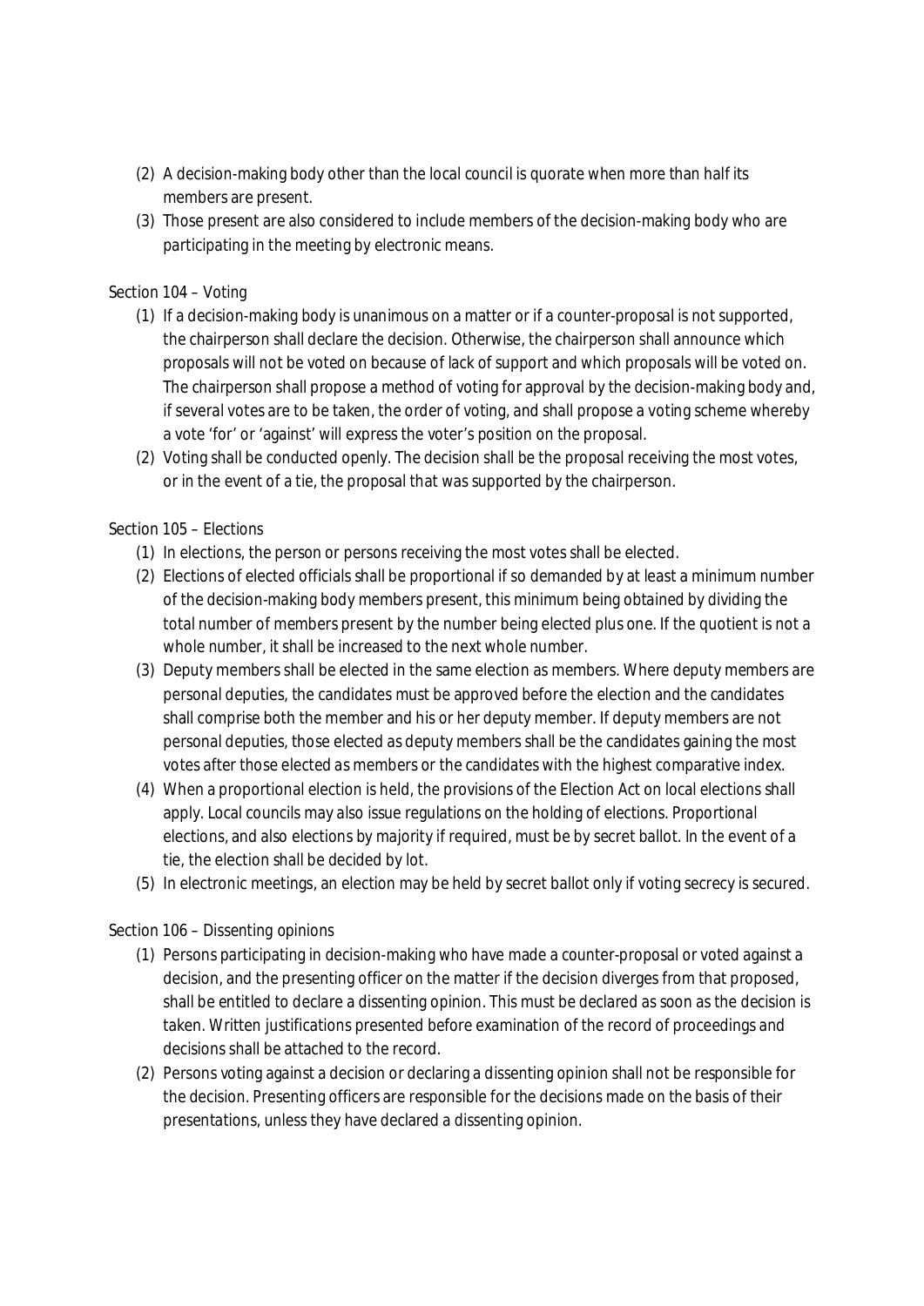(2) A decision-making body other than the local council is quorate when more than half its members are present.

(3) Those present are also considered to include members of the decision-making body who are participating in the meeting by electronic means.

## Section 104 – Voting

(1) If a decision-making body is unanimous on a matter or if a counter-proposal is not supported, the chairperson shall declare the decision. Otherwise, the chairperson shall announce which proposals will not be voted on because of lack of support and which proposals will be voted on. The chairperson shall propose a method of voting for approval by the decision-making body and, if several votes are to be taken, the order of voting, and shall propose a voting scheme whereby a vote 'for' or 'against' will express the voter's position on the proposal.

(2) Voting shall be conducted openly. The decision shall be the proposal receiving the most votes, or in the event of a tie, the proposal that was supported by the chairperson.

## Section 105 – Elections

(1) In elections, the person or persons receiving the most votes shall be elected.

(2) Elections of elected officials shall be proportional if so demanded by at least a minimum number of the decision-making body members present, this minimum being obtained by dividing the total number of members present by the number being elected plus one. If the quotient is not a whole number, it shall be increased to the next whole number.

(3) Deputy members shall be elected in the same election as members. Where deputy members are personal deputies, the candidates must be approved before the election and the candidates shall comprise both the member and his or her deputy member. If deputy members are not personal deputies, those elected as deputy members shall be the candidates gaining the most votes after those elected as members or the candidates with the highest comparative index.

(4) When a proportional election is held, the provisions of the Election Act on local elections shall apply. Local councils may also issue regulations on the holding of elections. Proportional elections, and also elections by majority if required, must be by secret ballot. In the event of a tie, the election shall be decided by lot.

(5) In electronic meetings, an election may be held by secret ballot only if voting secrecy is secured.

## Section 106 – Dissenting opinions

(1) Persons participating in decision-making who have made a counter-proposal or voted against a decision, and the presenting officer on the matter if the decision diverges from that proposed, shall be entitled to declare a dissenting opinion. This must be declared as soon as the decision is taken. Written justifications presented before examination of the record of proceedings and decisions shall be attached to the record.

(2) Persons voting against a decision or declaring a dissenting opinion shall not be responsible for the decision. Presenting officers are responsible for the decisions made on the basis of their presentations, unless they have declared a dissenting opinion.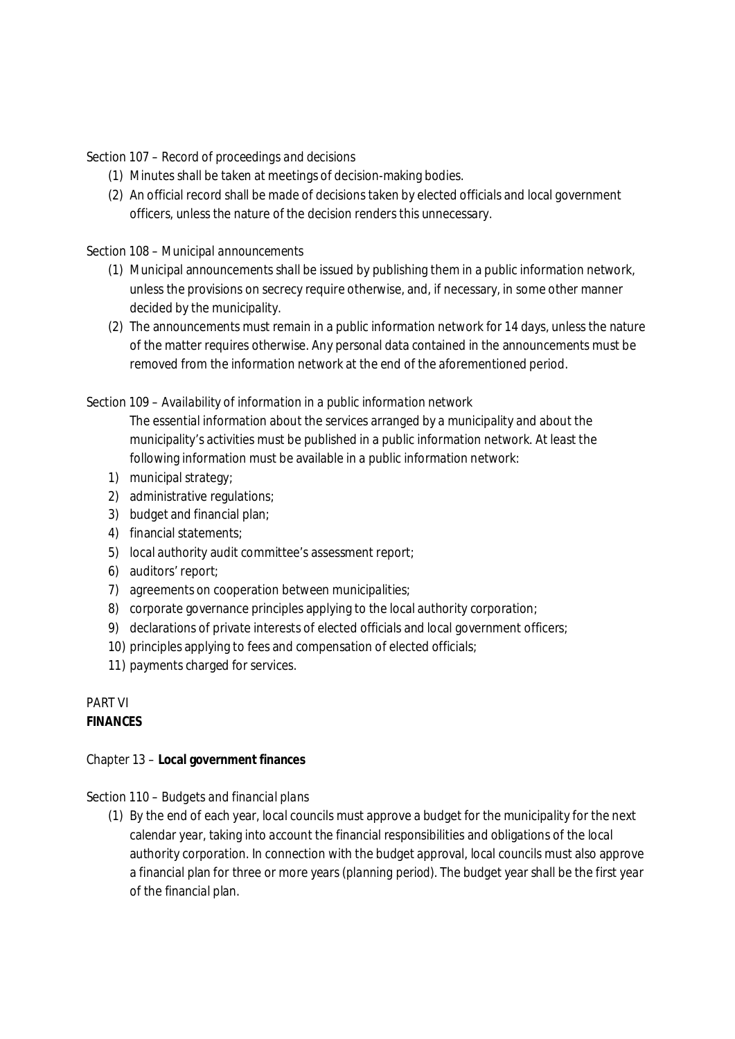Section 107 – *Record of proceedings and decisions*

(1) Minutes shall be taken at meetings of decision-making bodies.

(2) An official record shall be made of decisions taken by elected officials and local government officers, unless the nature of the decision renders this unnecessary.

Section 108 – *Municipal announcements*

(1) Municipal announcements shall be issued by publishing them in a public information network, unless the provisions on secrecy require otherwise, and, if necessary, in some other manner decided by the municipality.

(2) The announcements must remain in a public information network for 14 days, unless the nature of the matter requires otherwise. Any personal data contained in the announcements must be removed from the information network at the end of the aforementioned period.

Section 109 – *Availability of information in a public information network*

The essential information about the services arranged by a municipality and about the municipality's activities must be published in a public information network. At least the following information must be available in a public information network:

1) municipal strategy;
2) administrative regulations;
3) budget and financial plan;
4) financial statements;
5) local authority audit committee's assessment report;
6) auditors' report;
7) agreements on cooperation between municipalities;
8) corporate governance principles applying to the local authority corporation;
9) declarations of private interests of elected officials and local government officers;
10) principles applying to fees and compensation of elected officials;
11) payments charged for services.

# PART VI
# **FINANCES**

## Chapter 13 – **Local government finances**

Section 110 – *Budgets and financial plans*

(1) By the end of each year, local councils must approve a budget for the municipality for the next calendar year, taking into account the financial responsibilities and obligations of the local authority corporation. In connection with the budget approval, local councils must also approve a financial plan for three or more years (planning period). The budget year shall be the first year of the financial plan.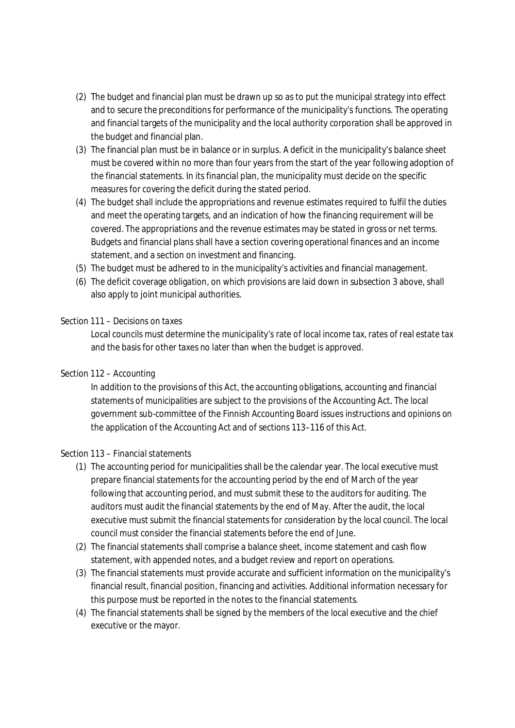(2) The budget and financial plan must be drawn up so as to put the municipal strategy into effect and to secure the preconditions for performance of the municipality's functions. The operating and financial targets of the municipality and the local authority corporation shall be approved in the budget and financial plan.

(3) The financial plan must be in balance or in surplus. A deficit in the municipality's balance sheet must be covered within no more than four years from the start of the year following adoption of the financial statements. In its financial plan, the municipality must decide on the specific measures for covering the deficit during the stated period.

(4) The budget shall include the appropriations and revenue estimates required to fulfil the duties and meet the operating targets, and an indication of how the financing requirement will be covered. The appropriations and the revenue estimates may be stated in gross or net terms. Budgets and financial plans shall have a section covering operational finances and an income statement, and a section on investment and financing.

(5) The budget must be adhered to in the municipality's activities and financial management.

(6) The deficit coverage obligation, on which provisions are laid down in subsection 3 above, shall also apply to joint municipal authorities.

Section 111 – Decisions on taxes

Local councils must determine the municipality's rate of local income tax, rates of real estate tax and the basis for other taxes no later than when the budget is approved.

Section 112 – Accounting

In addition to the provisions of this Act, the accounting obligations, accounting and financial statements of municipalities are subject to the provisions of the Accounting Act. The local government sub-committee of the Finnish Accounting Board issues instructions and opinions on the application of the Accounting Act and of sections 113–116 of this Act.

Section 113 – Financial statements

(1) The accounting period for municipalities shall be the calendar year. The local executive must prepare financial statements for the accounting period by the end of March of the year following that accounting period, and must submit these to the auditors for auditing. The auditors must audit the financial statements by the end of May. After the audit, the local executive must submit the financial statements for consideration by the local council. The local council must consider the financial statements before the end of June.

(2) The financial statements shall comprise a balance sheet, income statement and cash flow statement, with appended notes, and a budget review and report on operations.

(3) The financial statements must provide accurate and sufficient information on the municipality's financial result, financial position, financing and activities. Additional information necessary for this purpose must be reported in the notes to the financial statements.

(4) The financial statements shall be signed by the members of the local executive and the chief executive or the mayor.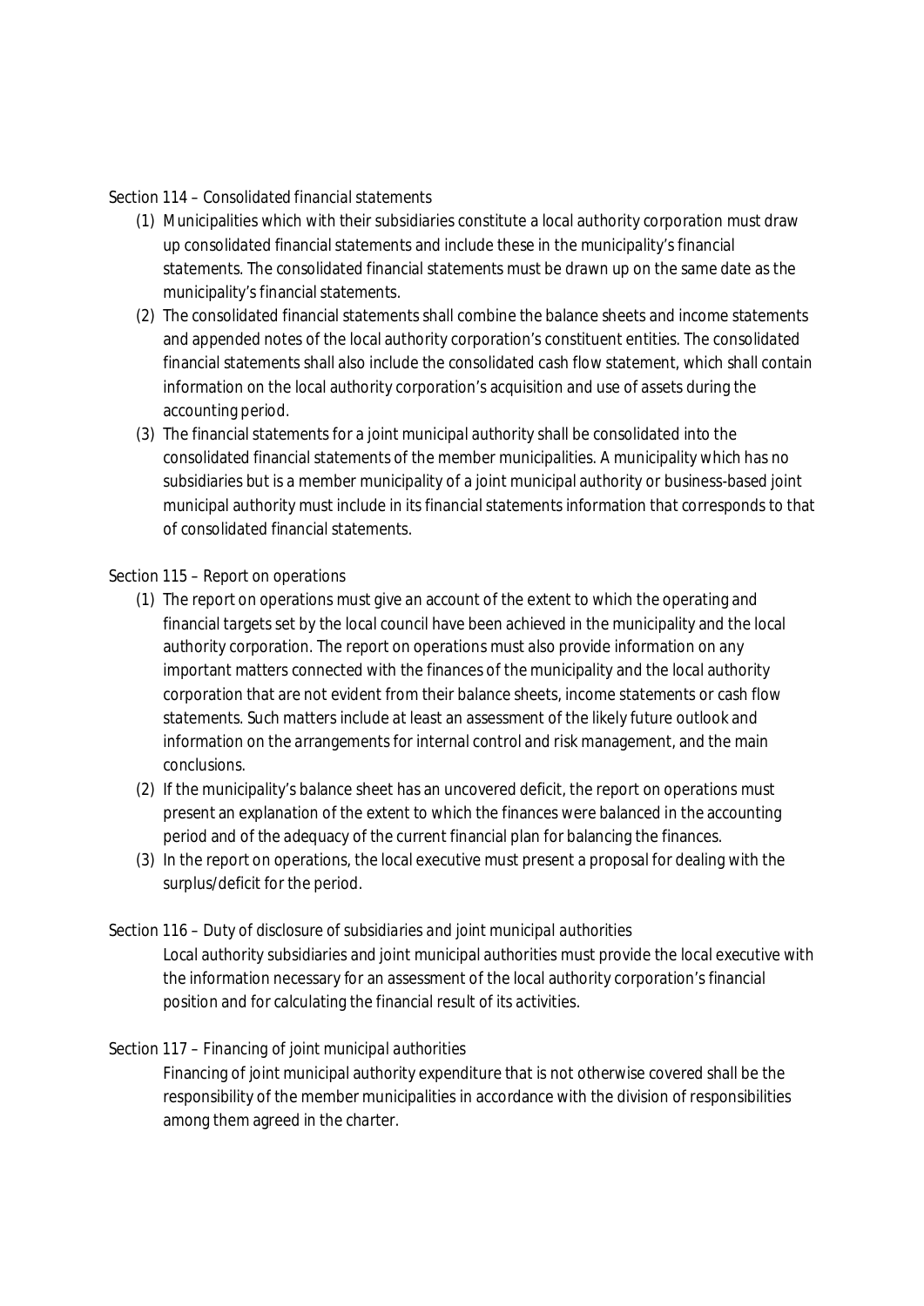Section 114 – *Consolidated financial statements*

(1) Municipalities which with their subsidiaries constitute a local authority corporation must draw up consolidated financial statements and include these in the municipality's financial statements. The consolidated financial statements must be drawn up on the same date as the municipality's financial statements.

(2) The consolidated financial statements shall combine the balance sheets and income statements and appended notes of the local authority corporation's constituent entities. The consolidated financial statements shall also include the consolidated cash flow statement, which shall contain information on the local authority corporation's acquisition and use of assets during the accounting period.

(3) The financial statements for a joint municipal authority shall be consolidated into the consolidated financial statements of the member municipalities. A municipality which has no subsidiaries but is a member municipality of a joint municipal authority or business-based joint municipal authority must include in its financial statements information that corresponds to that of consolidated financial statements.

Section 115 – *Report on operations*

(1) The report on operations must give an account of the extent to which the operating and financial targets set by the local council have been achieved in the municipality and the local authority corporation. The report on operations must also provide information on any important matters connected with the finances of the municipality and the local authority corporation that are not evident from their balance sheets, income statements or cash flow statements. Such matters include at least an assessment of the likely future outlook and information on the arrangements for internal control and risk management, and the main conclusions.

(2) If the municipality's balance sheet has an uncovered deficit, the report on operations must present an explanation of the extent to which the finances were balanced in the accounting period and of the adequacy of the current financial plan for balancing the finances.

(3) In the report on operations, the local executive must present a proposal for dealing with the surplus/deficit for the period.

Section 116 – *Duty of disclosure of subsidiaries and joint municipal authorities*

Local authority subsidiaries and joint municipal authorities must provide the local executive with the information necessary for an assessment of the local authority corporation's financial position and for calculating the financial result of its activities.

Section 117 – *Financing of joint municipal authorities*

Financing of joint municipal authority expenditure that is not otherwise covered shall be the responsibility of the member municipalities in accordance with the division of responsibilities among them agreed in the charter.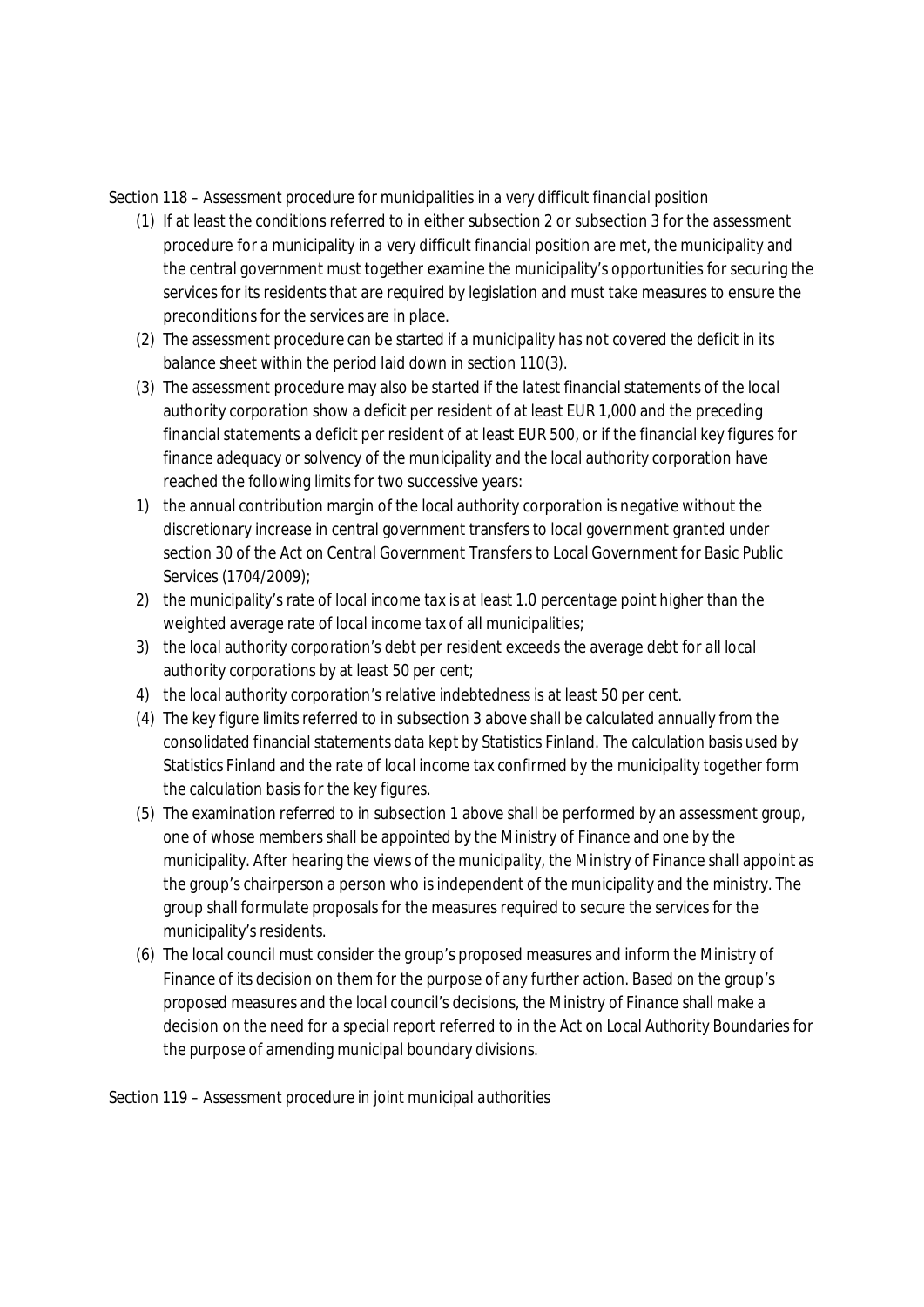Section 118 – Assessment procedure for municipalities in a very difficult financial position

(1) If at least the conditions referred to in either subsection 2 or subsection 3 for the assessment procedure for a municipality in a very difficult financial position are met, the municipality and the central government must together examine the municipality's opportunities for securing the services for its residents that are required by legislation and must take measures to ensure the preconditions for the services are in place.

(2) The assessment procedure can be started if a municipality has not covered the deficit in its balance sheet within the period laid down in section 110(3).

(3) The assessment procedure may also be started if the latest financial statements of the local authority corporation show a deficit per resident of at least EUR 1,000 and the preceding financial statements a deficit per resident of at least EUR 500, or if the financial key figures for finance adequacy or solvency of the municipality and the local authority corporation have reached the following limits for two successive years:

1) the annual contribution margin of the local authority corporation is negative without the discretionary increase in central government transfers to local government granted under section 30 of the Act on Central Government Transfers to Local Government for Basic Public Services (1704/2009);

2) the municipality's rate of local income tax is at least 1.0 percentage point higher than the weighted average rate of local income tax of all municipalities;

3) the local authority corporation's debt per resident exceeds the average debt for all local authority corporations by at least 50 per cent;

4) the local authority corporation's relative indebtedness is at least 50 per cent.

(4) The key figure limits referred to in subsection 3 above shall be calculated annually from the consolidated financial statements data kept by Statistics Finland. The calculation basis used by Statistics Finland and the rate of local income tax confirmed by the municipality together form the calculation basis for the key figures.

(5) The examination referred to in subsection 1 above shall be performed by an assessment group, one of whose members shall be appointed by the Ministry of Finance and one by the municipality. After hearing the views of the municipality, the Ministry of Finance shall appoint as the group's chairperson a person who is independent of the municipality and the ministry. The group shall formulate proposals for the measures required to secure the services for the municipality's residents.

(6) The local council must consider the group's proposed measures and inform the Ministry of Finance of its decision on them for the purpose of any further action. Based on the group's proposed measures and the local council's decisions, the Ministry of Finance shall make a decision on the need for a special report referred to in the Act on Local Authority Boundaries for the purpose of amending municipal boundary divisions.

Section 119 – Assessment procedure in joint municipal authorities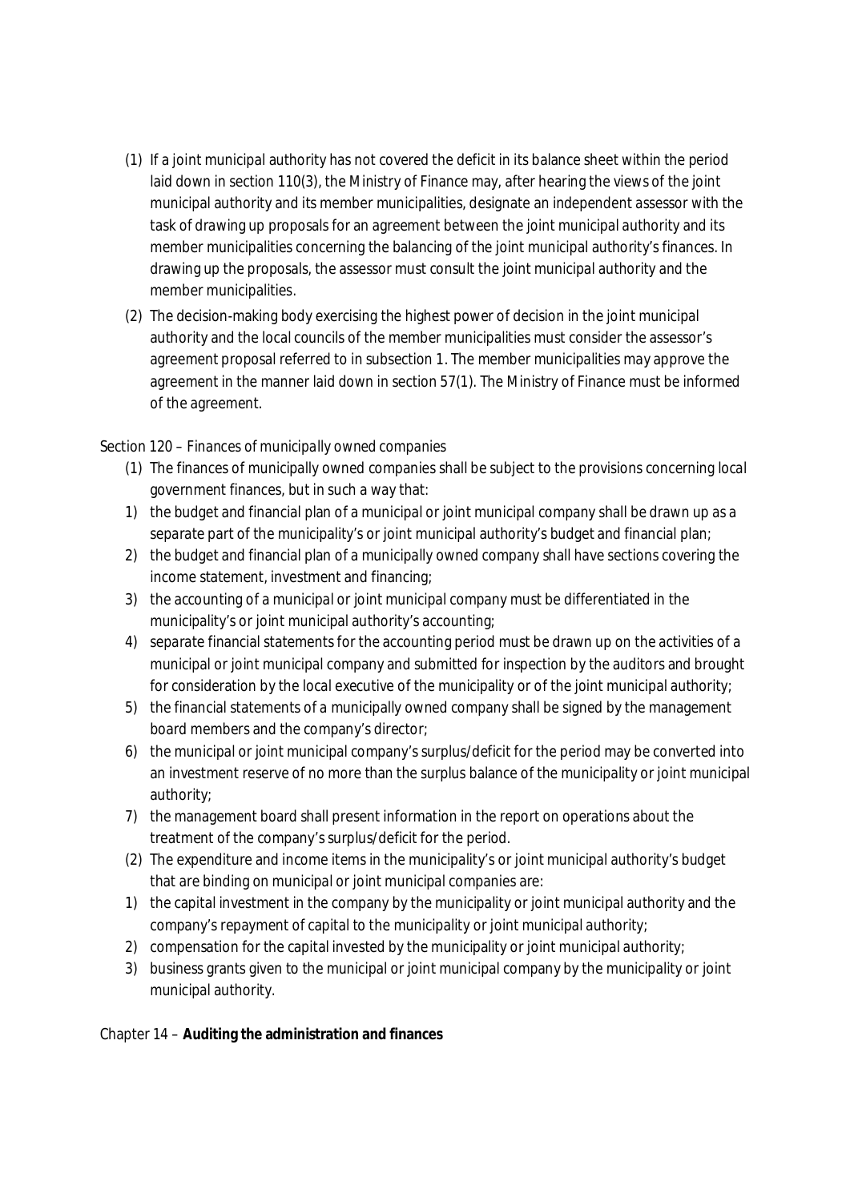(1) If a joint municipal authority has not covered the deficit in its balance sheet within the period laid down in section 110(3), the Ministry of Finance may, after hearing the views of the joint municipal authority and its member municipalities, designate an independent assessor with the task of drawing up proposals for an agreement between the joint municipal authority and its member municipalities concerning the balancing of the joint municipal authority's finances. In drawing up the proposals, the assessor must consult the joint municipal authority and the member municipalities.

(2) The decision-making body exercising the highest power of decision in the joint municipal authority and the local councils of the member municipalities must consider the assessor's agreement proposal referred to in subsection 1. The member municipalities may approve the agreement in the manner laid down in section 57(1). The Ministry of Finance must be informed of the agreement.

Section 120 – *Finances of municipally owned companies*

(1) The finances of municipally owned companies shall be subject to the provisions concerning local government finances, but in such a way that:

1) the budget and financial plan of a municipal or joint municipal company shall be drawn up as a separate part of the municipality's or joint municipal authority's budget and financial plan;
2) the budget and financial plan of a municipally owned company shall have sections covering the income statement, investment and financing;
3) the accounting of a municipal or joint municipal company must be differentiated in the municipality's or joint municipal authority's accounting;
4) separate financial statements for the accounting period must be drawn up on the activities of a municipal or joint municipal company and submitted for inspection by the auditors and brought for consideration by the local executive of the municipality or of the joint municipal authority;
5) the financial statements of a municipally owned company shall be signed by the management board members and the company's director;
6) the municipal or joint municipal company's surplus/deficit for the period may be converted into an investment reserve of no more than the surplus balance of the municipality or joint municipal authority;
7) the management board shall present information in the report on operations about the treatment of the company's surplus/deficit for the period.

(2) The expenditure and income items in the municipality's or joint municipal authority's budget that are binding on municipal or joint municipal companies are:

1) the capital investment in the company by the municipality or joint municipal authority and the company's repayment of capital to the municipality or joint municipal authority;
2) compensation for the capital invested by the municipality or joint municipal authority;
3) business grants given to the municipal or joint municipal company by the municipality or joint municipal authority.

Chapter 14 – **Auditing the administration and finances**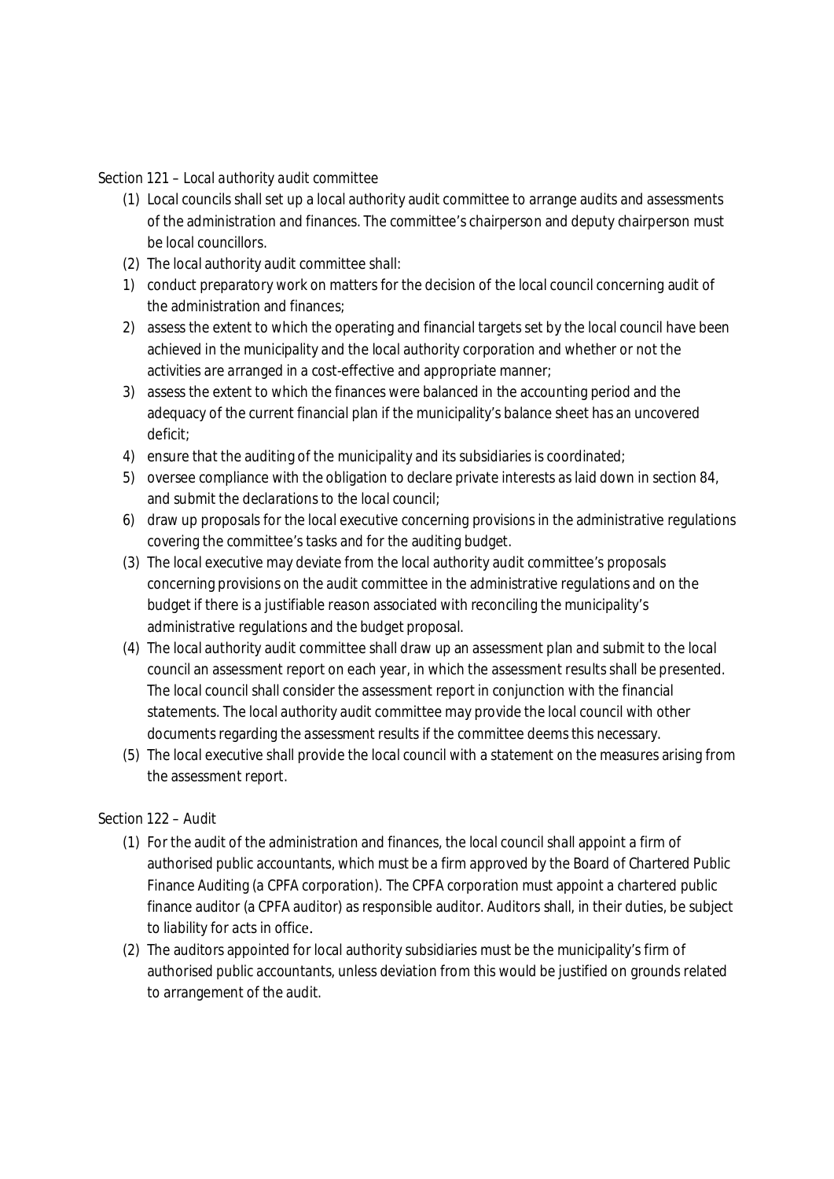Section 121 – *Local authority audit committee*

(1) Local councils shall set up a local authority audit committee to arrange audits and assessments of the administration and finances. The committee's chairperson and deputy chairperson must be local councillors.

(2) The local authority audit committee shall:

1) conduct preparatory work on matters for the decision of the local council concerning audit of the administration and finances;
2) assess the extent to which the operating and financial targets set by the local council have been achieved in the municipality and the local authority corporation and whether or not the activities are arranged in a cost-effective and appropriate manner;
3) assess the extent to which the finances were balanced in the accounting period and the adequacy of the current financial plan if the municipality's balance sheet has an uncovered deficit;
4) ensure that the auditing of the municipality and its subsidiaries is coordinated;
5) oversee compliance with the obligation to declare private interests as laid down in section 84, and submit the declarations to the local council;
6) draw up proposals for the local executive concerning provisions in the administrative regulations covering the committee's tasks and for the auditing budget.

(3) The local executive may deviate from the local authority audit committee's proposals concerning provisions on the audit committee in the administrative regulations and on the budget if there is a justifiable reason associated with reconciling the municipality's administrative regulations and the budget proposal.

(4) The local authority audit committee shall draw up an assessment plan and submit to the local council an assessment report on each year, in which the assessment results shall be presented. The local council shall consider the assessment report in conjunction with the financial statements. The local authority audit committee may provide the local council with other documents regarding the assessment results if the committee deems this necessary.

(5) The local executive shall provide the local council with a statement on the measures arising from the assessment report.

Section 122 – *Audit*

(1) For the audit of the administration and finances, the local council shall appoint a firm of authorised public accountants, which must be a firm approved by the Board of Chartered Public Finance Auditing (a CPFA corporation). The CPFA corporation must appoint a chartered public finance auditor (a CPFA auditor) as responsible auditor. Auditors shall, in their duties, be subject to liability for acts in office.

(2) The auditors appointed for local authority subsidiaries must be the municipality's firm of authorised public accountants, unless deviation from this would be justified on grounds related to arrangement of the audit.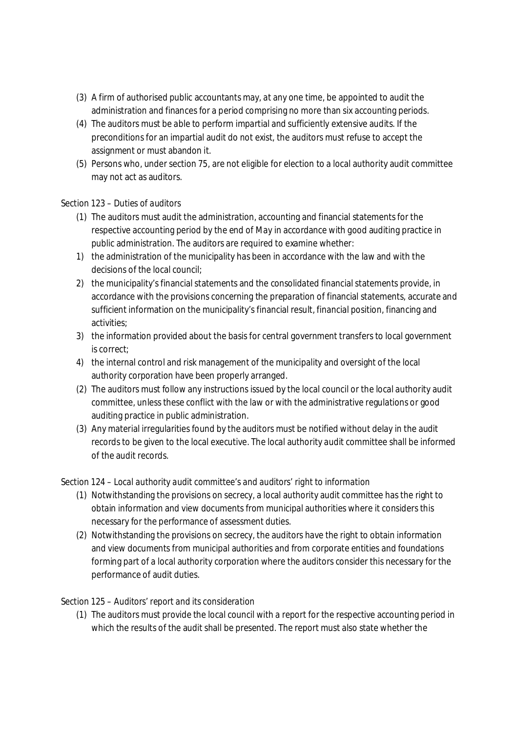(3) A firm of authorised public accountants may, at any one time, be appointed to audit the administration and finances for a period comprising no more than six accounting periods.

(4) The auditors must be able to perform impartial and sufficiently extensive audits. If the preconditions for an impartial audit do not exist, the auditors must refuse to accept the assignment or must abandon it.

(5) Persons who, under section 75, are not eligible for election to a local authority audit committee may not act as auditors.

*Section 123 – Duties of auditors*

(1) The auditors must audit the administration, accounting and financial statements for the respective accounting period by the end of May in accordance with good auditing practice in public administration. The auditors are required to examine whether:

1) the administration of the municipality has been in accordance with the law and with the decisions of the local council;
2) the municipality's financial statements and the consolidated financial statements provide, in accordance with the provisions concerning the preparation of financial statements, accurate and sufficient information on the municipality's financial result, financial position, financing and activities;
3) the information provided about the basis for central government transfers to local government is correct;
4) the internal control and risk management of the municipality and oversight of the local authority corporation have been properly arranged.

(2) The auditors must follow any instructions issued by the local council or the local authority audit committee, unless these conflict with the law or with the administrative regulations or good auditing practice in public administration.

(3) Any material irregularities found by the auditors must be notified without delay in the audit records to be given to the local executive. The local authority audit committee shall be informed of the audit records.

*Section 124 – Local authority audit committee's and auditors' right to information*

(1) Notwithstanding the provisions on secrecy, a local authority audit committee has the right to obtain information and view documents from municipal authorities where it considers this necessary for the performance of assessment duties.

(2) Notwithstanding the provisions on secrecy, the auditors have the right to obtain information and view documents from municipal authorities and from corporate entities and foundations forming part of a local authority corporation where the auditors consider this necessary for the performance of audit duties.

*Section 125 – Auditors' report and its consideration*

(1) The auditors must provide the local council with a report for the respective accounting period in which the results of the audit shall be presented. The report must also state whether the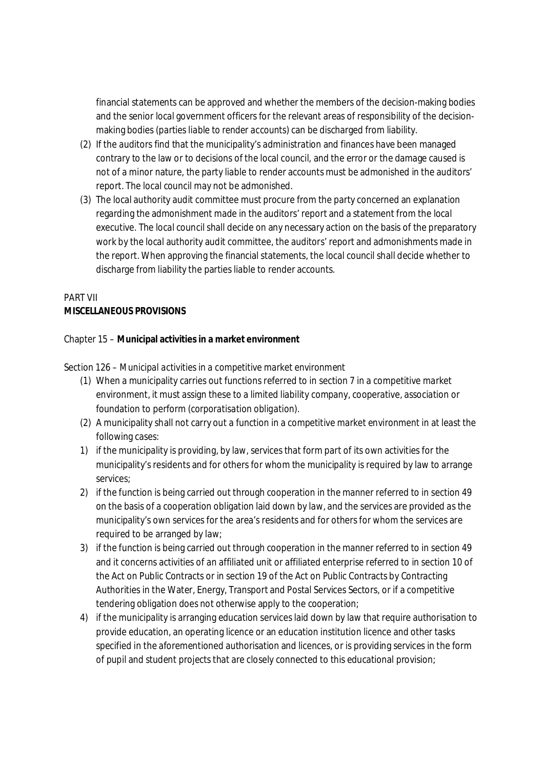financial statements can be approved and whether the members of the decision-making bodies and the senior local government officers for the relevant areas of responsibility of the decision-making bodies (*parties liable to render accounts*) can be discharged from liability.

(2) If the auditors find that the municipality's administration and finances have been managed contrary to the law or to decisions of the local council, and the error or the damage caused is not of a minor nature, the party liable to render accounts must be admonished in the auditors' report. The local council may not be admonished.

(3) The local authority audit committee must procure from the party concerned an explanation regarding the admonishment made in the auditors' report and a statement from the local executive. The local council shall decide on any necessary action on the basis of the preparatory work by the local authority audit committee, the auditors' report and admonishments made in the report. When approving the financial statements, the local council shall decide whether to discharge from liability the parties liable to render accounts.

## PART VII
## MISCELLANEOUS PROVISIONS

### Chapter 15 – Municipal activities in a market environment

*Section 126 – Municipal activities in a competitive market environment*

(1) When a municipality carries out functions referred to in section 7 in a competitive market environment, it must assign these to a limited liability company, cooperative, association or foundation to perform (*corporatisation obligation*).

(2) A municipality shall not carry out a function in a competitive market environment in at least the following cases:

1) if the municipality is providing, by law, services that form part of its own activities for the municipality's residents and for others for whom the municipality is required by law to arrange services;

2) if the function is being carried out through cooperation in the manner referred to in section 49 on the basis of a cooperation obligation laid down by law, and the services are provided as the municipality's own services for the area's residents and for others for whom the services are required to be arranged by law;

3) if the function is being carried out through cooperation in the manner referred to in section 49 and it concerns activities of an affiliated unit or affiliated enterprise referred to in section 10 of the Act on Public Contracts or in section 19 of the Act on Public Contracts by Contracting Authorities in the Water, Energy, Transport and Postal Services Sectors, or if a competitive tendering obligation does not otherwise apply to the cooperation;

4) if the municipality is arranging education services laid down by law that require authorisation to provide education, an operating licence or an education institution licence and other tasks specified in the aforementioned authorisation and licences, or is providing services in the form of pupil and student projects that are closely connected to this educational provision;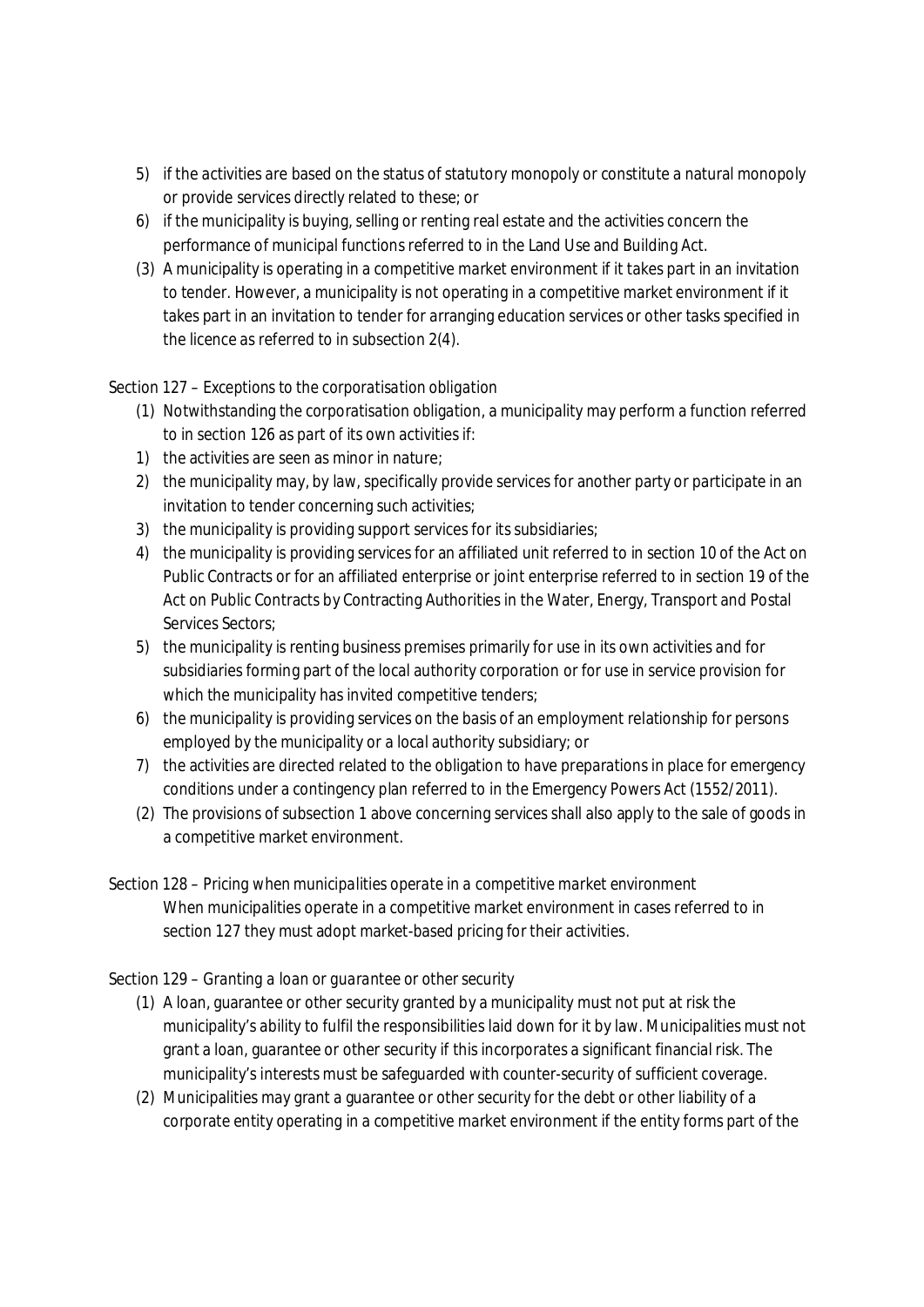5) if the activities are based on the status of statutory monopoly or constitute a natural monopoly or provide services directly related to these; or
6) if the municipality is buying, selling or renting real estate and the activities concern the performance of municipal functions referred to in the Land Use and Building Act.

(3) A municipality is operating in a competitive market environment if it takes part in an invitation to tender. However, a municipality is not operating in a competitive market environment if it takes part in an invitation to tender for arranging education services or other tasks specified in the licence as referred to in subsection 2(4).

Section 127 – *Exceptions to the corporatisation obligation*

(1) Notwithstanding the corporatisation obligation, a municipality may perform a function referred to in section 126 as part of its own activities if:

1) the activities are seen as minor in nature;
2) the municipality may, by law, specifically provide services for another party or participate in an invitation to tender concerning such activities;
3) the municipality is providing support services for its subsidiaries;
4) the municipality is providing services for an affiliated unit referred to in section 10 of the Act on Public Contracts or for an affiliated enterprise or joint enterprise referred to in section 19 of the Act on Public Contracts by Contracting Authorities in the Water, Energy, Transport and Postal Services Sectors;
5) the municipality is renting business premises primarily for use in its own activities and for subsidiaries forming part of the local authority corporation or for use in service provision for which the municipality has invited competitive tenders;
6) the municipality is providing services on the basis of an employment relationship for persons employed by the municipality or a local authority subsidiary; or
7) the activities are directed related to the obligation to have preparations in place for emergency conditions under a contingency plan referred to in the Emergency Powers Act (1552/2011).

(2) The provisions of subsection 1 above concerning services shall also apply to the sale of goods in a competitive market environment.

Section 128 – *Pricing when municipalities operate in a competitive market environment*

When municipalities operate in a competitive market environment in cases referred to in section 127 they must adopt market-based pricing for their activities.

Section 129 – *Granting a loan or guarantee or other security*

(1) A loan, guarantee or other security granted by a municipality must not put at risk the municipality's ability to fulfil the responsibilities laid down for it by law. Municipalities must not grant a loan, guarantee or other security if this incorporates a significant financial risk. The municipality's interests must be safeguarded with counter-security of sufficient coverage.

(2) Municipalities may grant a guarantee or other security for the debt or other liability of a corporate entity operating in a competitive market environment if the entity forms part of the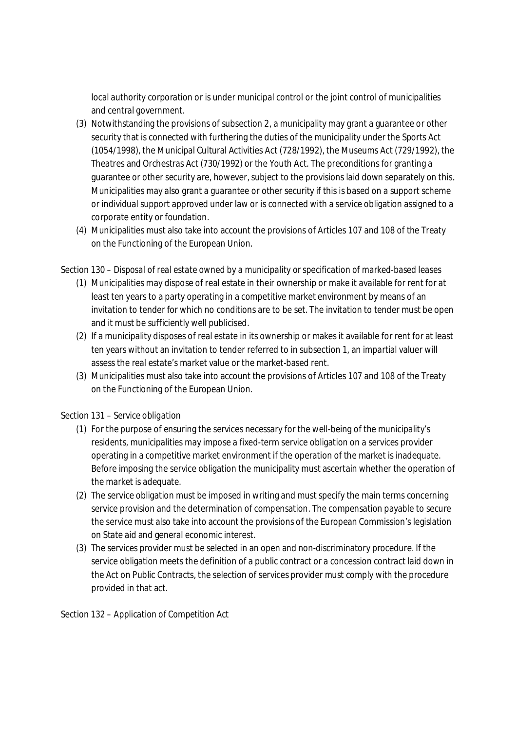local authority corporation or is under municipal control or the joint control of municipalities and central government.

(3) Notwithstanding the provisions of subsection 2, a municipality may grant a guarantee or other security that is connected with furthering the duties of the municipality under the Sports Act (1054/1998), the Municipal Cultural Activities Act (728/1992), the Museums Act (729/1992), the Theatres and Orchestras Act (730/1992) or the Youth Act. The preconditions for granting a guarantee or other security are, however, subject to the provisions laid down separately on this. Municipalities may also grant a guarantee or other security if this is based on a support scheme or individual support approved under law or is connected with a service obligation assigned to a corporate entity or foundation.

(4) Municipalities must also take into account the provisions of Articles 107 and 108 of the Treaty on the Functioning of the European Union.

*Section 130 – Disposal of real estate owned by a municipality or specification of marked-based leases*

(1) Municipalities may dispose of real estate in their ownership or make it available for rent for at least ten years to a party operating in a competitive market environment by means of an invitation to tender for which no conditions are to be set. The invitation to tender must be open and it must be sufficiently well publicised.

(2) If a municipality disposes of real estate in its ownership or makes it available for rent for at least ten years without an invitation to tender referred to in subsection 1, an impartial valuer will assess the real estate's market value or the market-based rent.

(3) Municipalities must also take into account the provisions of Articles 107 and 108 of the Treaty on the Functioning of the European Union.

*Section 131 – Service obligation*

(1) For the purpose of ensuring the services necessary for the well-being of the municipality's residents, municipalities may impose a fixed-term service obligation on a services provider operating in a competitive market environment if the operation of the market is inadequate. Before imposing the service obligation the municipality must ascertain whether the operation of the market is adequate.

(2) The service obligation must be imposed in writing and must specify the main terms concerning service provision and the determination of compensation. The compensation payable to secure the service must also take into account the provisions of the European Commission's legislation on State aid and general economic interest.

(3) The services provider must be selected in an open and non-discriminatory procedure. If the service obligation meets the definition of a public contract or a concession contract laid down in the Act on Public Contracts, the selection of services provider must comply with the procedure provided in that act.

*Section 132 – Application of Competition Act*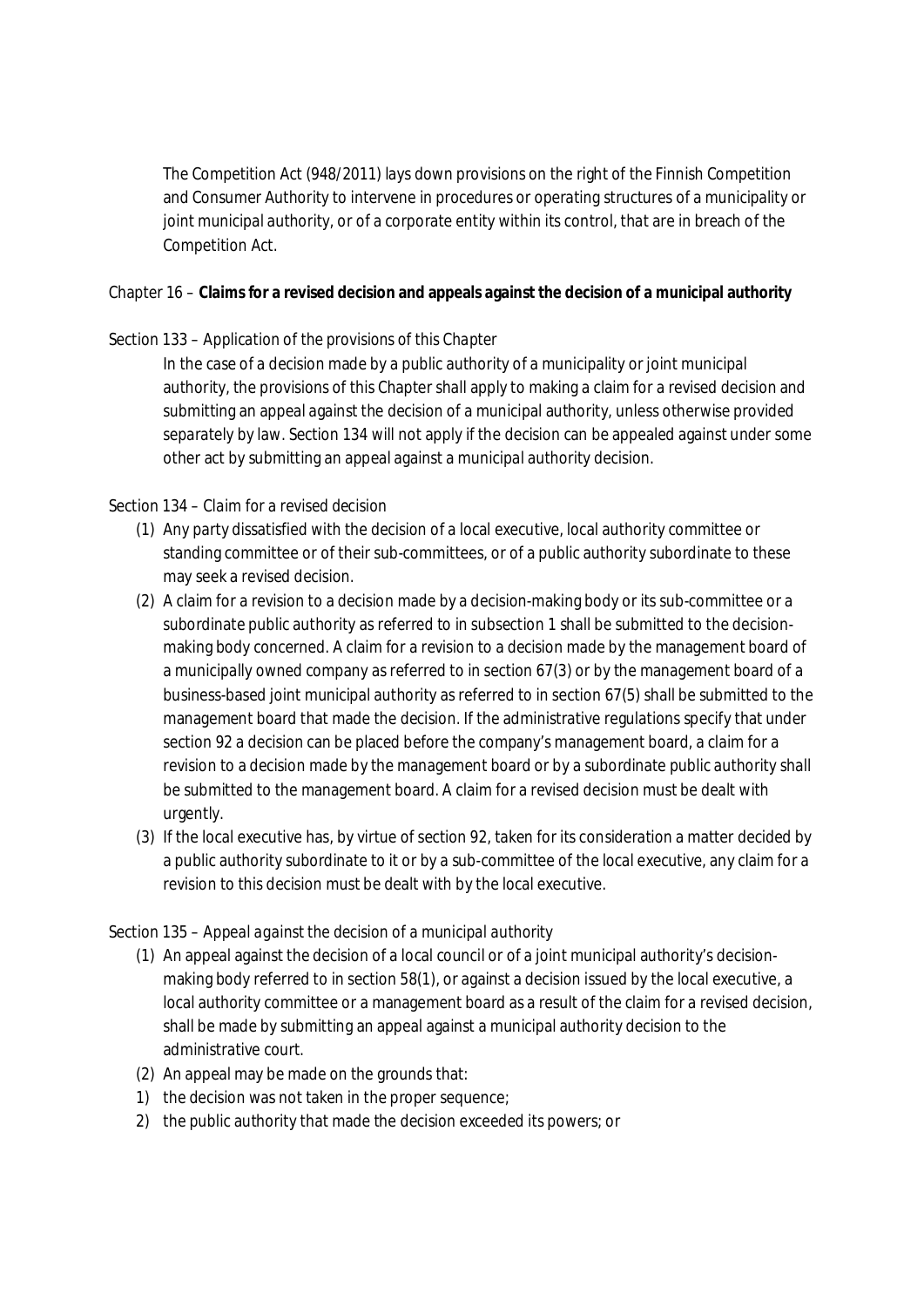The Competition Act (948/2011) lays down provisions on the right of the Finnish Competition and Consumer Authority to intervene in procedures or operating structures of a municipality or joint municipal authority, or of a corporate entity within its control, that are in breach of the Competition Act.

## Chapter 16 – **Claims for a revised decision and appeals against the decision of a municipal authority**

### Section 133 – *Application of the provisions of this Chapter*

In the case of a decision made by a public authority of a municipality or joint municipal authority, the provisions of this Chapter shall apply to making a claim for a revised decision and submitting an appeal against the decision of a municipal authority, unless otherwise provided separately by law. Section 134 will not apply if the decision can be appealed against under some other act by submitting an appeal against a municipal authority decision.

### Section 134 – *Claim for a revised decision*

(1) Any party dissatisfied with the decision of a local executive, local authority committee or standing committee or of their sub-committees, or of a public authority subordinate to these may seek a revised decision.

(2) A claim for a revision to a decision made by a decision-making body or its sub-committee or a subordinate public authority as referred to in subsection 1 shall be submitted to the decision-making body concerned. A claim for a revision to a decision made by the management board of a municipally owned company as referred to in section 67(3) or by the management board of a business-based joint municipal authority as referred to in section 67(5) shall be submitted to the management board that made the decision. If the administrative regulations specify that under section 92 a decision can be placed before the company's management board, a claim for a revision to a decision made by the management board or by a subordinate public authority shall be submitted to the management board. A claim for a revised decision must be dealt with urgently.

(3) If the local executive has, by virtue of section 92, taken for its consideration a matter decided by a public authority subordinate to it or by a sub-committee of the local executive, any claim for a revision to this decision must be dealt with by the local executive.

### Section 135 – *Appeal against the decision of a municipal authority*

(1) An appeal against the decision of a local council or of a joint municipal authority's decision-making body referred to in section 58(1), or against a decision issued by the local executive, a local authority committee or a management board as a result of the claim for a revised decision, shall be made by submitting an appeal against a municipal authority decision to the administrative court.

(2) An appeal may be made on the grounds that:

1) the decision was not taken in the proper sequence;
2) the public authority that made the decision exceeded its powers; or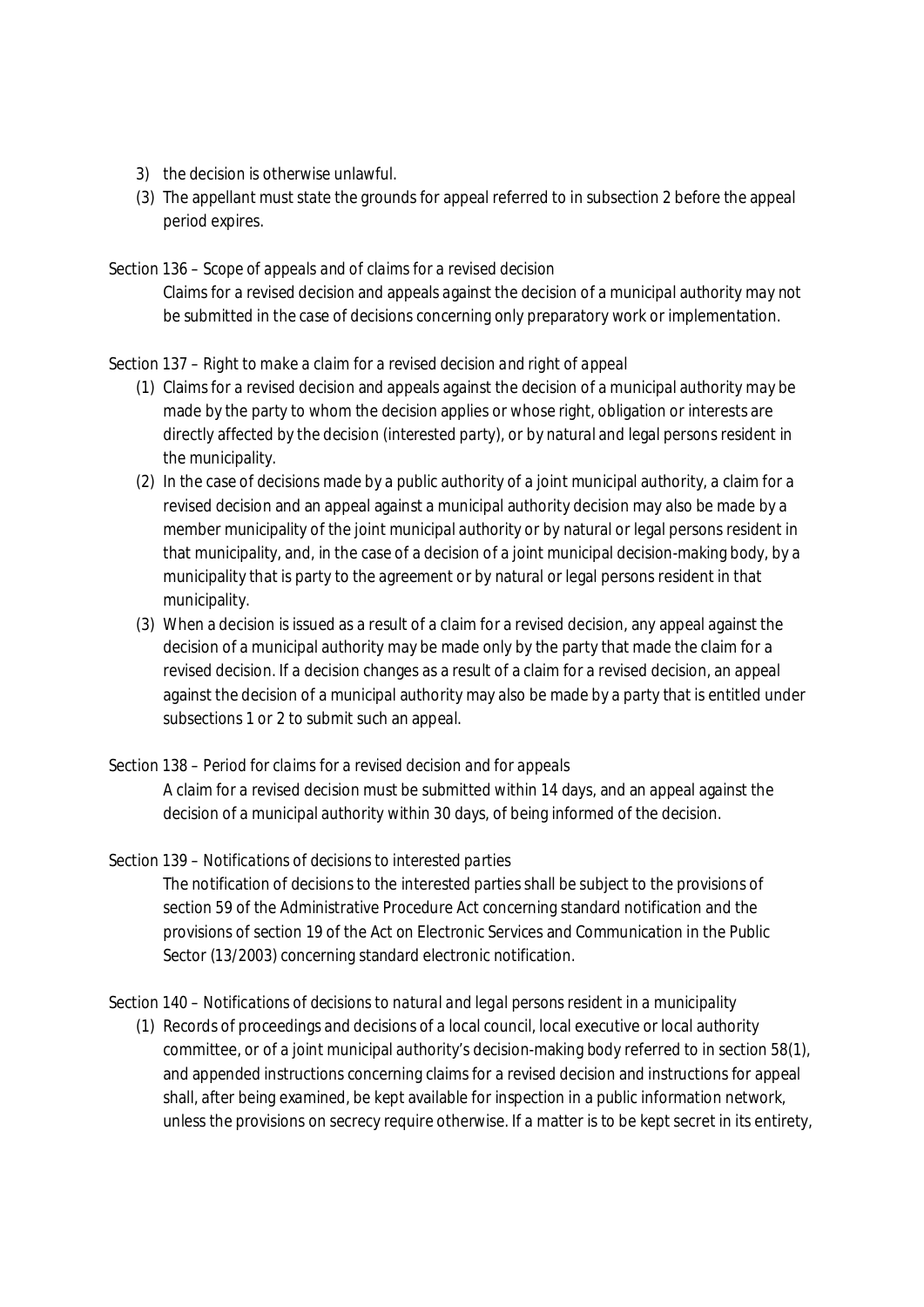3) the decision is otherwise unlawful.

(3) The appellant must state the grounds for appeal referred to in subsection 2 before the appeal period expires.

Section 136 – *Scope of appeals and of claims for a revised decision*

Claims for a revised decision and appeals against the decision of a municipal authority may not be submitted in the case of decisions concerning only preparatory work or implementation.

Section 137 – *Right to make a claim for a revised decision and right of appeal*

(1) Claims for a revised decision and appeals against the decision of a municipal authority may be made by the party to whom the decision applies or whose right, obligation or interests are directly affected by the decision (interested party), or by natural and legal persons resident in the municipality.

(2) In the case of decisions made by a public authority of a joint municipal authority, a claim for a revised decision and an appeal against a municipal authority decision may also be made by a member municipality of the joint municipal authority or by natural or legal persons resident in that municipality, and, in the case of a decision of a joint municipal decision-making body, by a municipality that is party to the agreement or by natural or legal persons resident in that municipality.

(3) When a decision is issued as a result of a claim for a revised decision, any appeal against the decision of a municipal authority may be made only by the party that made the claim for a revised decision. If a decision changes as a result of a claim for a revised decision, an appeal against the decision of a municipal authority may also be made by a party that is entitled under subsections 1 or 2 to submit such an appeal.

Section 138 – *Period for claims for a revised decision and for appeals*

A claim for a revised decision must be submitted within 14 days, and an appeal against the decision of a municipal authority within 30 days, of being informed of the decision.

Section 139 – *Notifications of decisions to interested parties*

The notification of decisions to the interested parties shall be subject to the provisions of section 59 of the Administrative Procedure Act concerning standard notification and the provisions of section 19 of the Act on Electronic Services and Communication in the Public Sector (13/2003) concerning standard electronic notification.

Section 140 – *Notifications of decisions to natural and legal persons resident in a municipality*

(1) Records of proceedings and decisions of a local council, local executive or local authority committee, or of a joint municipal authority's decision-making body referred to in section 58(1), and appended instructions concerning claims for a revised decision and instructions for appeal shall, after being examined, be kept available for inspection in a public information network, unless the provisions on secrecy require otherwise. If a matter is to be kept secret in its entirety,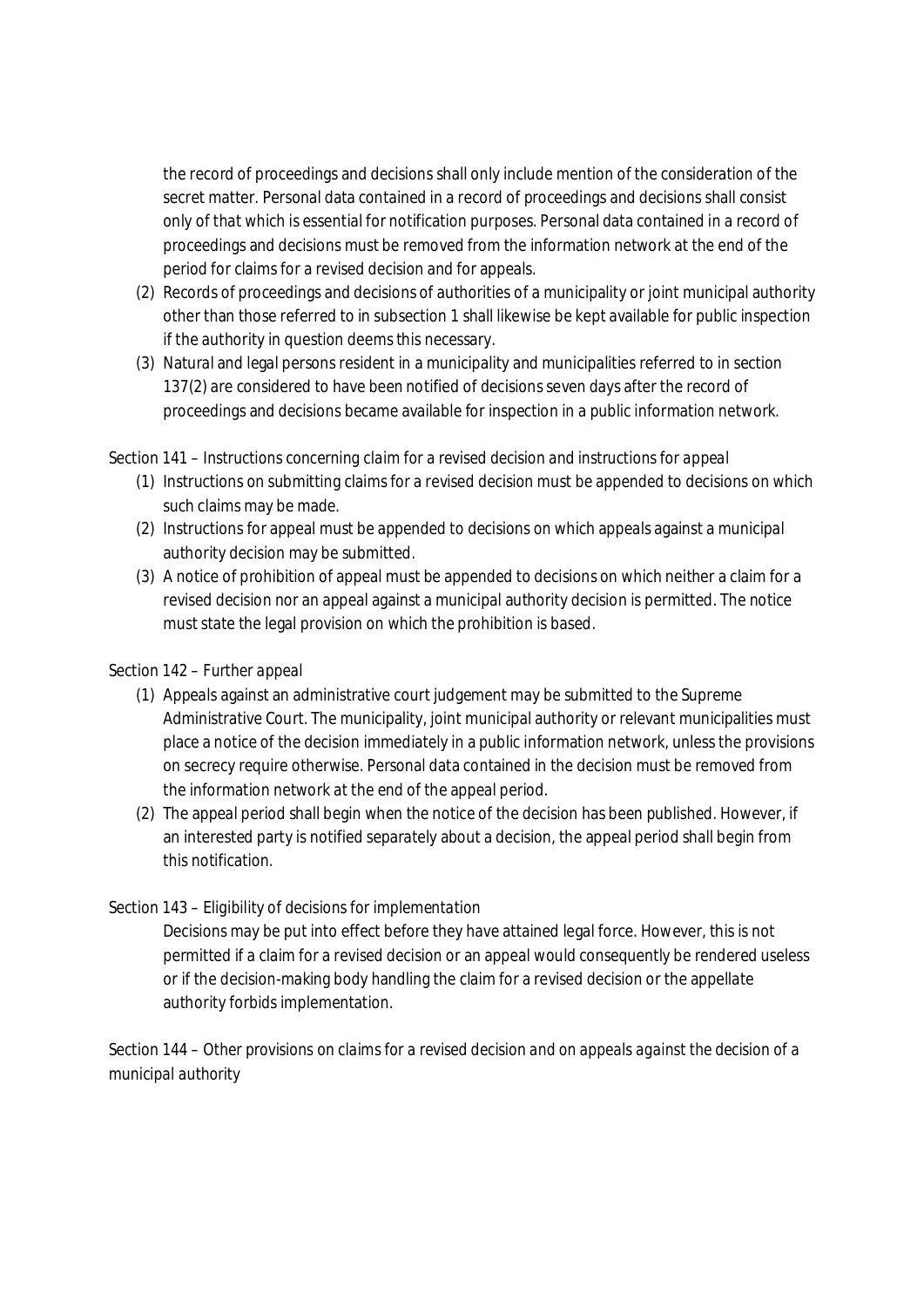the record of proceedings and decisions shall only include mention of the consideration of the secret matter. Personal data contained in a record of proceedings and decisions shall consist only of that which is essential for notification purposes. Personal data contained in a record of proceedings and decisions must be removed from the information network at the end of the period for claims for a revised decision and for appeals.

(2) Records of proceedings and decisions of authorities of a municipality or joint municipal authority other than those referred to in subsection 1 shall likewise be kept available for public inspection if the authority in question deems this necessary.

(3) Natural and legal persons resident in a municipality and municipalities referred to in section 137(2) are considered to have been notified of decisions seven days after the record of proceedings and decisions became available for inspection in a public information network.

*Section 141 – Instructions concerning claim for a revised decision and instructions for appeal*

(1) Instructions on submitting claims for a revised decision must be appended to decisions on which such claims may be made.

(2) Instructions for appeal must be appended to decisions on which appeals against a municipal authority decision may be submitted.

(3) A notice of prohibition of appeal must be appended to decisions on which neither a claim for a revised decision nor an appeal against a municipal authority decision is permitted. The notice must state the legal provision on which the prohibition is based.

*Section 142 – Further appeal*

(1) Appeals against an administrative court judgement may be submitted to the Supreme Administrative Court. The municipality, joint municipal authority or relevant municipalities must place a notice of the decision immediately in a public information network, unless the provisions on secrecy require otherwise. Personal data contained in the decision must be removed from the information network at the end of the appeal period.

(2) The appeal period shall begin when the notice of the decision has been published. However, if an interested party is notified separately about a decision, the appeal period shall begin from this notification.

*Section 143 – Eligibility of decisions for implementation*

Decisions may be put into effect before they have attained legal force. However, this is not permitted if a claim for a revised decision or an appeal would consequently be rendered useless or if the decision-making body handling the claim for a revised decision or the appellate authority forbids implementation.

*Section 144 – Other provisions on claims for a revised decision and on appeals against the decision of a municipal authority*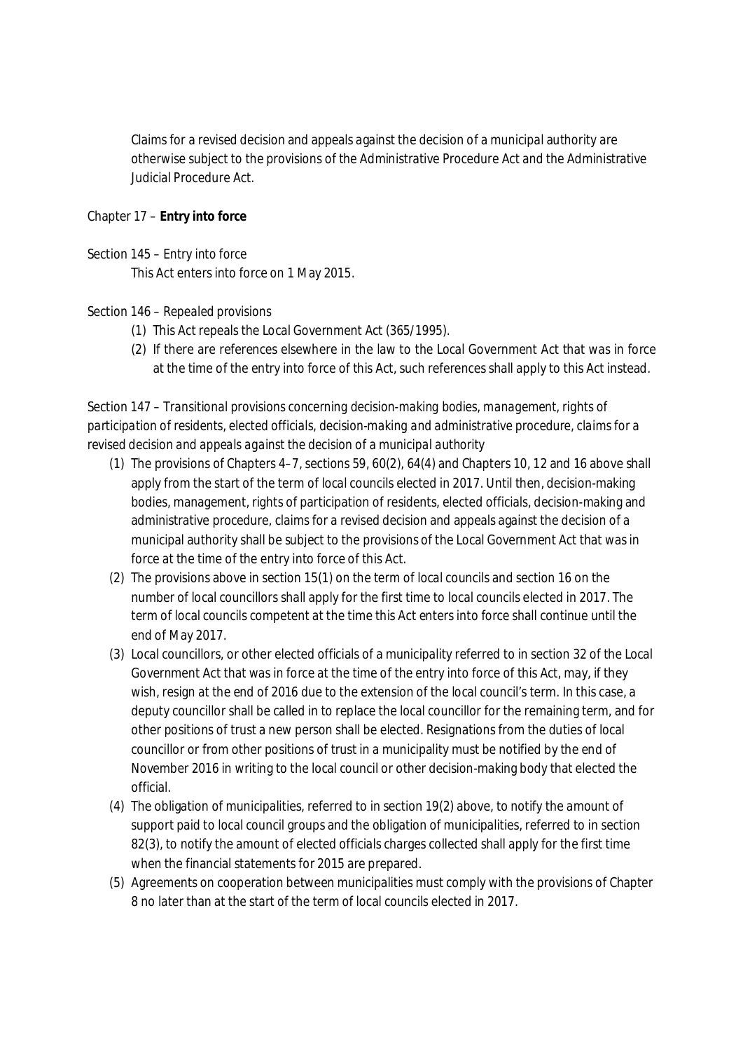Claims for a revised decision and appeals against the decision of a municipal authority are otherwise subject to the provisions of the Administrative Procedure Act and the Administrative Judicial Procedure Act.

## Chapter 17 – **Entry into force**

### Section 145 – Entry into force

This Act enters into force on 1 May 2015.

### Section 146 – Repealed provisions

1. This Act repeals the Local Government Act (365/1995).
2. If there are references elsewhere in the law to the Local Government Act that was in force at the time of the entry into force of this Act, such references shall apply to this Act instead.

### Section 147 – Transitional provisions concerning decision-making bodies, management, rights of participation of residents, elected officials, decision-making and administrative procedure, claims for a revised decision and appeals against the decision of a municipal authority

1. The provisions of Chapters 4–7, sections 59, 60(2), 64(4) and Chapters 10, 12 and 16 above shall apply from the start of the term of local councils elected in 2017. Until then, decision-making bodies, management, rights of participation of residents, elected officials, decision-making and administrative procedure, claims for a revised decision and appeals against the decision of a municipal authority shall be subject to the provisions of the Local Government Act that was in force at the time of the entry into force of this Act.
2. The provisions above in section 15(1) on the term of local councils and section 16 on the number of local councillors shall apply for the first time to local councils elected in 2017. The term of local councils competent at the time this Act enters into force shall continue until the end of May 2017.
3. Local councillors, or other elected officials of a municipality referred to in section 32 of the Local Government Act that was in force at the time of the entry into force of this Act, may, if they wish, resign at the end of 2016 due to the extension of the local council's term. In this case, a deputy councillor shall be called in to replace the local councillor for the remaining term, and for other positions of trust a new person shall be elected. Resignations from the duties of local councillor or from other positions of trust in a municipality must be notified by the end of November 2016 in writing to the local council or other decision-making body that elected the official.
4. The obligation of municipalities, referred to in section 19(2) above, to notify the amount of support paid to local council groups and the obligation of municipalities, referred to in section 82(3), to notify the amount of elected officials charges collected shall apply for the first time when the financial statements for 2015 are prepared.
5. Agreements on cooperation between municipalities must comply with the provisions of Chapter 8 no later than at the start of the term of local councils elected in 2017.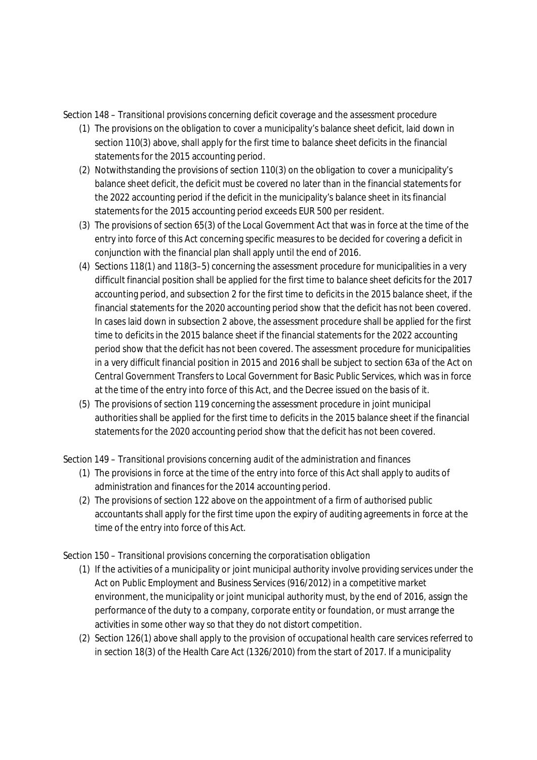Section 148 – *Transitional provisions concerning deficit coverage and the assessment procedure*

1. The provisions on the obligation to cover a municipality's balance sheet deficit, laid down in section 110(3) above, shall apply for the first time to balance sheet deficits in the financial statements for the 2015 accounting period.
2. Notwithstanding the provisions of section 110(3) on the obligation to cover a municipality's balance sheet deficit, the deficit must be covered no later than in the financial statements for the 2022 accounting period if the deficit in the municipality's balance sheet in its financial statements for the 2015 accounting period exceeds EUR 500 per resident.
3. The provisions of section 65(3) of the Local Government Act that was in force at the time of the entry into force of this Act concerning specific measures to be decided for covering a deficit in conjunction with the financial plan shall apply until the end of 2016.
4. Sections 118(1) and 118(3–5) concerning the assessment procedure for municipalities in a very difficult financial position shall be applied for the first time to balance sheet deficits for the 2017 accounting period, and subsection 2 for the first time to deficits in the 2015 balance sheet, if the financial statements for the 2020 accounting period show that the deficit has not been covered. In cases laid down in subsection 2 above, the assessment procedure shall be applied for the first time to deficits in the 2015 balance sheet if the financial statements for the 2022 accounting period show that the deficit has not been covered. The assessment procedure for municipalities in a very difficult financial position in 2015 and 2016 shall be subject to section 63a of the Act on Central Government Transfers to Local Government for Basic Public Services, which was in force at the time of the entry into force of this Act, and the Decree issued on the basis of it.
5. The provisions of section 119 concerning the assessment procedure in joint municipal authorities shall be applied for the first time to deficits in the 2015 balance sheet if the financial statements for the 2020 accounting period show that the deficit has not been covered.

Section 149 – *Transitional provisions concerning audit of the administration and finances*

1. The provisions in force at the time of the entry into force of this Act shall apply to audits of administration and finances for the 2014 accounting period.
2. The provisions of section 122 above on the appointment of a firm of authorised public accountants shall apply for the first time upon the expiry of auditing agreements in force at the time of the entry into force of this Act.

Section 150 – *Transitional provisions concerning the corporatisation obligation*

1. If the activities of a municipality or joint municipal authority involve providing services under the Act on Public Employment and Business Services (916/2012) in a competitive market environment, the municipality or joint municipal authority must, by the end of 2016, assign the performance of the duty to a company, corporate entity or foundation, or must arrange the activities in some other way so that they do not distort competition.
2. Section 126(1) above shall apply to the provision of occupational health care services referred to in section 18(3) of the Health Care Act (1326/2010) from the start of 2017. If a municipality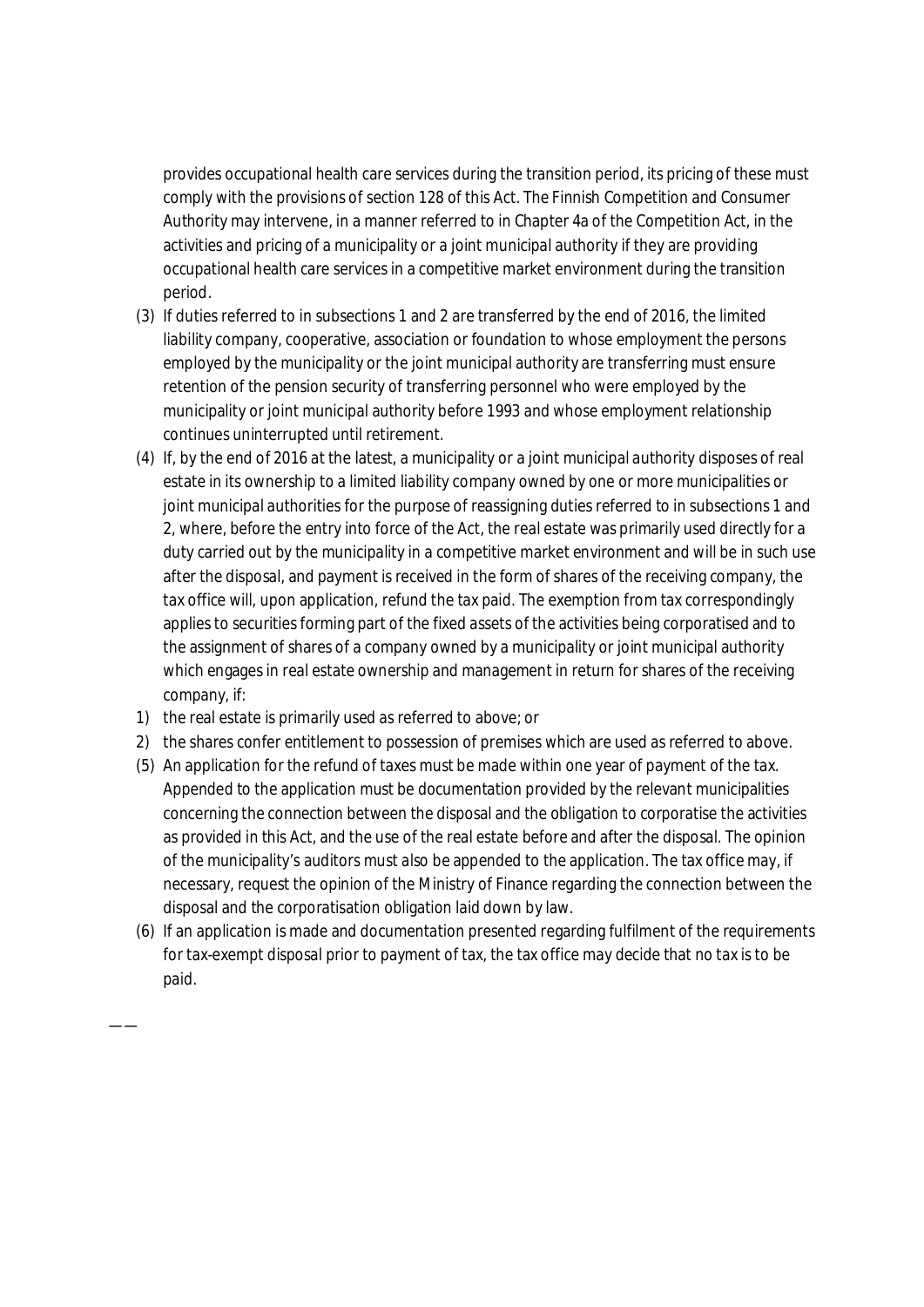provides occupational health care services during the transition period, its pricing of these must comply with the provisions of section 128 of this Act. The Finnish Competition and Consumer Authority may intervene, in a manner referred to in Chapter 4a of the Competition Act, in the activities and pricing of a municipality or a joint municipal authority if they are providing occupational health care services in a competitive market environment during the transition period.

(3) If duties referred to in subsections 1 and 2 are transferred by the end of 2016, the limited liability company, cooperative, association or foundation to whose employment the persons employed by the municipality or the joint municipal authority are transferring must ensure retention of the pension security of transferring personnel who were employed by the municipality or joint municipal authority before 1993 and whose employment relationship continues uninterrupted until retirement.

(4) If, by the end of 2016 at the latest, a municipality or a joint municipal authority disposes of real estate in its ownership to a limited liability company owned by one or more municipalities or joint municipal authorities for the purpose of reassigning duties referred to in subsections 1 and 2, where, before the entry into force of the Act, the real estate was primarily used directly for a duty carried out by the municipality in a competitive market environment and will be in such use after the disposal, and payment is received in the form of shares of the receiving company, the tax office will, upon application, refund the tax paid. The exemption from tax correspondingly applies to securities forming part of the fixed assets of the activities being corporatised and to the assignment of shares of a company owned by a municipality or joint municipal authority which engages in real estate ownership and management in return for shares of the receiving company, if:

1) the real estate is primarily used as referred to above; or
2) the shares confer entitlement to possession of premises which are used as referred to above.

(5) An application for the refund of taxes must be made within one year of payment of the tax. Appended to the application must be documentation provided by the relevant municipalities concerning the connection between the disposal and the obligation to corporatise the activities as provided in this Act, and the use of the real estate before and after the disposal. The opinion of the municipality's auditors must also be appended to the application. The tax office may, if necessary, request the opinion of the Ministry of Finance regarding the connection between the disposal and the corporatisation obligation laid down by law.

(6) If an application is made and documentation presented regarding fulfilment of the requirements for tax-exempt disposal prior to payment of tax, the tax office may decide that no tax is to be paid.

——